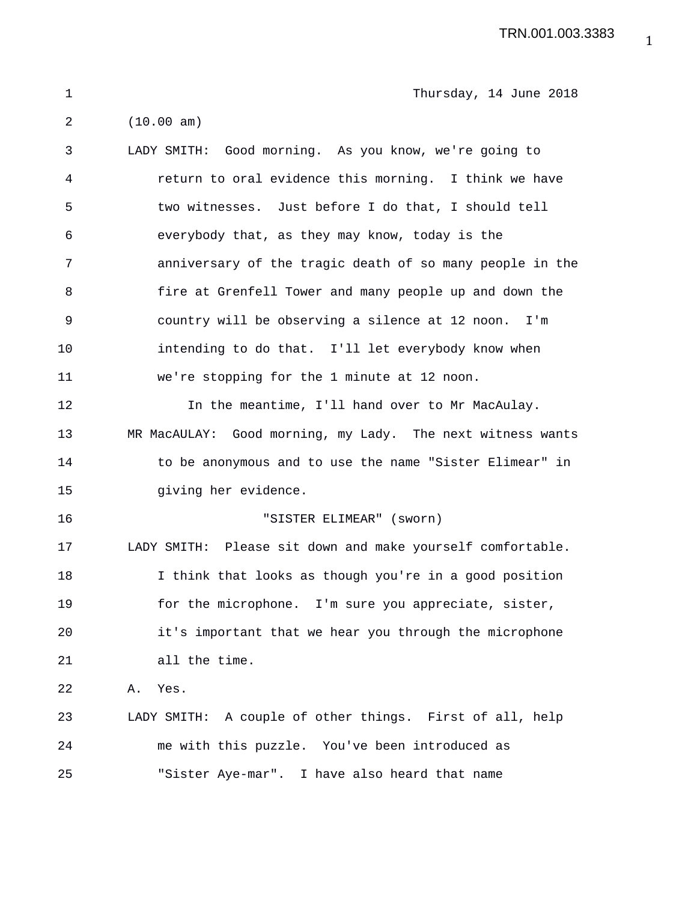Thursday, 14 June 2018

(10.00 am)

LADY SMITH: Good morning. As you know, we're going to return to oral evidence this morning. I think we have two witnesses. Just before I do that, I should tell everybody that, as they may know, today is the anniversary of the tragic death of so many people in the fire at Grenfell Tower and many people up and down the country will be observing a silence at 12 noon. I'm intending to do that. I'll let everybody know when we're stopping for the 1 minute at 12 noon.

In the meantime, I'll hand over to Mr MacAulay.

MR MacAULAY: Good morning, my Lady. The next witness wants to be anonymous and to use the name "Sister Elimear" in giving her evidence.

"SISTER ELIMEAR" (sworn)

LADY SMITH: Please sit down and make yourself comfortable. I think that looks as though you're in a good position for the microphone. I'm sure you appreciate, sister, it's important that we hear you through the microphone all the time.

A. Yes.

LADY SMITH: A couple of other things. First of all, help me with this puzzle. You've been introduced as "Sister Aye-mar". I have also heard that name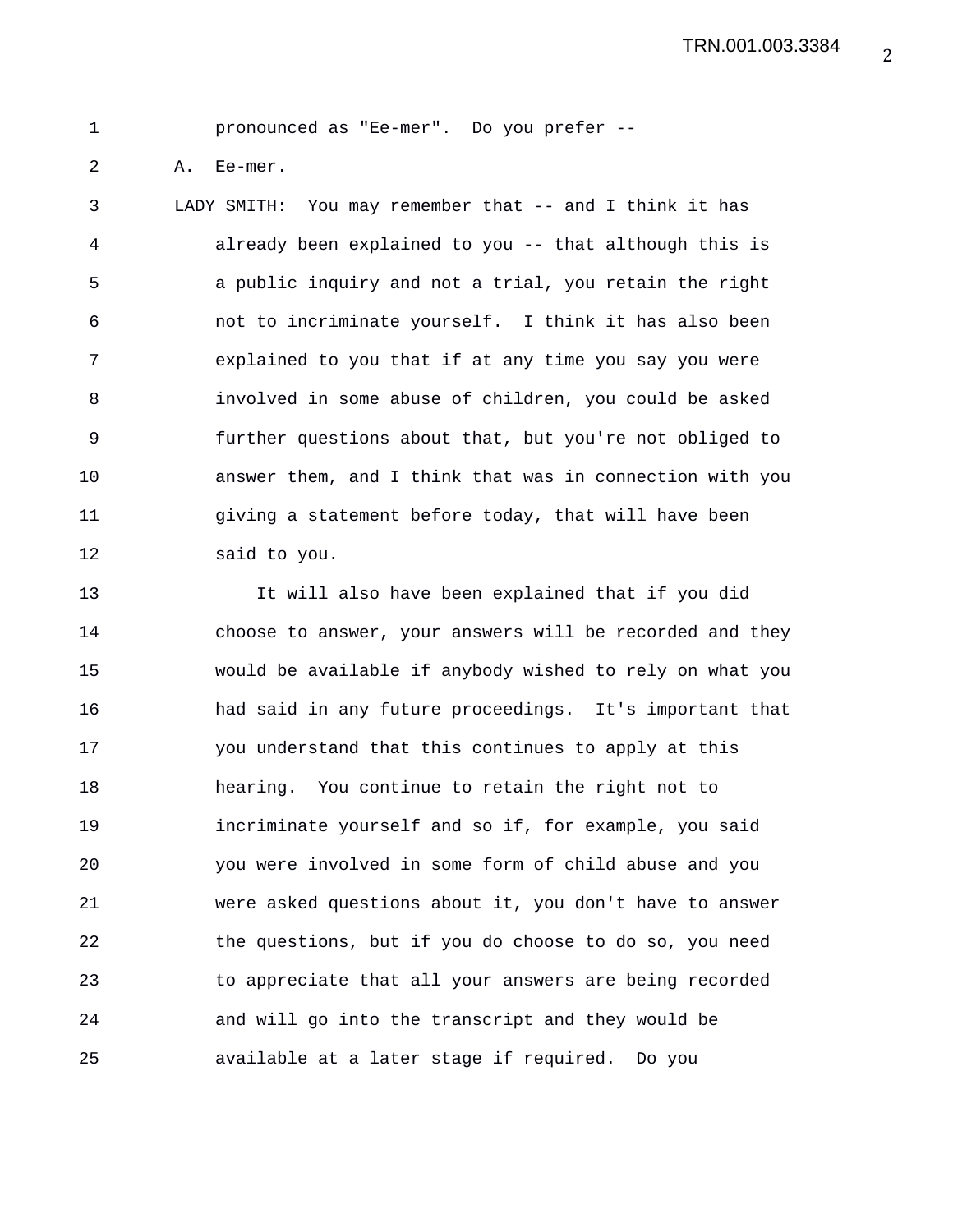pronounced as "Ee-mer". Do you prefer --

A. Ee-mer.

LADY SMITH: You may remember that -- and I think it has already been explained to you -- that although this is a public inquiry and not a trial, you retain the right not to incriminate yourself. I think it has also been explained to you that if at any time you say you were involved in some abuse of children, you could be asked further questions about that, but you're not obliged to answer them, and I think that was in connection with you giving a statement before today, that will have been said to you.

It will also have been explained that if you did choose to answer, your answers will be recorded and they would be available if anybody wished to rely on what you had said in any future proceedings. It's important that you understand that this continues to apply at this hearing. You continue to retain the right not to incriminate yourself and so if, for example, you said you were involved in some form of child abuse and you were asked questions about it, you don't have to answer the questions, but if you do choose to do so, you need to appreciate that all your answers are being recorded and will go into the transcript and they would be available at a later stage if required. Do you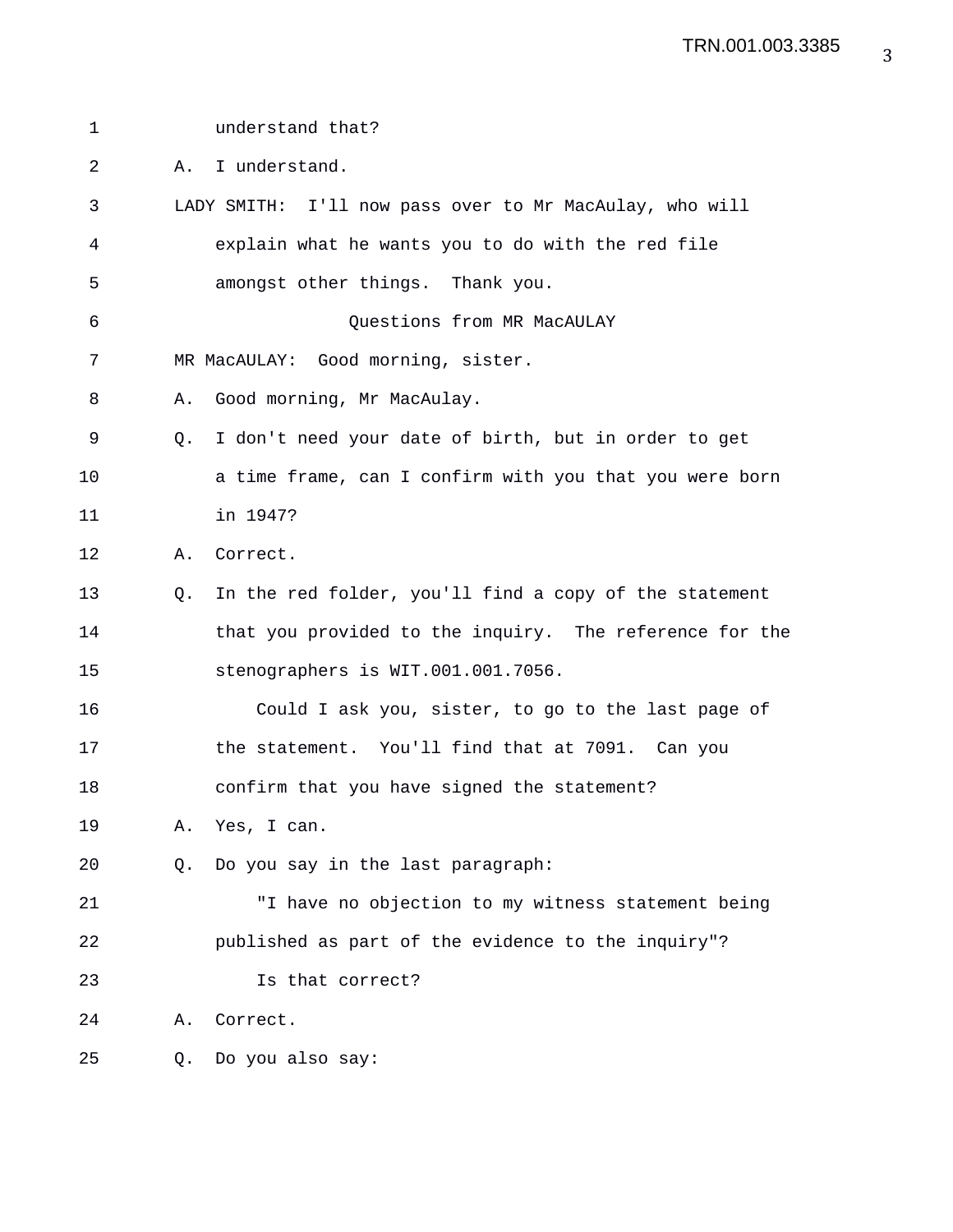understand that?

A. I understand.

LADY SMITH: I'll now pass over to Mr MacAulay, who will explain what he wants you to do with the red file amongst other things. Thank you.

Questions from MR MacAULAY

MR MacAULAY: Good morning, sister.

A. Good morning, Mr MacAulay.

Q. I don't need your date of birth, but in order to get a time frame, can I confirm with you that you were born in 1947?

A. Correct.

Q. In the red folder, you'll find a copy of the statement that you provided to the inquiry. The reference for the stenographers is WIT.001.001.7056.

Could I ask you, sister, to go to the last page of the statement. You'll find that at 7091. Can you confirm that you have signed the statement?

A. Yes, I can.

Q. Do you say in the last paragraph:

"I have no objection to my witness statement being published as part of the evidence to the inquiry"?

Is that correct?

A. Correct.

Q. Do you also say: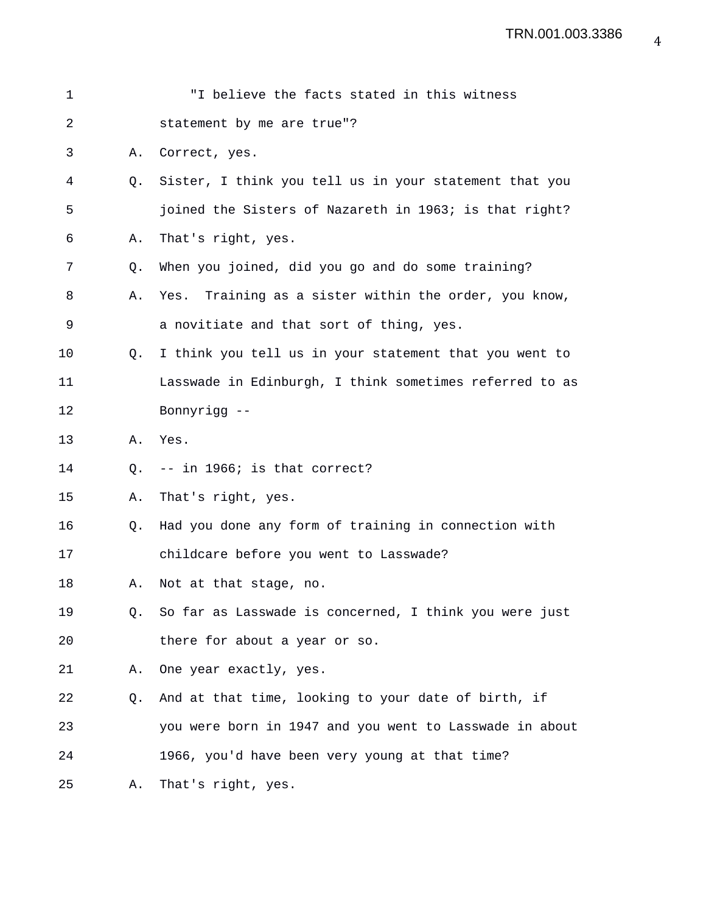"I believe the facts stated in this witness statement by me are true"?

A. Correct, yes.

Q. Sister, I think you tell us in your statement that you joined the Sisters of Nazareth in 1963; is that right?

A. That's right, yes.

Q. When you joined, did you go and do some training?

A. Yes. Training as a sister within the order, you know, a novitiate and that sort of thing, yes.

Q. I think you tell us in your statement that you went to Lasswade in Edinburgh, I think sometimes referred to as Bonnyrigg --

A. Yes.

Q. -- in 1966; is that correct?

A. That's right, yes.

Q. Had you done any form of training in connection with childcare before you went to Lasswade?

A. Not at that stage, no.

Q. So far as Lasswade is concerned, I think you were just there for about a year or so.

A. One year exactly, yes.

Q. And at that time, looking to your date of birth, if you were born in 1947 and you went to Lasswade in about 1966, you'd have been very young at that time?

A. That's right, yes.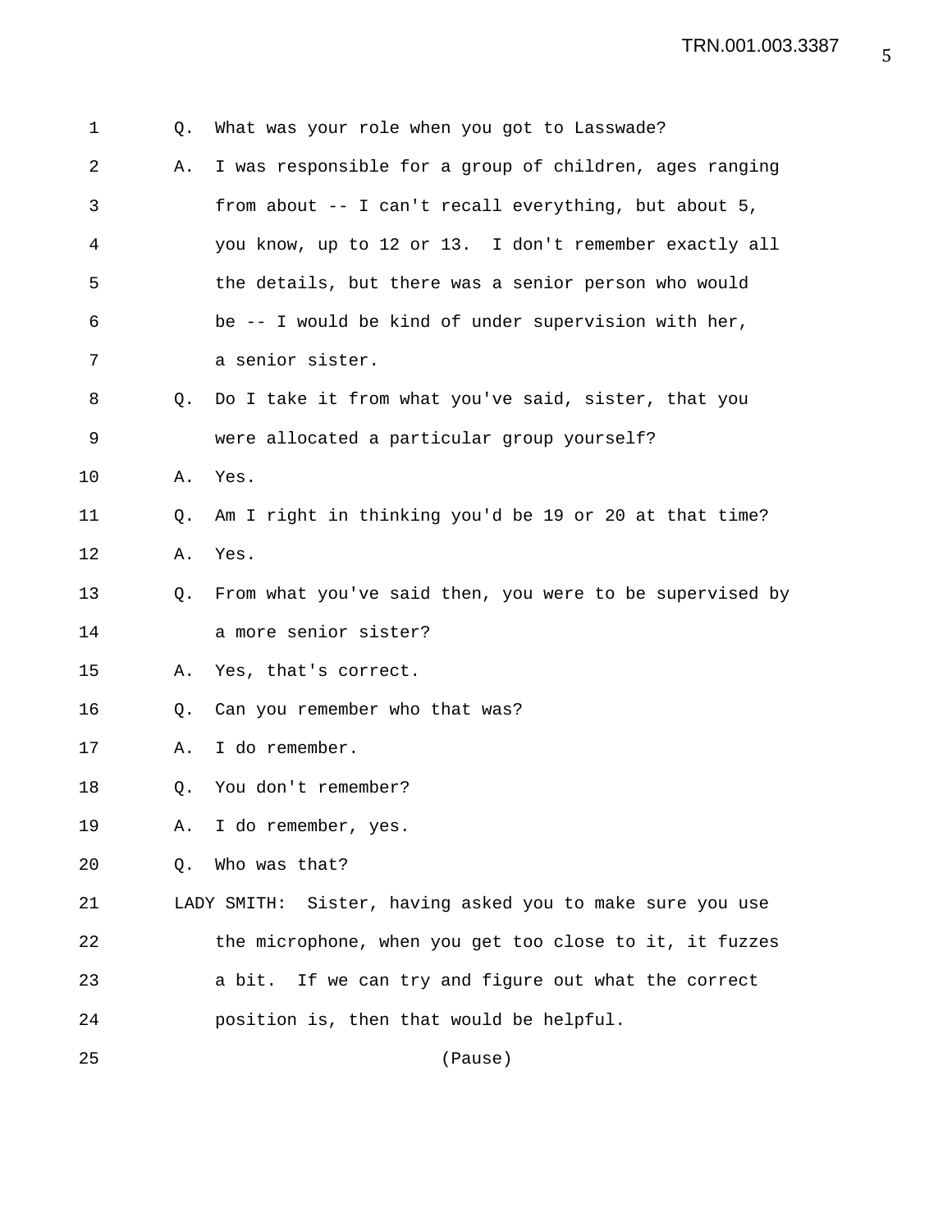Q. What was your role when you got to Lasswade?

A. I was responsible for a group of children, ages ranging from about -- I can't recall everything, but about 5, you know, up to 12 or 13. I don't remember exactly all the details, but there was a senior person who would be -- I would be kind of under supervision with her, a senior sister.

Q. Do I take it from what you've said, sister, that you were allocated a particular group yourself?

A. Yes.

Q. Am I right in thinking you'd be 19 or 20 at that time?

A. Yes.

Q. From what you've said then, you were to be supervised by a more senior sister?

A. Yes, that's correct.

Q. Can you remember who that was?

A. I do remember.

Q. You don't remember?

A. I do remember, yes.

Q. Who was that?

LADY SMITH: Sister, having asked you to make sure you use the microphone, when you get too close to it, it fuzzes a bit. If we can try and figure out what the correct position is, then that would be helpful.

(Pause)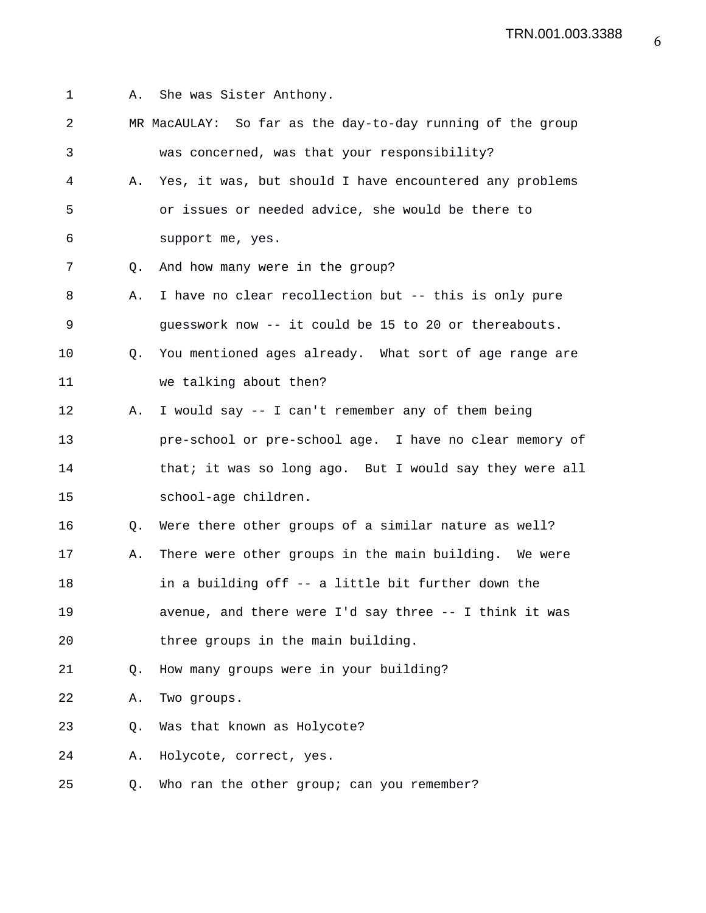A. She was Sister Anthony.

MR MacAULAY: So far as the day-to-day running of the group was concerned, was that your responsibility?

A. Yes, it was, but should I have encountered any problems or issues or needed advice, she would be there to support me, yes.

Q. And how many were in the group?

A. I have no clear recollection but -- this is only pure guesswork now -- it could be 15 to 20 or thereabouts.

Q. You mentioned ages already. What sort of age range are we talking about then?

A. I would say -- I can't remember any of them being pre-school or pre-school age. I have no clear memory of that; it was so long ago. But I would say they were all school-age children.

Q. Were there other groups of a similar nature as well?

A. There were other groups in the main building. We were in a building off -- a little bit further down the avenue, and there were I'd say three -- I think it was three groups in the main building.

Q. How many groups were in your building?

A. Two groups.

Q. Was that known as Holycote?

A. Holycote, correct, yes.

Q. Who ran the other group; can you remember?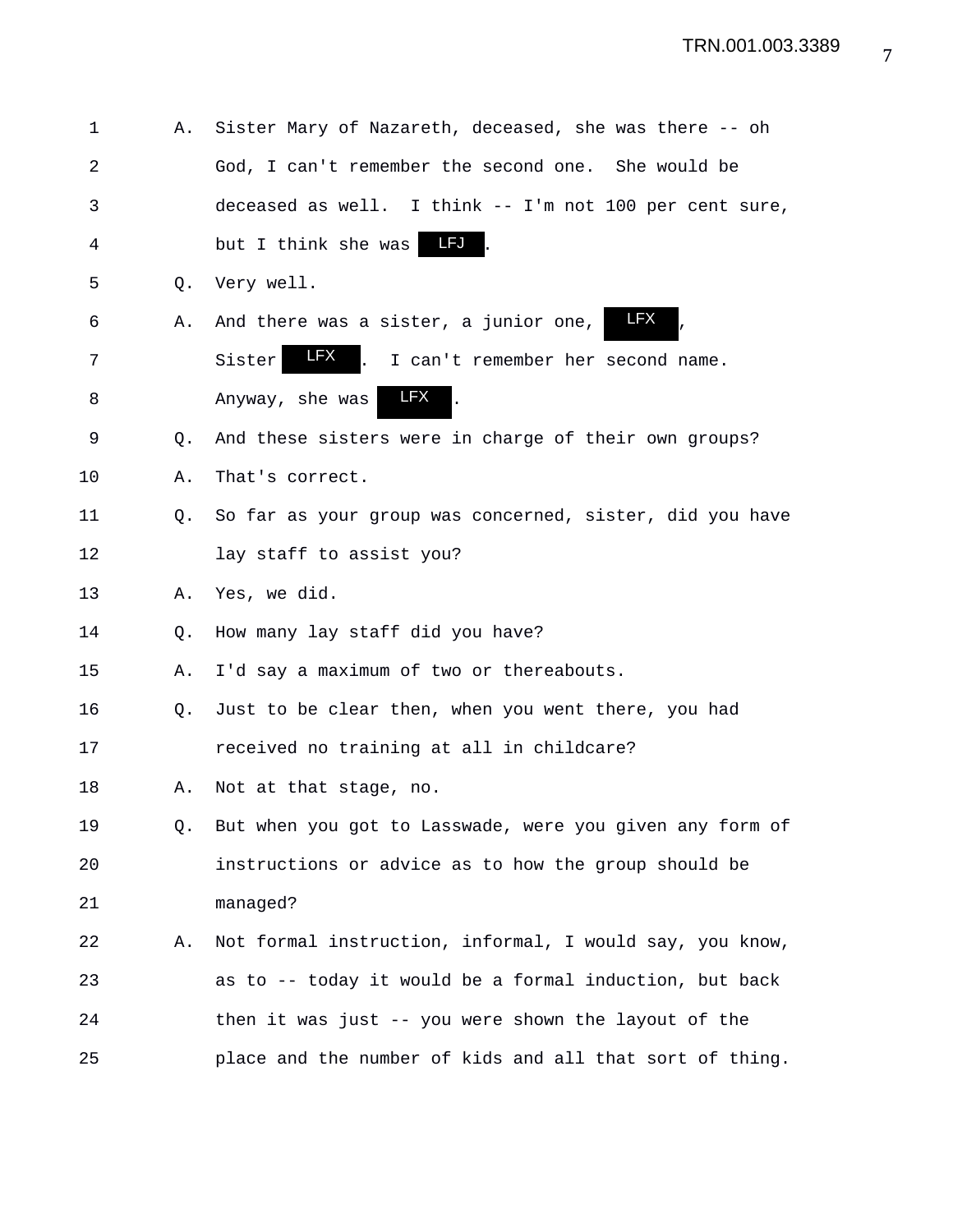A. Sister Mary of Nazareth, deceased, she was there -- oh God, I can't remember the second one. She would be deceased as well. I think -- I'm not 100 per cent sure, but I think she was LFJ.

Q. Very well.

A. And there was a sister, a junior one, LFX, Sister LFX. I can't remember her second name. Anyway, she was LFX.

Q. And these sisters were in charge of their own groups?

A. That's correct.

Q. So far as your group was concerned, sister, did you have lay staff to assist you?

A. Yes, we did.

Q. How many lay staff did you have?

A. I'd say a maximum of two or thereabouts.

Q. Just to be clear then, when you went there, you had received no training at all in childcare?

A. Not at that stage, no.

Q. But when you got to Lasswade, were you given any form of instructions or advice as to how the group should be managed?

A. Not formal instruction, informal, I would say, you know, as to -- today it would be a formal induction, but back then it was just -- you were shown the layout of the place and the number of kids and all that sort of thing.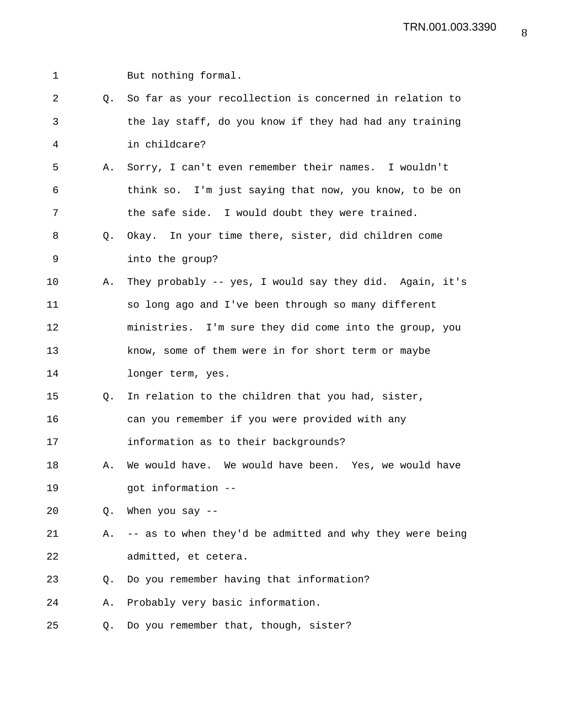But nothing formal.

Q. So far as your recollection is concerned in relation to the lay staff, do you know if they had had any training in childcare?

A. Sorry, I can't even remember their names. I wouldn't think so. I'm just saying that now, you know, to be on the safe side. I would doubt they were trained.

Q. Okay. In your time there, sister, did children come into the group?

A. They probably -- yes, I would say they did. Again, it's so long ago and I've been through so many different ministries. I'm sure they did come into the group, you know, some of them were in for short term or maybe longer term, yes.

Q. In relation to the children that you had, sister, can you remember if you were provided with any information as to their backgrounds?

A. We would have. We would have been. Yes, we would have got information --

Q. When you say --

A. -- as to when they'd be admitted and why they were being admitted, et cetera.

Q. Do you remember having that information?

A. Probably very basic information.

Q. Do you remember that, though, sister?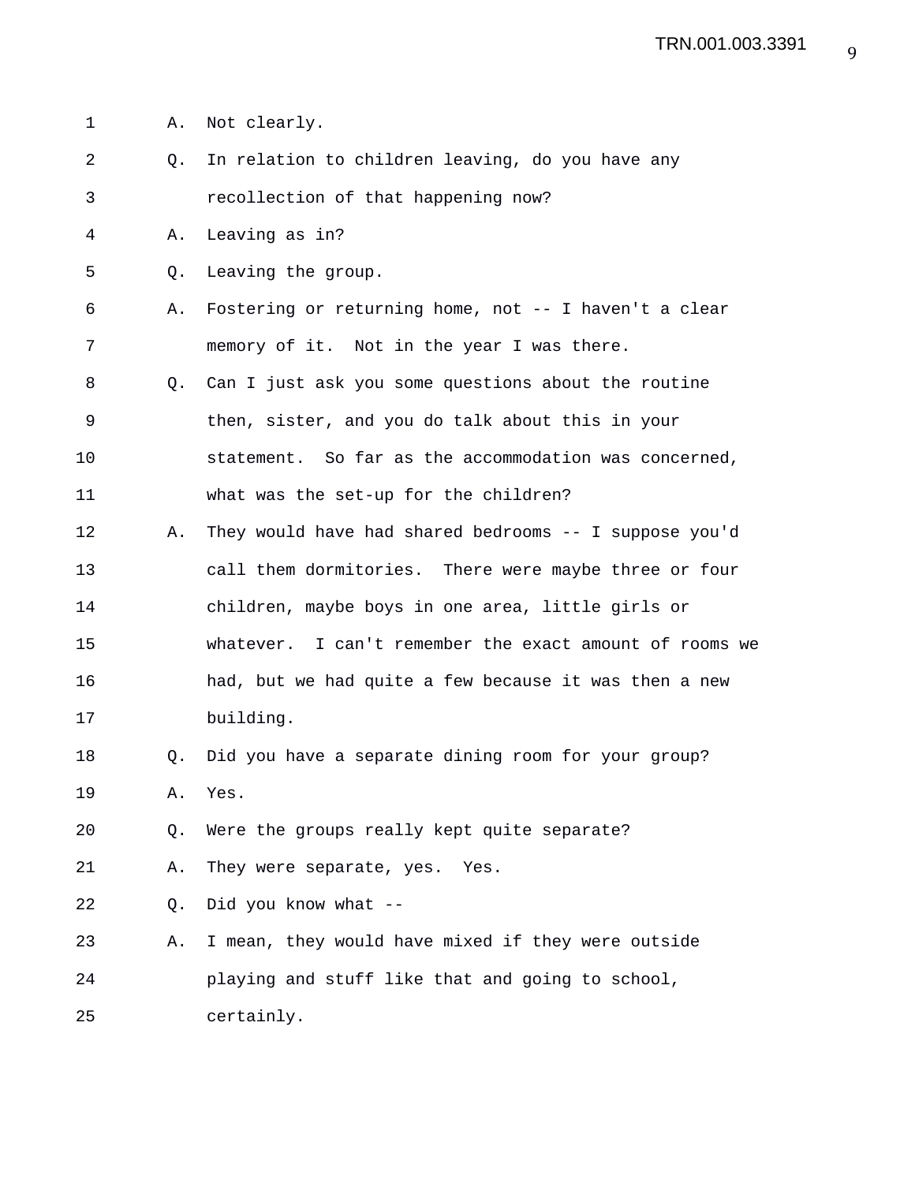A. Not clearly.

Q. In relation to children leaving, do you have any recollection of that happening now?

A. Leaving as in?

Q. Leaving the group.

A. Fostering or returning home, not -- I haven't a clear memory of it. Not in the year I was there.

Q. Can I just ask you some questions about the routine then, sister, and you do talk about this in your statement. So far as the accommodation was concerned, what was the set-up for the children?

A. They would have had shared bedrooms -- I suppose you'd call them dormitories. There were maybe three or four children, maybe boys in one area, little girls or whatever. I can't remember the exact amount of rooms we had, but we had quite a few because it was then a new building.

Q. Did you have a separate dining room for your group?

A. Yes.

Q. Were the groups really kept quite separate?

A. They were separate, yes. Yes.

Q. Did you know what --

A. I mean, they would have mixed if they were outside playing and stuff like that and going to school, certainly.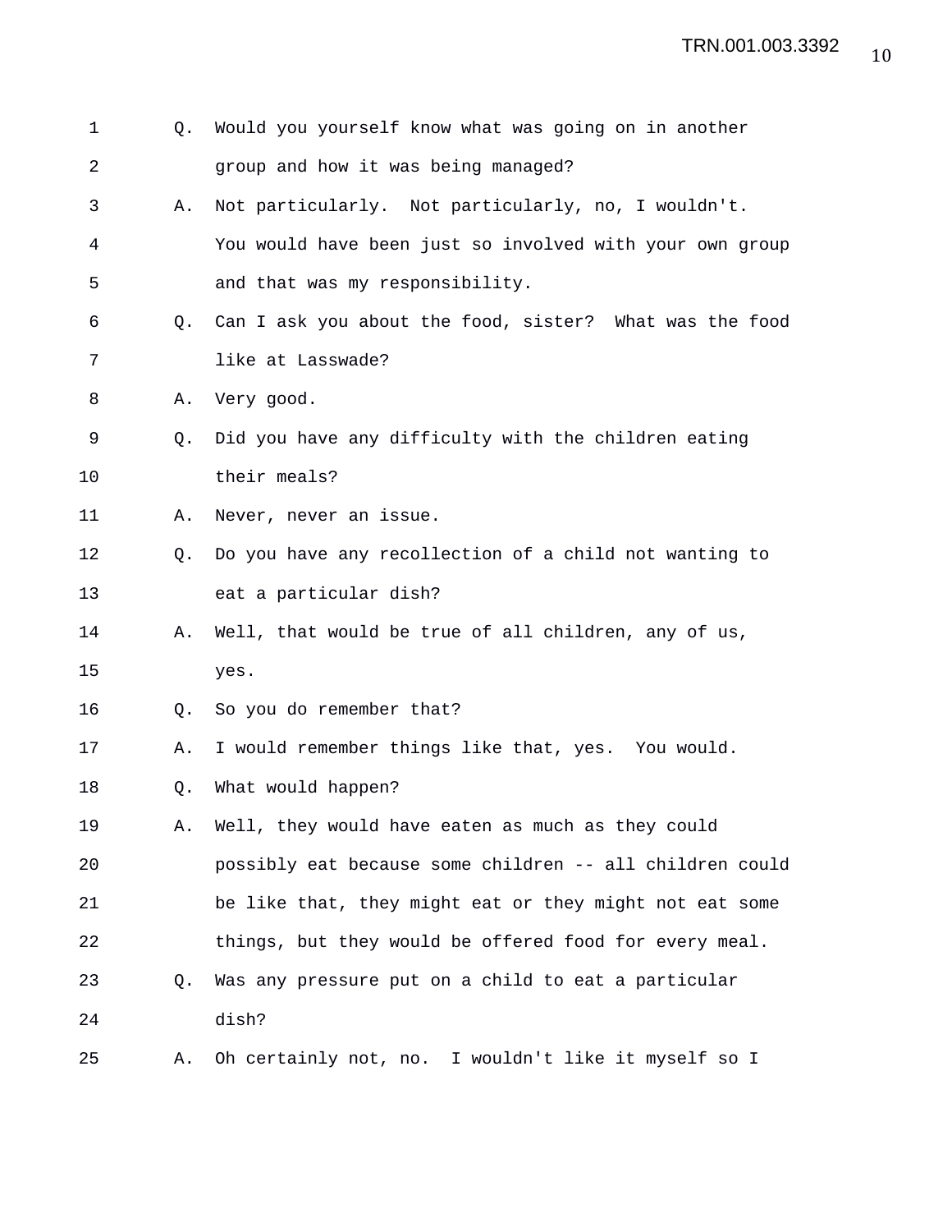1 Q. Would you yourself know what was going on in another
2 group and how it was being managed?
3 A. Not particularly. Not particularly, no, I wouldn't.
4 You would have been just so involved with your own group
5 and that was my responsibility.
6 Q. Can I ask you about the food, sister? What was the food
7 like at Lasswade?
8 A. Very good.
9 Q. Did you have any difficulty with the children eating
10 their meals?
11 A. Never, never an issue.
12 Q. Do you have any recollection of a child not wanting to
13 eat a particular dish?
14 A. Well, that would be true of all children, any of us,
15 yes.
16 Q. So you do remember that?
17 A. I would remember things like that, yes. You would.
18 Q. What would happen?
19 A. Well, they would have eaten as much as they could
20 possibly eat because some children -- all children could
21 be like that, they might eat or they might not eat some
22 things, but they would be offered food for every meal.
23 Q. Was any pressure put on a child to eat a particular
24 dish?
25 A. Oh certainly not, no. I wouldn't like it myself so I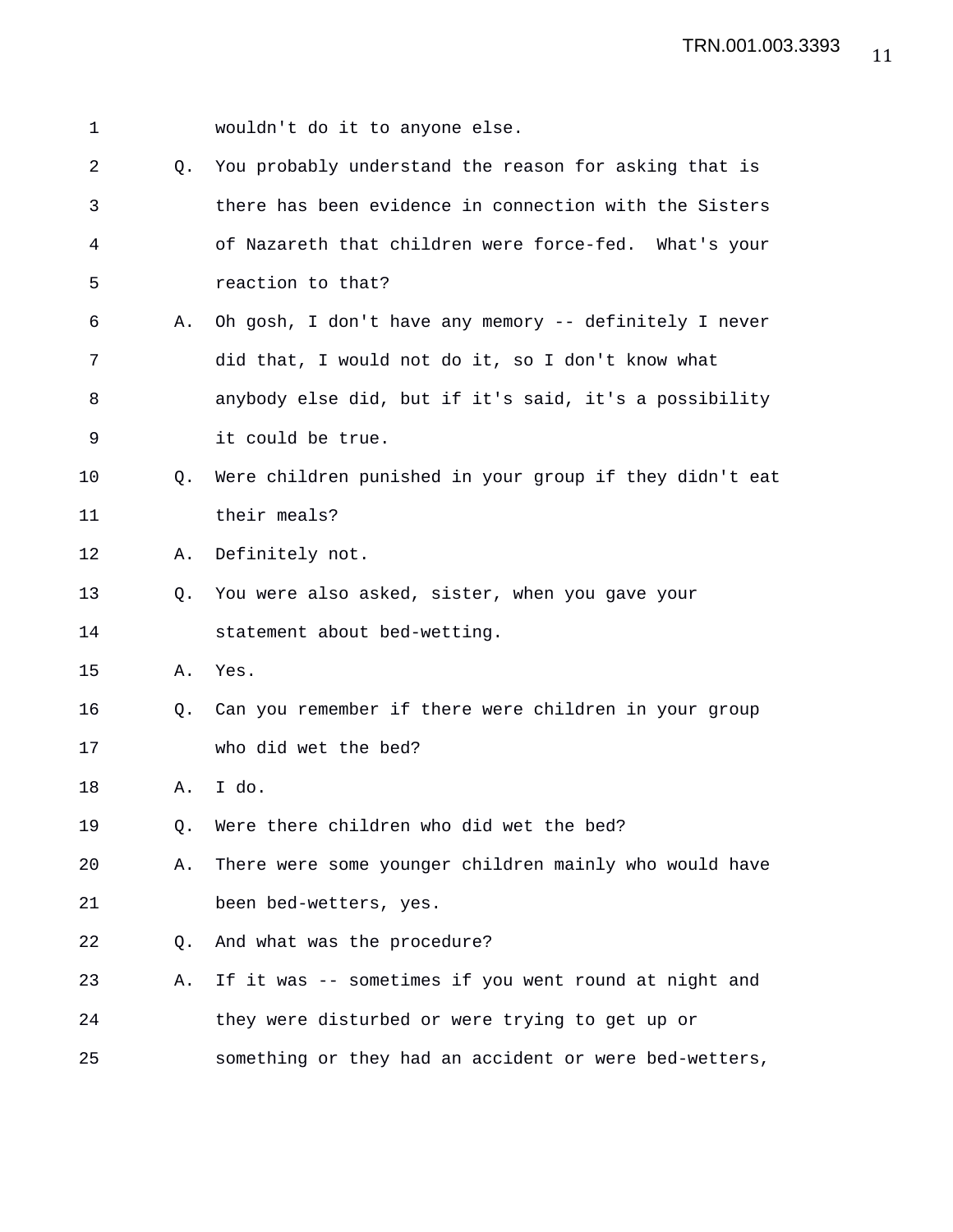1 wouldn't do it to anyone else.

2 Q. You probably understand the reason for asking that is

3 there has been evidence in connection with the Sisters

4 of Nazareth that children were force-fed. What's your

5 reaction to that?

6 A. Oh gosh, I don't have any memory -- definitely I never

7 did that, I would not do it, so I don't know what

8 anybody else did, but if it's said, it's a possibility

9 it could be true.

10 Q. Were children punished in your group if they didn't eat

11 their meals?

12 A. Definitely not.

13 Q. You were also asked, sister, when you gave your

14 statement about bed-wetting.

15 A. Yes.

16 Q. Can you remember if there were children in your group

17 who did wet the bed?

18 A. I do.

19 Q. Were there children who did wet the bed?

20 A. There were some younger children mainly who would have

21 been bed-wetters, yes.

22 Q. And what was the procedure?

23 A. If it was -- sometimes if you went round at night and

24 they were disturbed or were trying to get up or

25 something or they had an accident or were bed-wetters,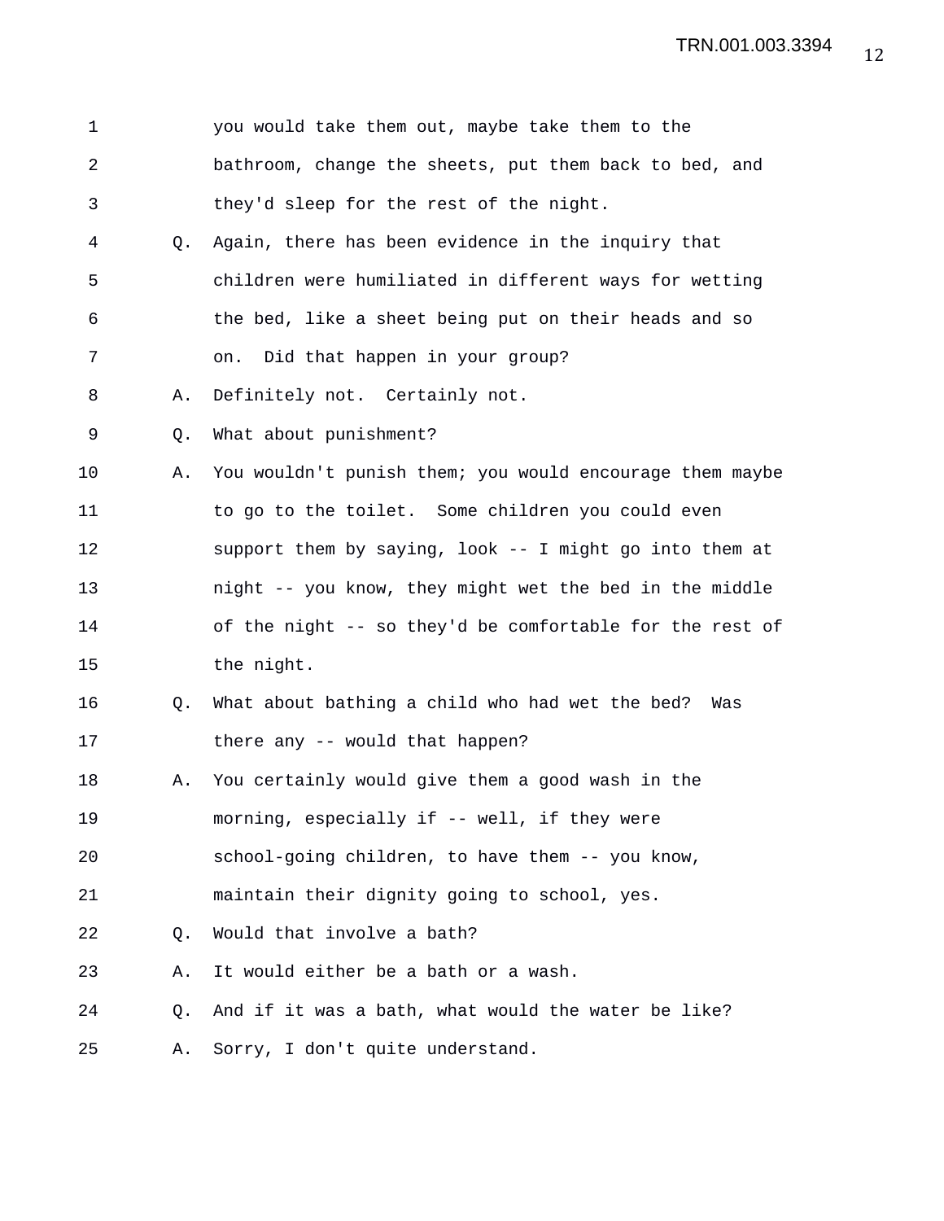you would take them out, maybe take them to the bathroom, change the sheets, put them back to bed, and they'd sleep for the rest of the night.

Q. Again, there has been evidence in the inquiry that children were humiliated in different ways for wetting the bed, like a sheet being put on their heads and so on. Did that happen in your group?

A. Definitely not. Certainly not.

Q. What about punishment?

A. You wouldn't punish them; you would encourage them maybe to go to the toilet. Some children you could even support them by saying, look -- I might go into them at night -- you know, they might wet the bed in the middle of the night -- so they'd be comfortable for the rest of the night.

Q. What about bathing a child who had wet the bed? Was there any -- would that happen?

A. You certainly would give them a good wash in the morning, especially if -- well, if they were school-going children, to have them -- you know, maintain their dignity going to school, yes.

Q. Would that involve a bath?

A. It would either be a bath or a wash.

Q. And if it was a bath, what would the water be like?

A. Sorry, I don't quite understand.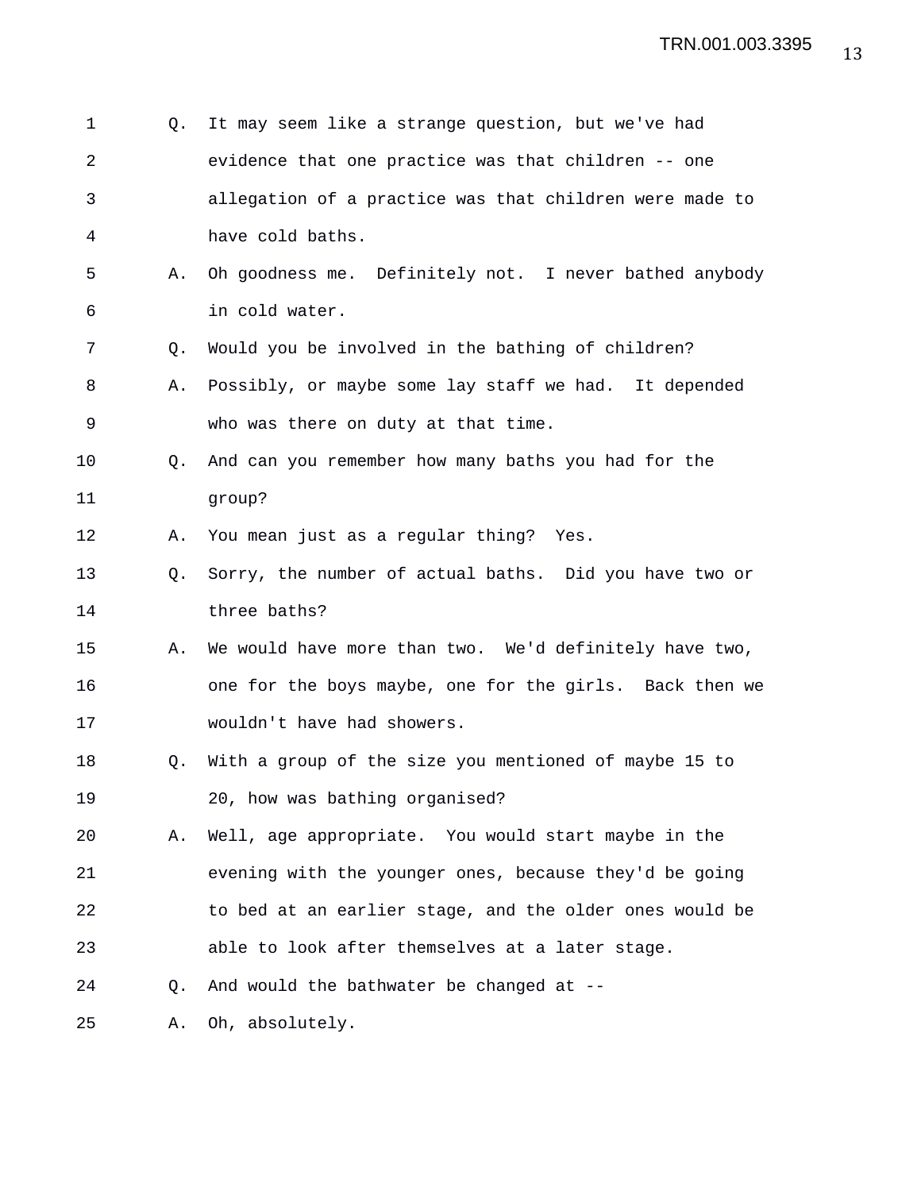Q. It may seem like a strange question, but we've had evidence that one practice was that children -- one allegation of a practice was that children were made to have cold baths.

A. Oh goodness me. Definitely not. I never bathed anybody in cold water.

Q. Would you be involved in the bathing of children?

A. Possibly, or maybe some lay staff we had. It depended who was there on duty at that time.

Q. And can you remember how many baths you had for the group?

A. You mean just as a regular thing? Yes.

Q. Sorry, the number of actual baths. Did you have two or three baths?

A. We would have more than two. We'd definitely have two, one for the boys maybe, one for the girls. Back then we wouldn't have had showers.

Q. With a group of the size you mentioned of maybe 15 to 20, how was bathing organised?

A. Well, age appropriate. You would start maybe in the evening with the younger ones, because they'd be going to bed at an earlier stage, and the older ones would be able to look after themselves at a later stage.

Q. And would the bathwater be changed at --

A. Oh, absolutely.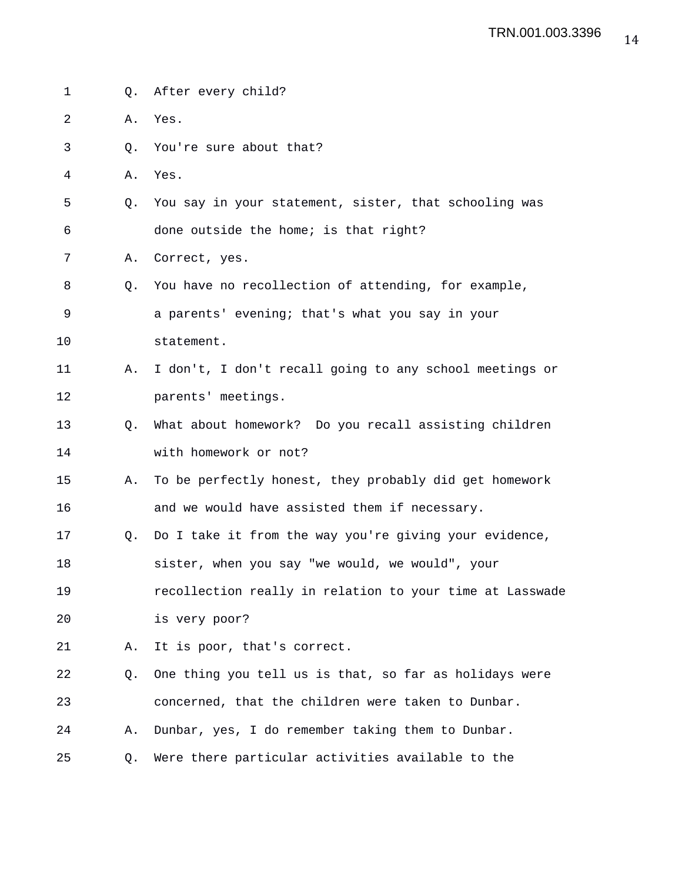1 Q. After every child?

2 A. Yes.

3 Q. You're sure about that?

4 A. Yes.

5 Q. You say in your statement, sister, that schooling was

6 done outside the home; is that right?

7 A. Correct, yes.

8 Q. You have no recollection of attending, for example,

9 a parents' evening; that's what you say in your

10 statement.

11 A. I don't, I don't recall going to any school meetings or

12 parents' meetings.

13 Q. What about homework? Do you recall assisting children

14 with homework or not?

15 A. To be perfectly honest, they probably did get homework

16 and we would have assisted them if necessary.

17 Q. Do I take it from the way you're giving your evidence,

18 sister, when you say "we would, we would", your

19 recollection really in relation to your time at Lasswade

20 is very poor?

21 A. It is poor, that's correct.

22 Q. One thing you tell us is that, so far as holidays were

23 concerned, that the children were taken to Dunbar.

24 A. Dunbar, yes, I do remember taking them to Dunbar.

25 Q. Were there particular activities available to the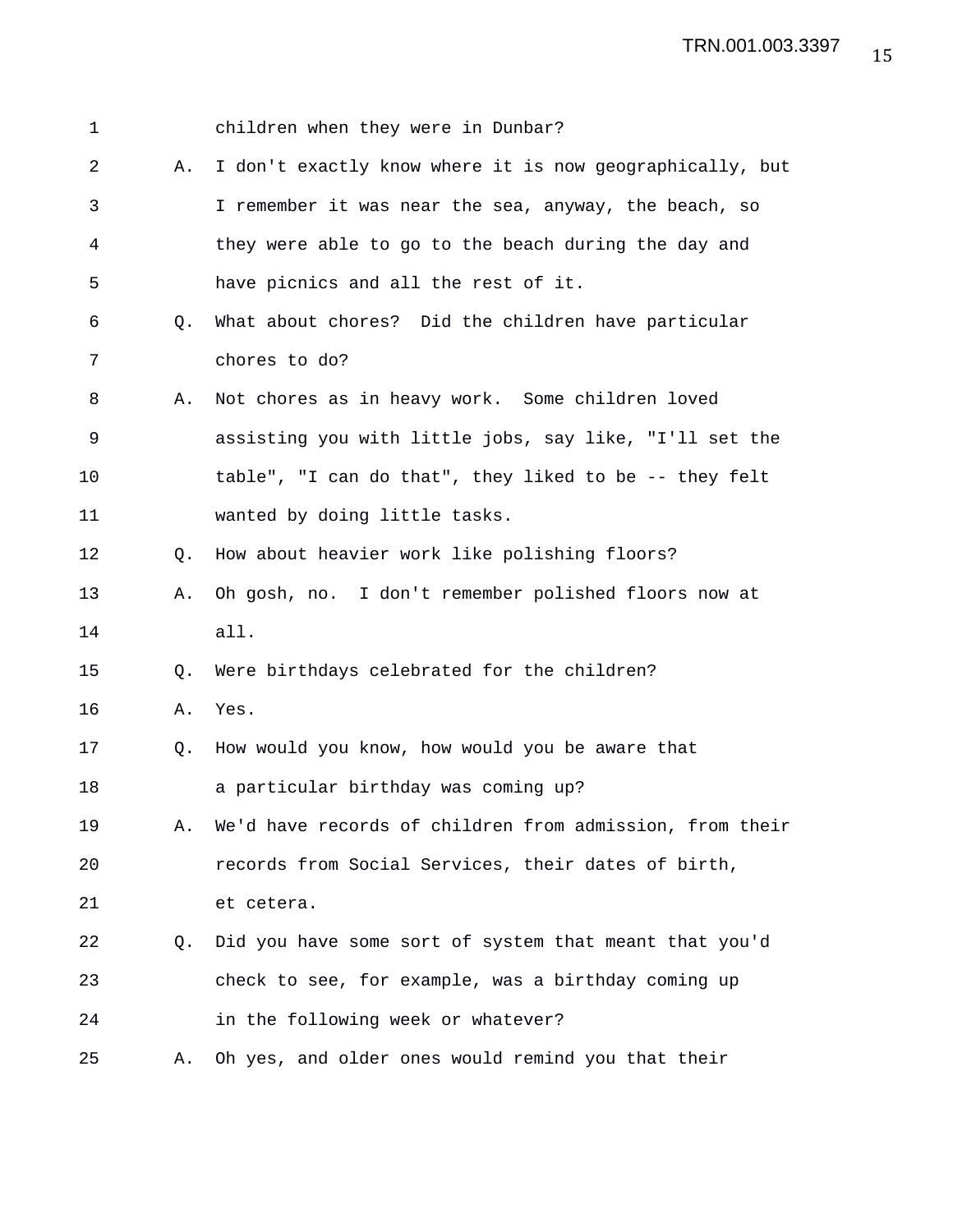children when they were in Dunbar?

A. I don't exactly know where it is now geographically, but I remember it was near the sea, anyway, the beach, so they were able to go to the beach during the day and have picnics and all the rest of it.

Q. What about chores? Did the children have particular chores to do?

A. Not chores as in heavy work. Some children loved assisting you with little jobs, say like, "I'll set the table", "I can do that", they liked to be -- they felt wanted by doing little tasks.

Q. How about heavier work like polishing floors?

A. Oh gosh, no. I don't remember polished floors now at all.

Q. Were birthdays celebrated for the children?

A. Yes.

Q. How would you know, how would you be aware that a particular birthday was coming up?

A. We'd have records of children from admission, from their records from Social Services, their dates of birth, et cetera.

Q. Did you have some sort of system that meant that you'd check to see, for example, was a birthday coming up in the following week or whatever?

A. Oh yes, and older ones would remind you that their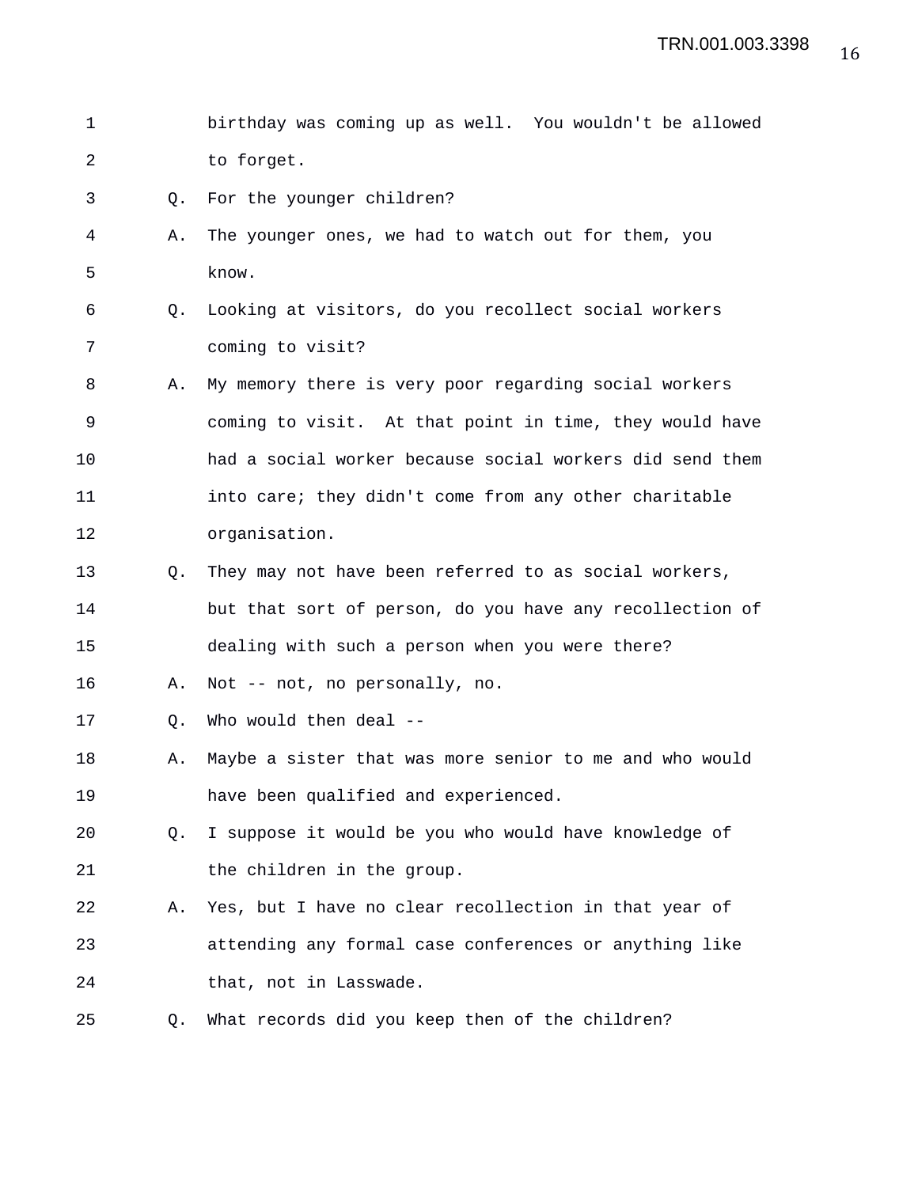1 birthday was coming up as well. You wouldn't be allowed
2 to forget.
3 Q. For the younger children?
4 A. The younger ones, we had to watch out for them, you
5 know.
6 Q. Looking at visitors, do you recollect social workers
7 coming to visit?
8 A. My memory there is very poor regarding social workers
9 coming to visit. At that point in time, they would have
10 had a social worker because social workers did send them
11 into care; they didn't come from any other charitable
12 organisation.
13 Q. They may not have been referred to as social workers,
14 but that sort of person, do you have any recollection of
15 dealing with such a person when you were there?
16 A. Not -- not, no personally, no.
17 Q. Who would then deal --
18 A. Maybe a sister that was more senior to me and who would
19 have been qualified and experienced.
20 Q. I suppose it would be you who would have knowledge of
21 the children in the group.
22 A. Yes, but I have no clear recollection in that year of
23 attending any formal case conferences or anything like
24 that, not in Lasswade.
25 Q. What records did you keep then of the children?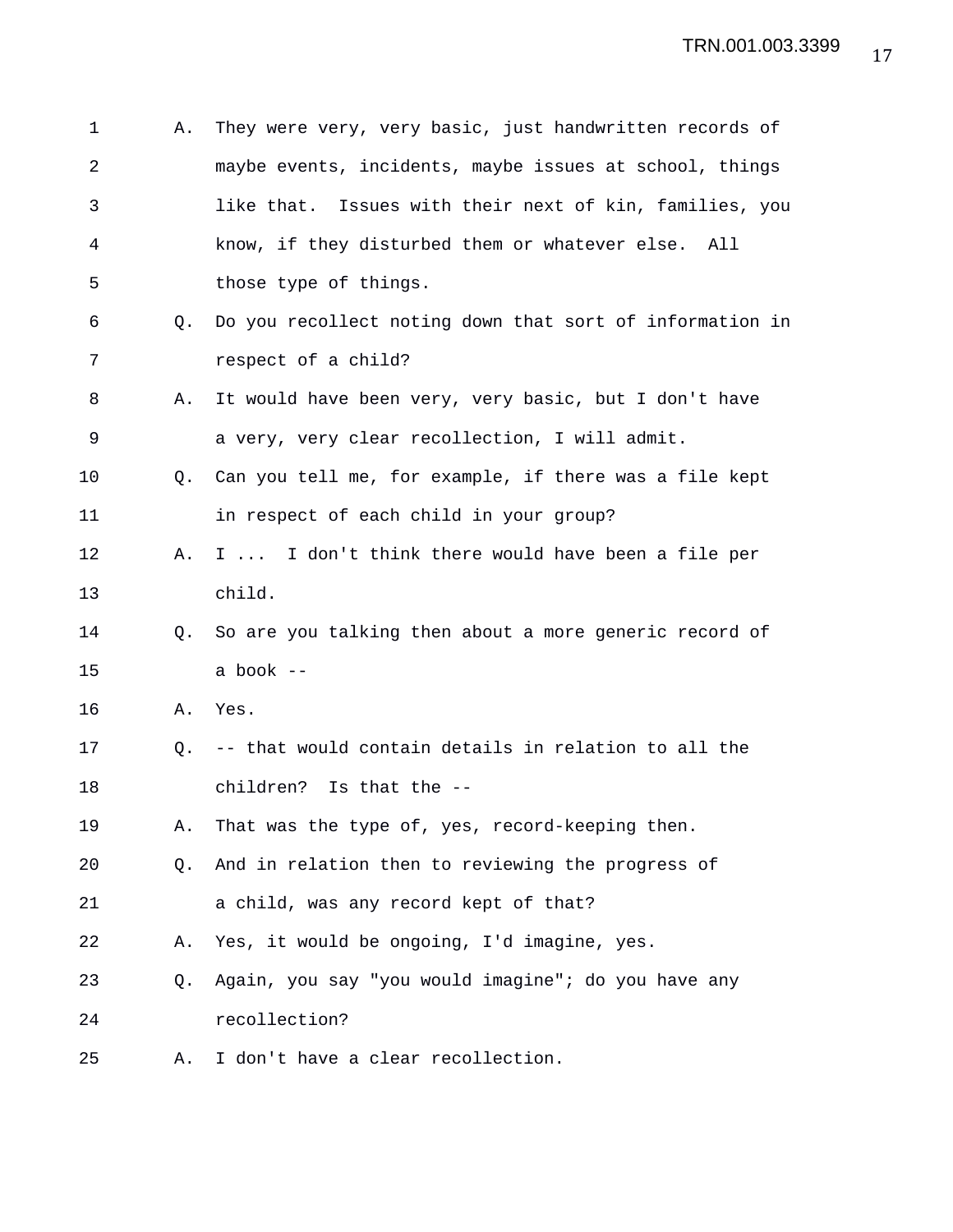A. They were very, very basic, just handwritten records of maybe events, incidents, maybe issues at school, things like that. Issues with their next of kin, families, you know, if they disturbed them or whatever else. All those type of things.

Q. Do you recollect noting down that sort of information in respect of a child?

A. It would have been very, very basic, but I don't have a very, very clear recollection, I will admit.

Q. Can you tell me, for example, if there was a file kept in respect of each child in your group?

A. I ... I don't think there would have been a file per child.

Q. So are you talking then about a more generic record of a book --

A. Yes.

Q. -- that would contain details in relation to all the children? Is that the --

A. That was the type of, yes, record-keeping then.

Q. And in relation then to reviewing the progress of a child, was any record kept of that?

A. Yes, it would be ongoing, I'd imagine, yes.

Q. Again, you say "you would imagine"; do you have any recollection?

A. I don't have a clear recollection.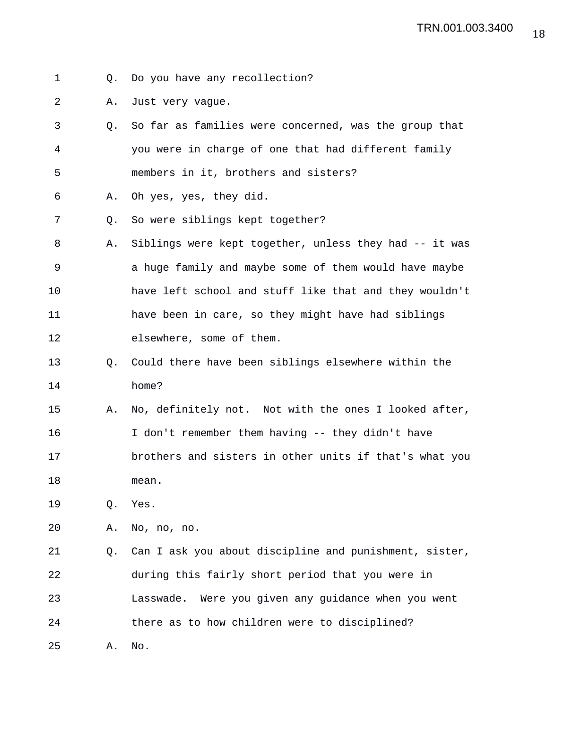Q. Do you have any recollection?

A. Just very vague.

Q. So far as families were concerned, was the group that you were in charge of one that had different family members in it, brothers and sisters?

A. Oh yes, yes, they did.

Q. So were siblings kept together?

A. Siblings were kept together, unless they had -- it was a huge family and maybe some of them would have maybe have left school and stuff like that and they wouldn't have been in care, so they might have had siblings elsewhere, some of them.

Q. Could there have been siblings elsewhere within the home?

A. No, definitely not. Not with the ones I looked after, I don't remember them having -- they didn't have brothers and sisters in other units if that's what you mean.

Q. Yes.

A. No, no, no.

Q. Can I ask you about discipline and punishment, sister, during this fairly short period that you were in Lasswade. Were you given any guidance when you went there as to how children were to disciplined?

A. No.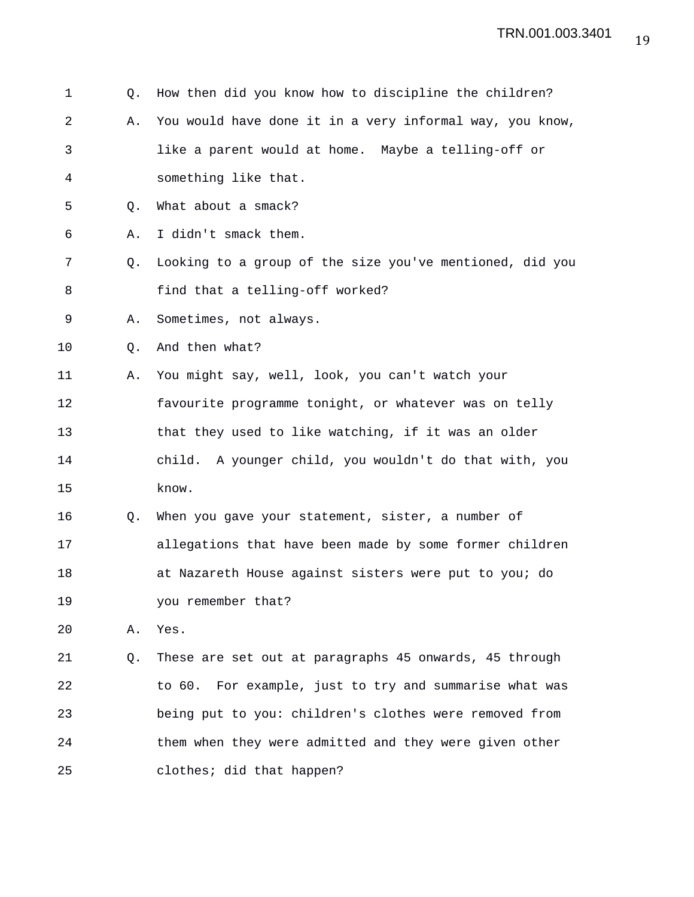Q. How then did you know how to discipline the children?

A. You would have done it in a very informal way, you know, like a parent would at home. Maybe a telling-off or something like that.

Q. What about a smack?

A. I didn't smack them.

Q. Looking to a group of the size you've mentioned, did you find that a telling-off worked?

A. Sometimes, not always.

Q. And then what?

A. You might say, well, look, you can't watch your favourite programme tonight, or whatever was on telly that they used to like watching, if it was an older child. A younger child, you wouldn't do that with, you know.

Q. When you gave your statement, sister, a number of allegations that have been made by some former children at Nazareth House against sisters were put to you; do you remember that?

A. Yes.

Q. These are set out at paragraphs 45 onwards, 45 through to 60. For example, just to try and summarise what was being put to you: children's clothes were removed from them when they were admitted and they were given other clothes; did that happen?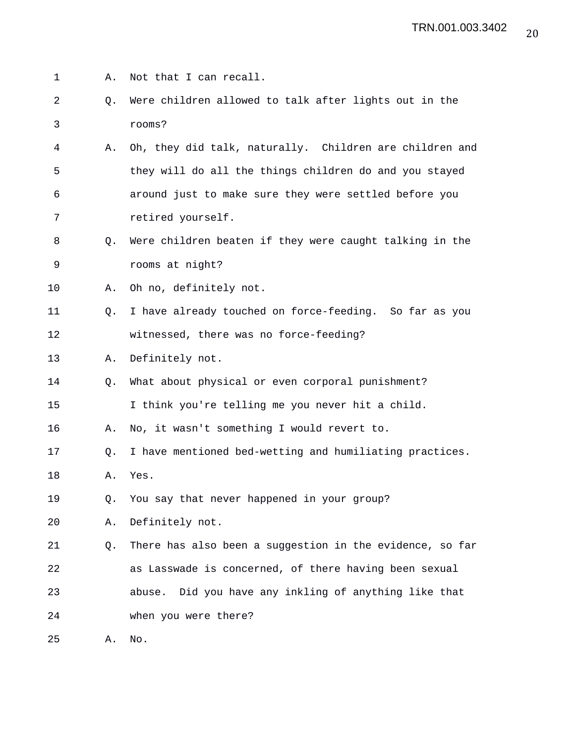A. Not that I can recall.

Q. Were children allowed to talk after lights out in the rooms?

A. Oh, they did talk, naturally. Children are children and they will do all the things children do and you stayed around just to make sure they were settled before you retired yourself.

Q. Were children beaten if they were caught talking in the rooms at night?

A. Oh no, definitely not.

Q. I have already touched on force-feeding. So far as you witnessed, there was no force-feeding?

A. Definitely not.

Q. What about physical or even corporal punishment? I think you're telling me you never hit a child.

A. No, it wasn't something I would revert to.

Q. I have mentioned bed-wetting and humiliating practices.

A. Yes.

Q. You say that never happened in your group?

A. Definitely not.

Q. There has also been a suggestion in the evidence, so far as Lasswade is concerned, of there having been sexual abuse. Did you have any inkling of anything like that when you were there?

A. No.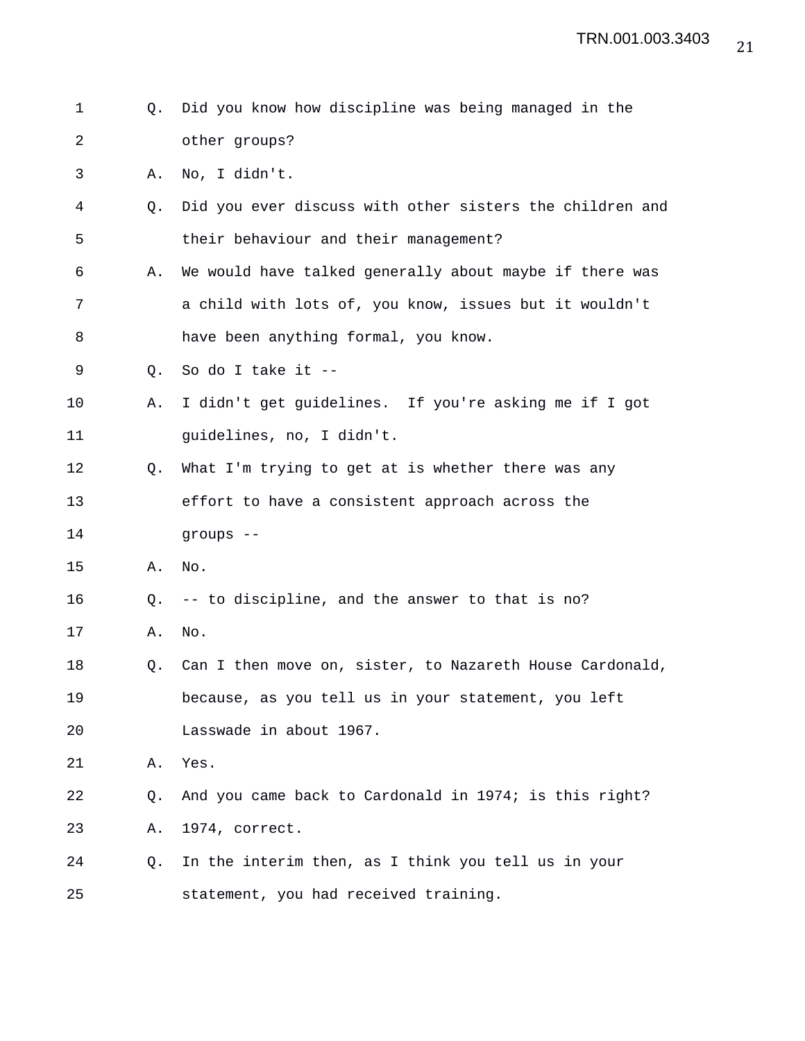1 Q. Did you know how discipline was being managed in the
2 other groups?
3 A. No, I didn't.
4 Q. Did you ever discuss with other sisters the children and
5 their behaviour and their management?
6 A. We would have talked generally about maybe if there was
7 a child with lots of, you know, issues but it wouldn't
8 have been anything formal, you know.
9 Q. So do I take it --
10 A. I didn't get guidelines. If you're asking me if I got
11 guidelines, no, I didn't.
12 Q. What I'm trying to get at is whether there was any
13 effort to have a consistent approach across the
14 groups --
15 A. No.
16 Q. -- to discipline, and the answer to that is no?
17 A. No.
18 Q. Can I then move on, sister, to Nazareth House Cardonald,
19 because, as you tell us in your statement, you left
20 Lasswade in about 1967.
21 A. Yes.
22 Q. And you came back to Cardonald in 1974; is this right?
23 A. 1974, correct.
24 Q. In the interim then, as I think you tell us in your
25 statement, you had received training.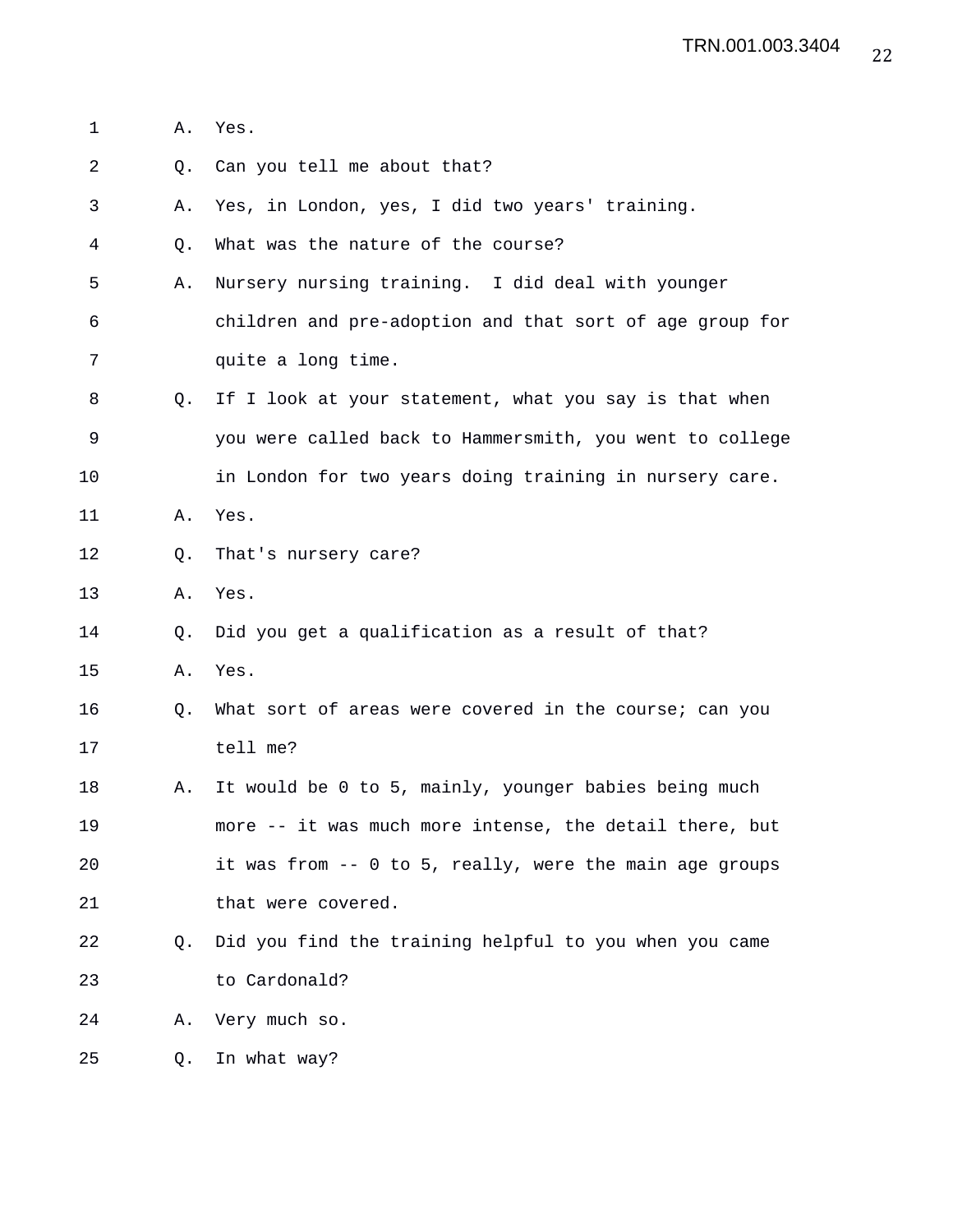A. Yes.

Q. Can you tell me about that?

A. Yes, in London, yes, I did two years' training.

Q. What was the nature of the course?

A. Nursery nursing training. I did deal with younger children and pre-adoption and that sort of age group for quite a long time.

Q. If I look at your statement, what you say is that when you were called back to Hammersmith, you went to college in London for two years doing training in nursery care.

A. Yes.

Q. That's nursery care?

A. Yes.

Q. Did you get a qualification as a result of that?

A. Yes.

Q. What sort of areas were covered in the course; can you tell me?

A. It would be 0 to 5, mainly, younger babies being much more -- it was much more intense, the detail there, but it was from -- 0 to 5, really, were the main age groups that were covered.

Q. Did you find the training helpful to you when you came to Cardonald?

A. Very much so.

Q. In what way?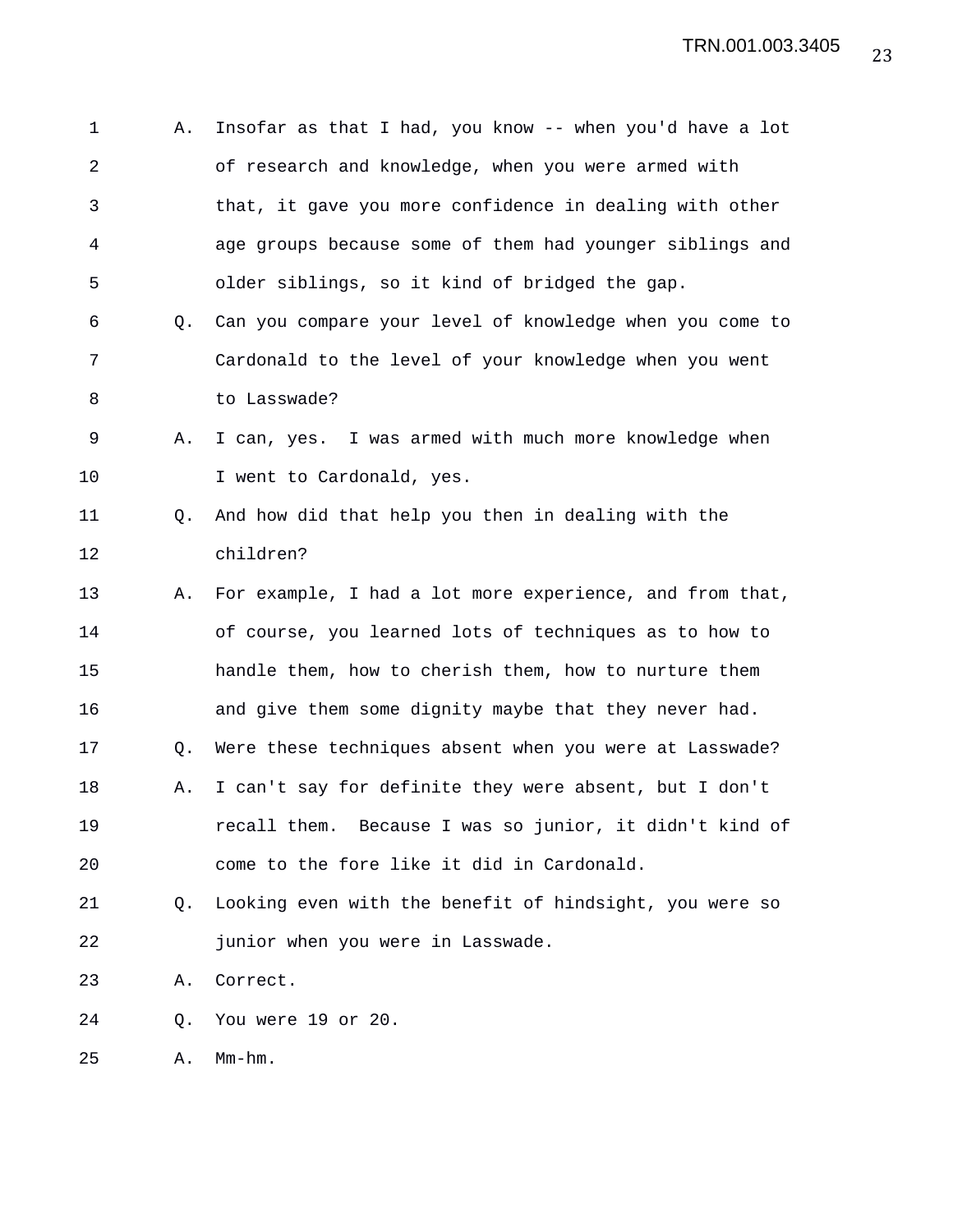1 A. Insofar as that I had, you know -- when you'd have a lot
2 of research and knowledge, when you were armed with
3 that, it gave you more confidence in dealing with other
4 age groups because some of them had younger siblings and
5 older siblings, so it kind of bridged the gap.
6 Q. Can you compare your level of knowledge when you come to
7 Cardonald to the level of your knowledge when you went
8 to Lasswade?
9 A. I can, yes. I was armed with much more knowledge when
10 I went to Cardonald, yes.
11 Q. And how did that help you then in dealing with the
12 children?
13 A. For example, I had a lot more experience, and from that,
14 of course, you learned lots of techniques as to how to
15 handle them, how to cherish them, how to nurture them
16 and give them some dignity maybe that they never had.
17 Q. Were these techniques absent when you were at Lasswade?
18 A. I can't say for definite they were absent, but I don't
19 recall them. Because I was so junior, it didn't kind of
20 come to the fore like it did in Cardonald.
21 Q. Looking even with the benefit of hindsight, you were so
22 junior when you were in Lasswade.
23 A. Correct.
24 Q. You were 19 or 20.
25 A. Mm-hm.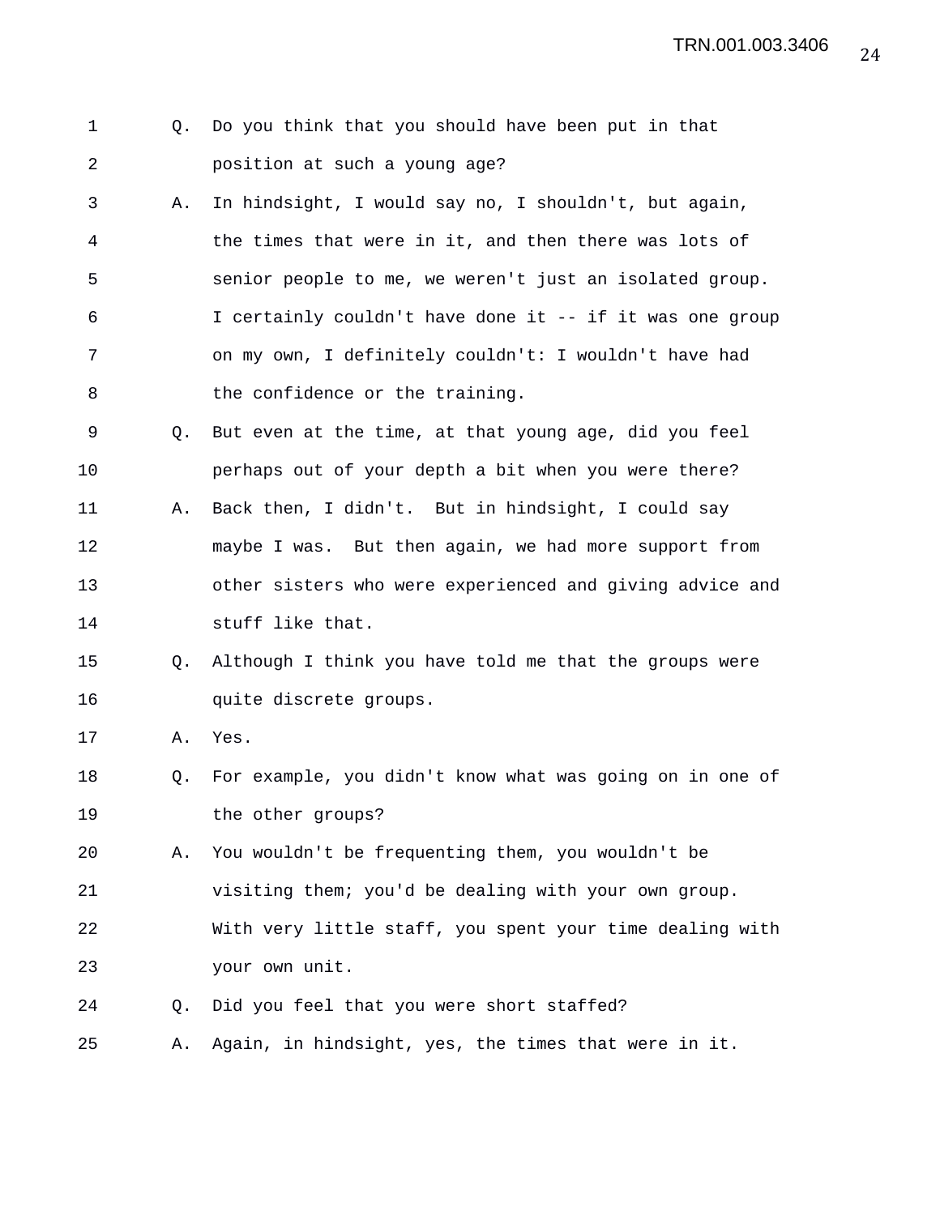1 Q. Do you think that you should have been put in that
2 position at such a young age?
3 A. In hindsight, I would say no, I shouldn't, but again,
4 the times that were in it, and then there was lots of
5 senior people to me, we weren't just an isolated group.
6 I certainly couldn't have done it -- if it was one group
7 on my own, I definitely couldn't: I wouldn't have had
8 the confidence or the training.
9 Q. But even at the time, at that young age, did you feel
10 perhaps out of your depth a bit when you were there?
11 A. Back then, I didn't. But in hindsight, I could say
12 maybe I was. But then again, we had more support from
13 other sisters who were experienced and giving advice and
14 stuff like that.
15 Q. Although I think you have told me that the groups were
16 quite discrete groups.
17 A. Yes.
18 Q. For example, you didn't know what was going on in one of
19 the other groups?
20 A. You wouldn't be frequenting them, you wouldn't be
21 visiting them; you'd be dealing with your own group.
22 With very little staff, you spent your time dealing with
23 your own unit.
24 Q. Did you feel that you were short staffed?
25 A. Again, in hindsight, yes, the times that were in it.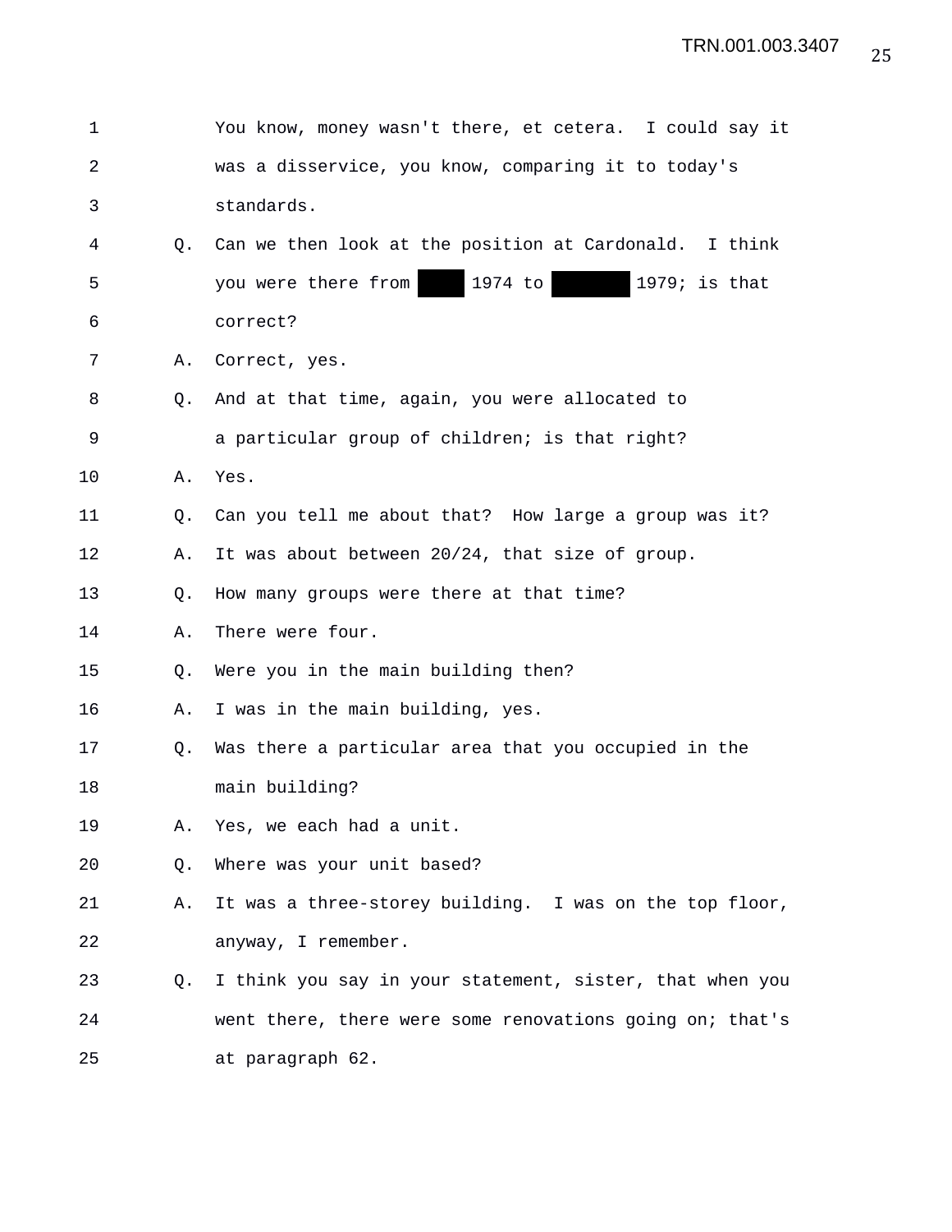1 You know, money wasn't there, et cetera. I could say it
2 was a disservice, you know, comparing it to today's
3 standards.

4 Q. Can we then look at the position at Cardonald. I think
5 you were there from ████ 1974 to ██████ 1979; is that
6 correct?

7 A. Correct, yes.

8 Q. And at that time, again, you were allocated to
9 a particular group of children; is that right?

10 A. Yes.

11 Q. Can you tell me about that? How large a group was it?

12 A. It was about between 20/24, that size of group.

13 Q. How many groups were there at that time?

14 A. There were four.

15 Q. Were you in the main building then?

16 A. I was in the main building, yes.

17 Q. Was there a particular area that you occupied in the
18 main building?

19 A. Yes, we each had a unit.

20 Q. Where was your unit based?

21 A. It was a three-storey building. I was on the top floor,
22 anyway, I remember.

23 Q. I think you say in your statement, sister, that when you
24 went there, there were some renovations going on; that's
25 at paragraph 62.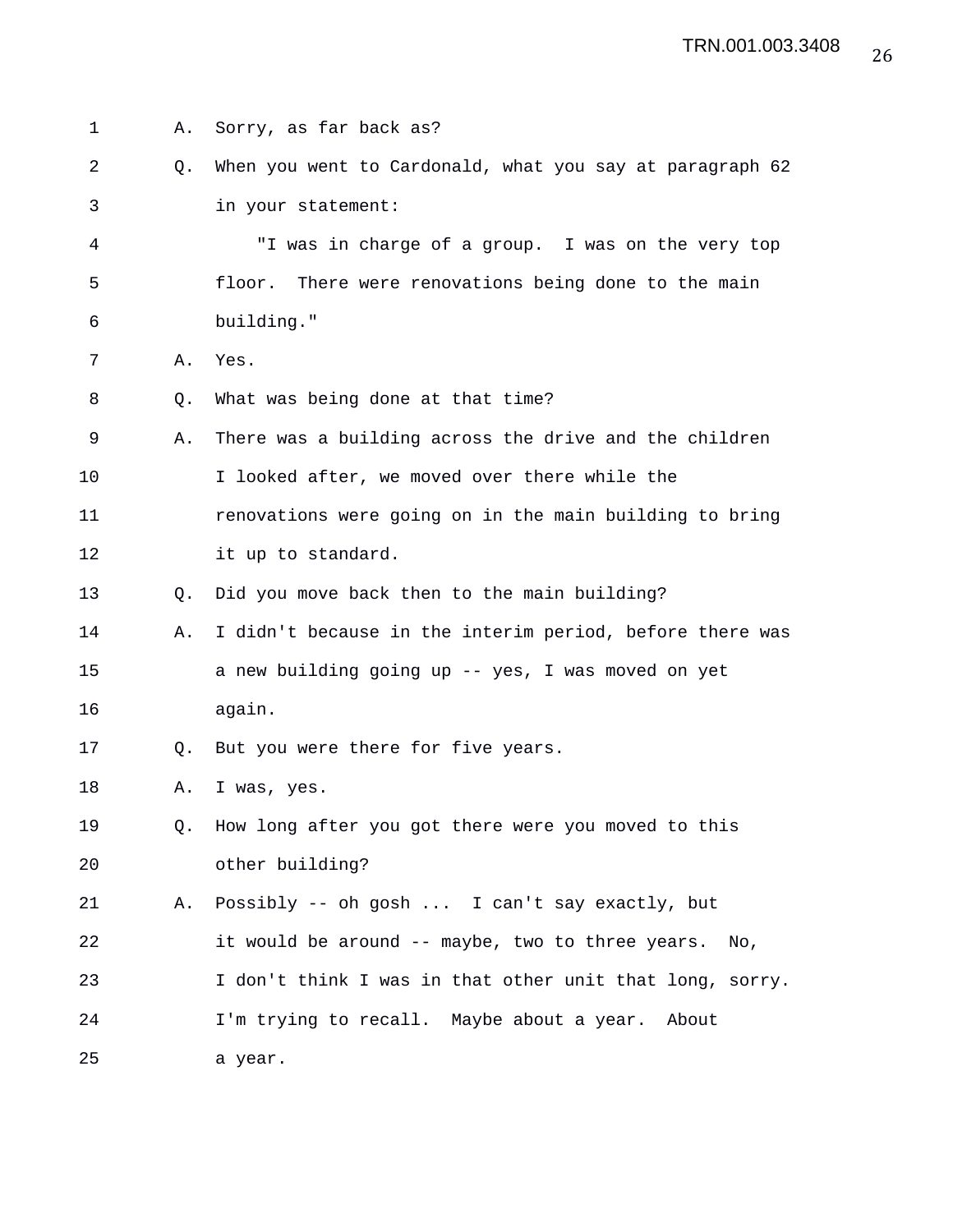1 A. Sorry, as far back as?

2 Q. When you went to Cardonald, what you say at paragraph 62

3 in your statement:

4 "I was in charge of a group. I was on the very top

5 floor. There were renovations being done to the main

6 building."

7 A. Yes.

8 Q. What was being done at that time?

9 A. There was a building across the drive and the children

10 I looked after, we moved over there while the

11 renovations were going on in the main building to bring

12 it up to standard.

13 Q. Did you move back then to the main building?

14 A. I didn't because in the interim period, before there was

15 a new building going up -- yes, I was moved on yet

16 again.

17 Q. But you were there for five years.

18 A. I was, yes.

19 Q. How long after you got there were you moved to this

20 other building?

21 A. Possibly -- oh gosh ... I can't say exactly, but

22 it would be around -- maybe, two to three years. No,

23 I don't think I was in that other unit that long, sorry.

24 I'm trying to recall. Maybe about a year. About

25 a year.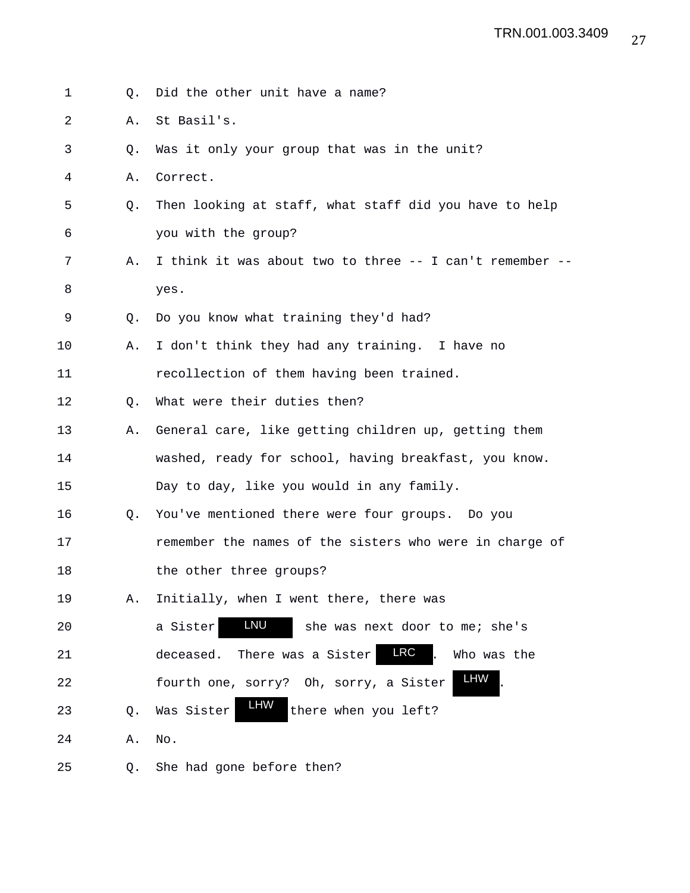1 Q. Did the other unit have a name?

2 A. St Basil's.

3 Q. Was it only your group that was in the unit?

4 A. Correct.

5 Q. Then looking at staff, what staff did you have to help

6 you with the group?

7 A. I think it was about two to three -- I can't remember --

8 yes.

9 Q. Do you know what training they'd had?

10 A. I don't think they had any training. I have no

11 recollection of them having been trained.

12 Q. What were their duties then?

13 A. General care, like getting children up, getting them

14 washed, ready for school, having breakfast, you know.

15 Day to day, like you would in any family.

16 Q. You've mentioned there were four groups. Do you

17 remember the names of the sisters who were in charge of

18 the other three groups?

19 A. Initially, when I went there, there was

20 a Sister LNU she was next door to me; she's

21 deceased. There was a Sister LRC . Who was the

22 fourth one, sorry? Oh, sorry, a Sister LHW .

23 Q. Was Sister LHW there when you left?

24 A. No.

25 Q. She had gone before then?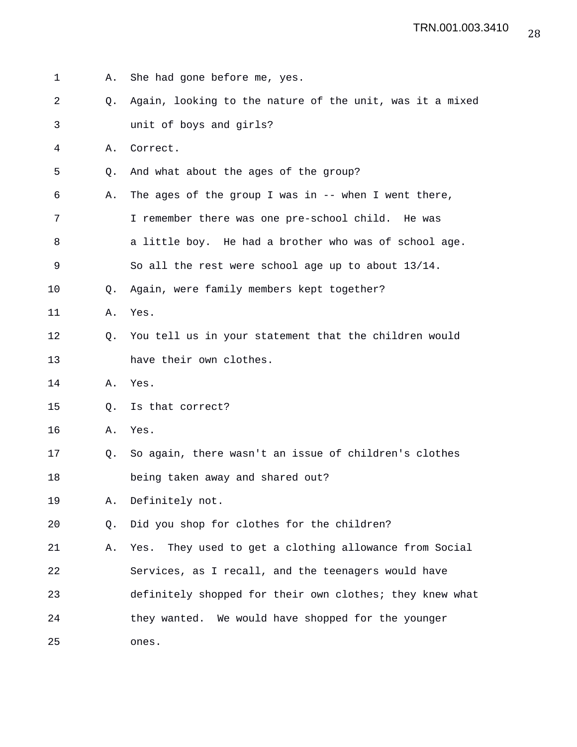A. She had gone before me, yes.

Q. Again, looking to the nature of the unit, was it a mixed unit of boys and girls?

A. Correct.

Q. And what about the ages of the group?

A. The ages of the group I was in -- when I went there, I remember there was one pre-school child. He was a little boy. He had a brother who was of school age. So all the rest were school age up to about 13/14.

Q. Again, were family members kept together?

A. Yes.

Q. You tell us in your statement that the children would have their own clothes.

A. Yes.

Q. Is that correct?

A. Yes.

Q. So again, there wasn't an issue of children's clothes being taken away and shared out?

A. Definitely not.

Q. Did you shop for clothes for the children?

A. Yes. They used to get a clothing allowance from Social Services, as I recall, and the teenagers would have definitely shopped for their own clothes; they knew what they wanted. We would have shopped for the younger ones.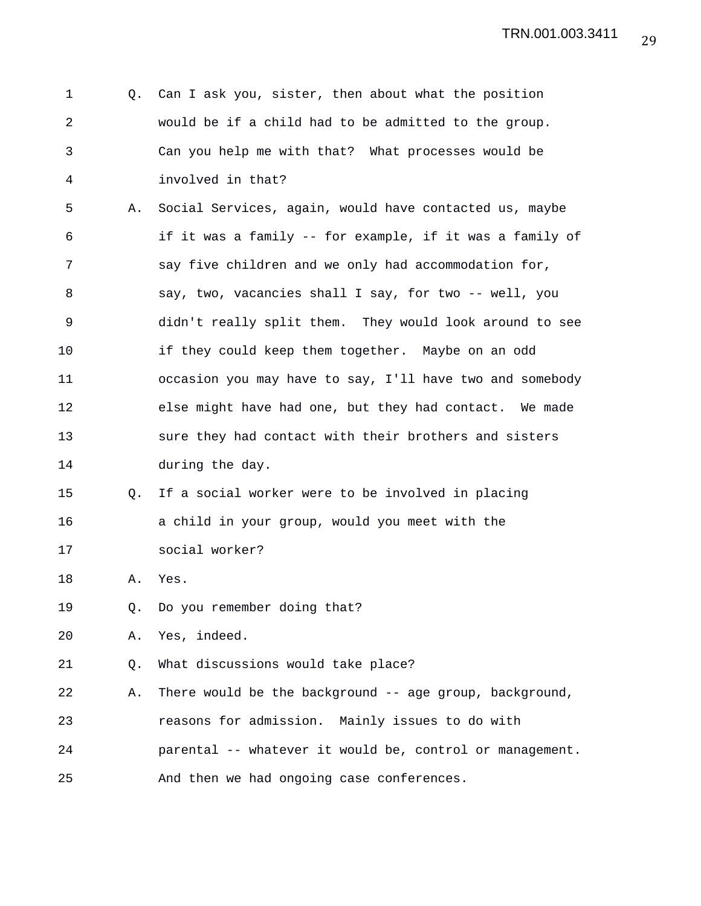1 Q. Can I ask you, sister, then about what the position
2 would be if a child had to be admitted to the group.
3 Can you help me with that? What processes would be
4 involved in that?
5 A. Social Services, again, would have contacted us, maybe
6 if it was a family -- for example, if it was a family of
7 say five children and we only had accommodation for,
8 say, two, vacancies shall I say, for two -- well, you
9 didn't really split them. They would look around to see
10 if they could keep them together. Maybe on an odd
11 occasion you may have to say, I'll have two and somebody
12 else might have had one, but they had contact. We made
13 sure they had contact with their brothers and sisters
14 during the day.
15 Q. If a social worker were to be involved in placing
16 a child in your group, would you meet with the
17 social worker?
18 A. Yes.
19 Q. Do you remember doing that?
20 A. Yes, indeed.
21 Q. What discussions would take place?
22 A. There would be the background -- age group, background,
23 reasons for admission. Mainly issues to do with
24 parental -- whatever it would be, control or management.
25 And then we had ongoing case conferences.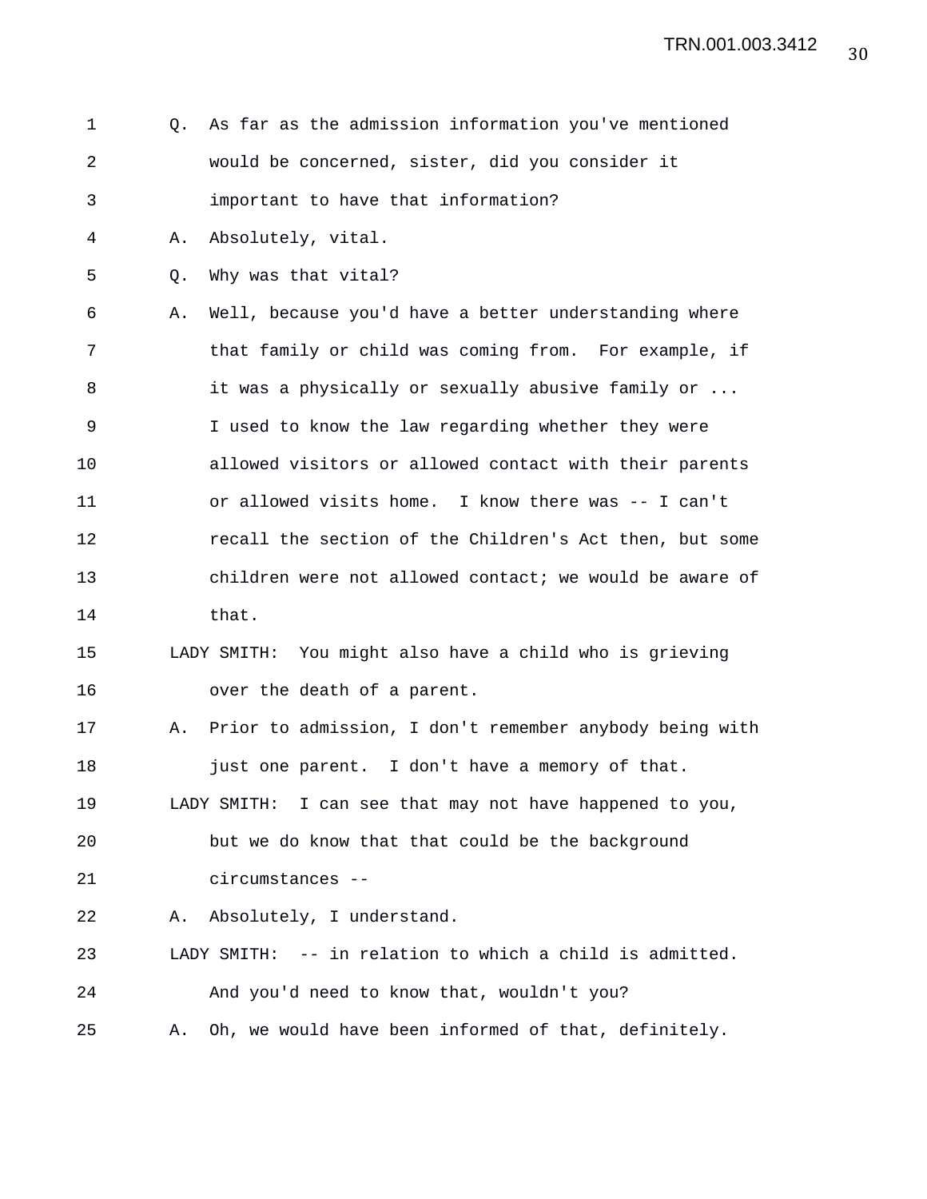Q. As far as the admission information you've mentioned would be concerned, sister, did you consider it important to have that information?

A. Absolutely, vital.

Q. Why was that vital?

A. Well, because you'd have a better understanding where that family or child was coming from. For example, if it was a physically or sexually abusive family or ... I used to know the law regarding whether they were allowed visitors or allowed contact with their parents or allowed visits home. I know there was -- I can't recall the section of the Children's Act then, but some children were not allowed contact; we would be aware of that.

LADY SMITH: You might also have a child who is grieving over the death of a parent.

A. Prior to admission, I don't remember anybody being with just one parent. I don't have a memory of that.

LADY SMITH: I can see that may not have happened to you, but we do know that that could be the background circumstances --

A. Absolutely, I understand.

LADY SMITH: -- in relation to which a child is admitted. And you'd need to know that, wouldn't you?

A. Oh, we would have been informed of that, definitely.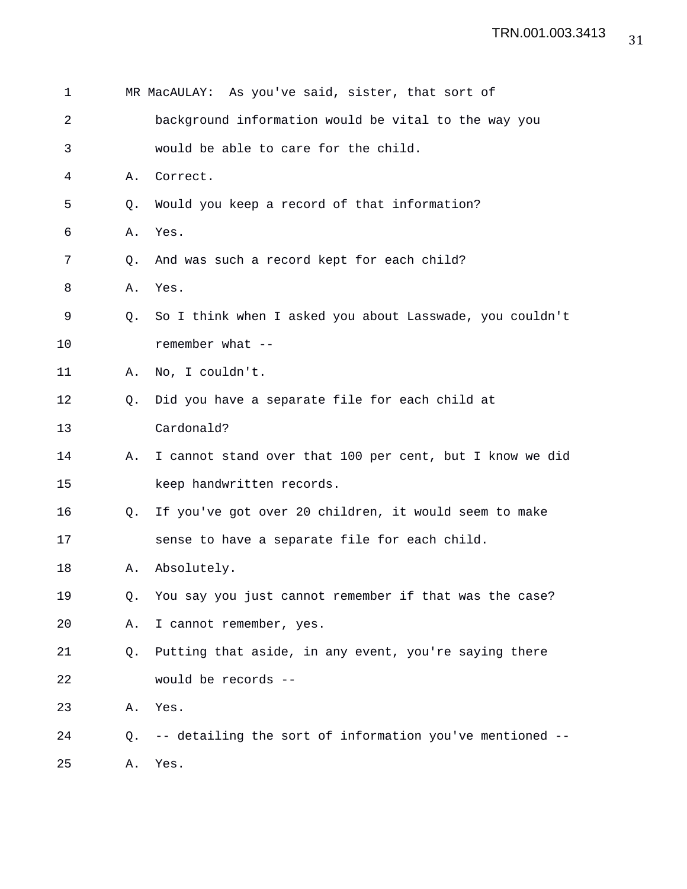1 MR MacAULAY: As you've said, sister, that sort of
2 background information would be vital to the way you
3 would be able to care for the child.
4 A. Correct.
5 Q. Would you keep a record of that information?
6 A. Yes.
7 Q. And was such a record kept for each child?
8 A. Yes.
9 Q. So I think when I asked you about Lasswade, you couldn't
10 remember what --
11 A. No, I couldn't.
12 Q. Did you have a separate file for each child at
13 Cardonald?
14 A. I cannot stand over that 100 per cent, but I know we did
15 keep handwritten records.
16 Q. If you've got over 20 children, it would seem to make
17 sense to have a separate file for each child.
18 A. Absolutely.
19 Q. You say you just cannot remember if that was the case?
20 A. I cannot remember, yes.
21 Q. Putting that aside, in any event, you're saying there
22 would be records --
23 A. Yes.
24 Q. -- detailing the sort of information you've mentioned --
25 A. Yes.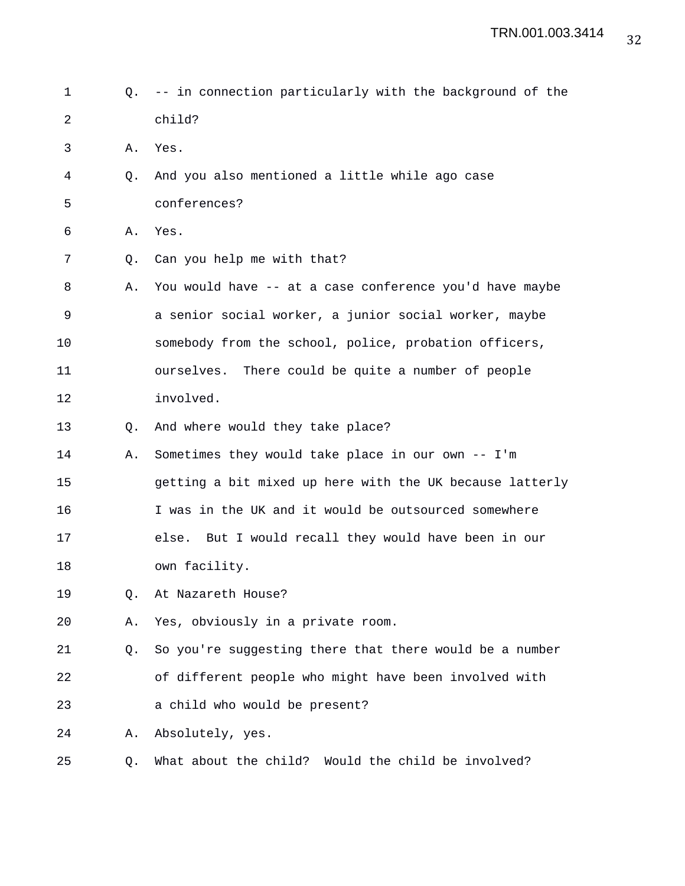Q. -- in connection particularly with the background of the child?

A. Yes.

Q. And you also mentioned a little while ago case conferences?

A. Yes.

Q. Can you help me with that?

A. You would have -- at a case conference you'd have maybe a senior social worker, a junior social worker, maybe somebody from the school, police, probation officers, ourselves. There could be quite a number of people involved.

Q. And where would they take place?

A. Sometimes they would take place in our own -- I'm getting a bit mixed up here with the UK because latterly I was in the UK and it would be outsourced somewhere else. But I would recall they would have been in our own facility.

Q. At Nazareth House?

A. Yes, obviously in a private room.

Q. So you're suggesting there that there would be a number of different people who might have been involved with a child who would be present?

A. Absolutely, yes.

Q. What about the child? Would the child be involved?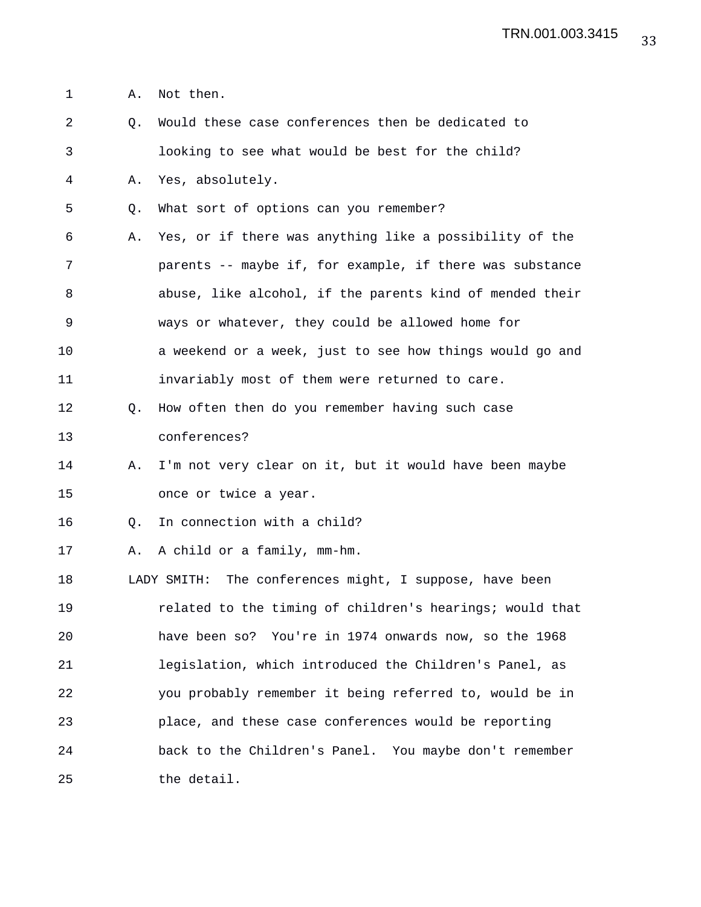A. Not then.

Q. Would these case conferences then be dedicated to looking to see what would be best for the child?

A. Yes, absolutely.

Q. What sort of options can you remember?

A. Yes, or if there was anything like a possibility of the parents -- maybe if, for example, if there was substance abuse, like alcohol, if the parents kind of mended their ways or whatever, they could be allowed home for a weekend or a week, just to see how things would go and invariably most of them were returned to care.

Q. How often then do you remember having such case conferences?

A. I'm not very clear on it, but it would have been maybe once or twice a year.

Q. In connection with a child?

A. A child or a family, mm-hm.

LADY SMITH: The conferences might, I suppose, have been related to the timing of children's hearings; would that have been so? You're in 1974 onwards now, so the 1968 legislation, which introduced the Children's Panel, as you probably remember it being referred to, would be in place, and these case conferences would be reporting back to the Children's Panel. You maybe don't remember the detail.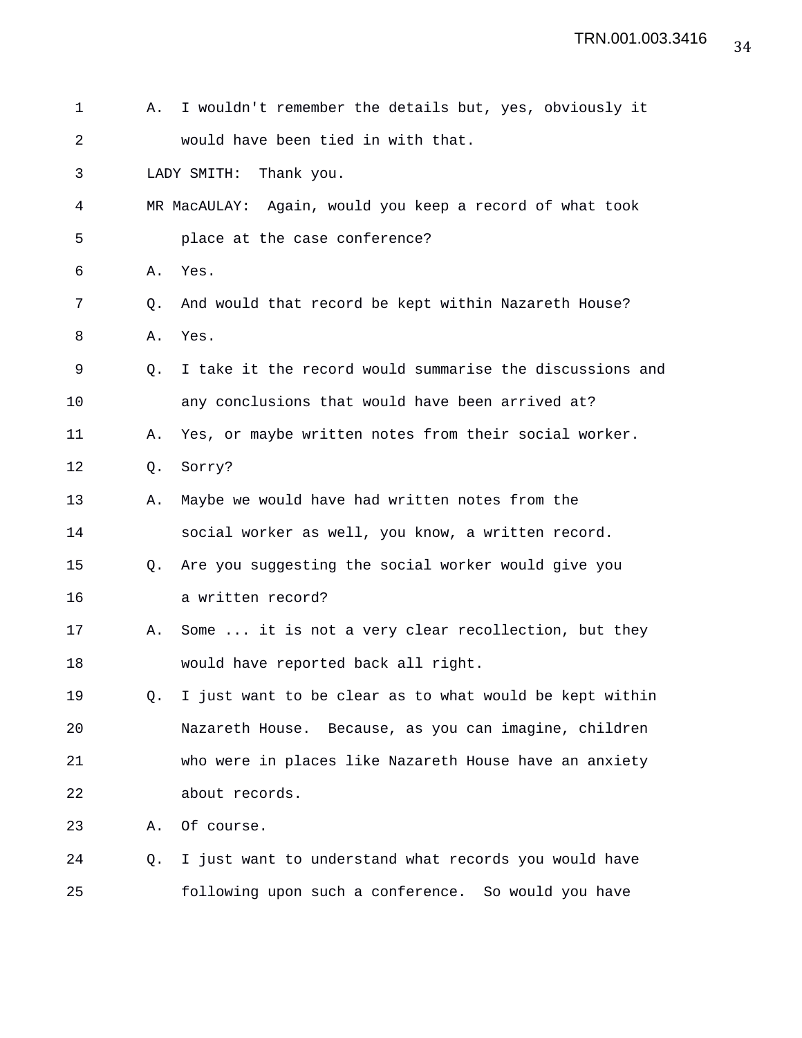A. I wouldn't remember the details but, yes, obviously it would have been tied in with that.

LADY SMITH: Thank you.

MR MacAULAY: Again, would you keep a record of what took place at the case conference?

A. Yes.

Q. And would that record be kept within Nazareth House?

A. Yes.

Q. I take it the record would summarise the discussions and any conclusions that would have been arrived at?

A. Yes, or maybe written notes from their social worker.

Q. Sorry?

A. Maybe we would have had written notes from the social worker as well, you know, a written record.

Q. Are you suggesting the social worker would give you a written record?

A. Some ... it is not a very clear recollection, but they would have reported back all right.

Q. I just want to be clear as to what would be kept within Nazareth House. Because, as you can imagine, children who were in places like Nazareth House have an anxiety about records.

A. Of course.

Q. I just want to understand what records you would have following upon such a conference. So would you have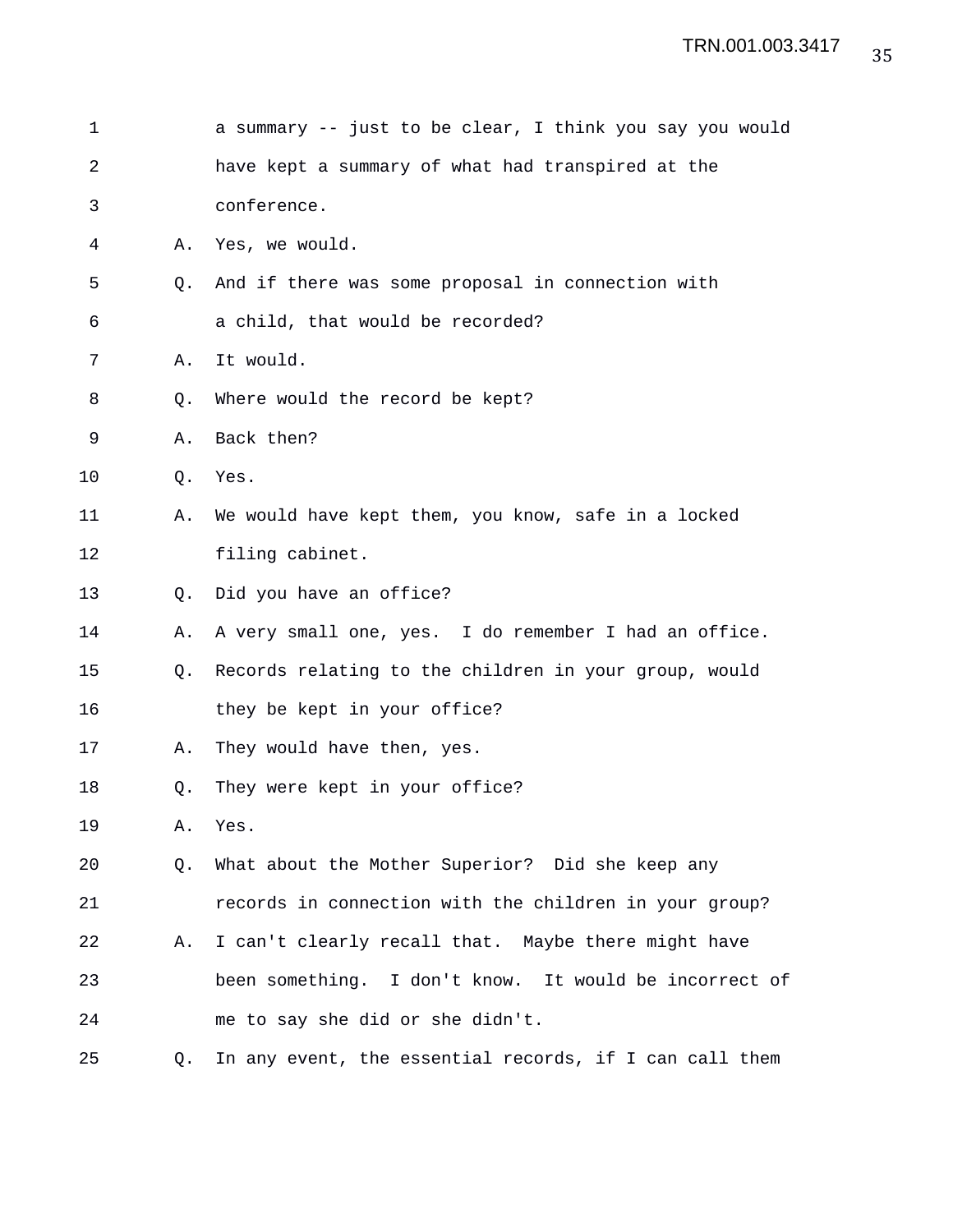1 a summary -- just to be clear, I think you say you would
2 have kept a summary of what had transpired at the
3 conference.

4 A. Yes, we would.

5 Q. And if there was some proposal in connection with
6 a child, that would be recorded?

7 A. It would.

8 Q. Where would the record be kept?

9 A. Back then?

10 Q. Yes.

11 A. We would have kept them, you know, safe in a locked
12 filing cabinet.

13 Q. Did you have an office?

14 A. A very small one, yes. I do remember I had an office.

15 Q. Records relating to the children in your group, would
16 they be kept in your office?

17 A. They would have then, yes.

18 Q. They were kept in your office?

19 A. Yes.

20 Q. What about the Mother Superior? Did she keep any
21 records in connection with the children in your group?

22 A. I can't clearly recall that. Maybe there might have
23 been something. I don't know. It would be incorrect of
24 me to say she did or she didn't.

25 Q. In any event, the essential records, if I can call them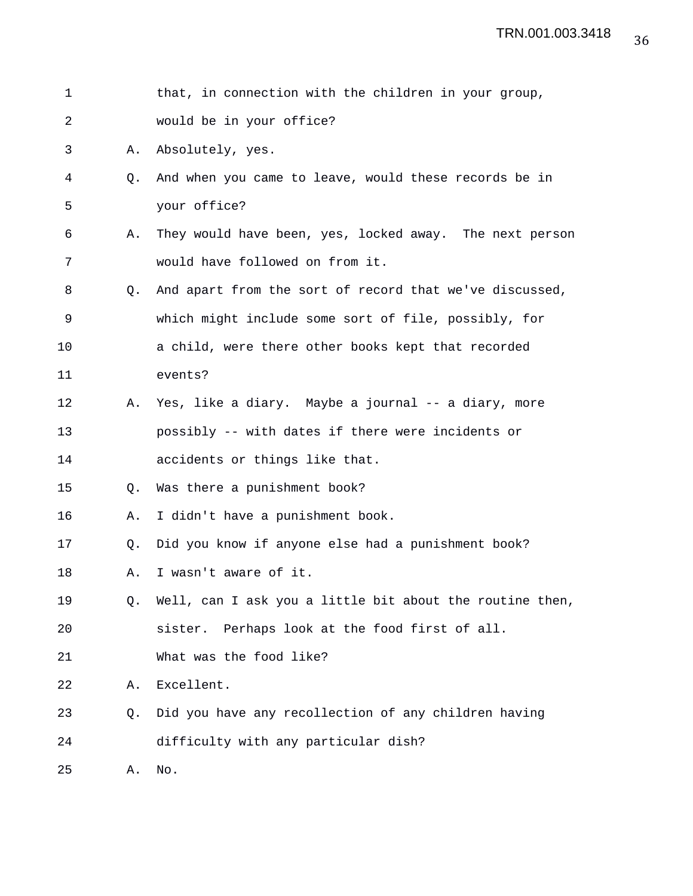that, in connection with the children in your group, would be in your office?

A. Absolutely, yes.

Q. And when you came to leave, would these records be in your office?

A. They would have been, yes, locked away. The next person would have followed on from it.

Q. And apart from the sort of record that we've discussed, which might include some sort of file, possibly, for a child, were there other books kept that recorded events?

A. Yes, like a diary. Maybe a journal -- a diary, more possibly -- with dates if there were incidents or accidents or things like that.

Q. Was there a punishment book?

A. I didn't have a punishment book.

Q. Did you know if anyone else had a punishment book?

A. I wasn't aware of it.

Q. Well, can I ask you a little bit about the routine then, sister. Perhaps look at the food first of all. What was the food like?

A. Excellent.

Q. Did you have any recollection of any children having difficulty with any particular dish?

A. No.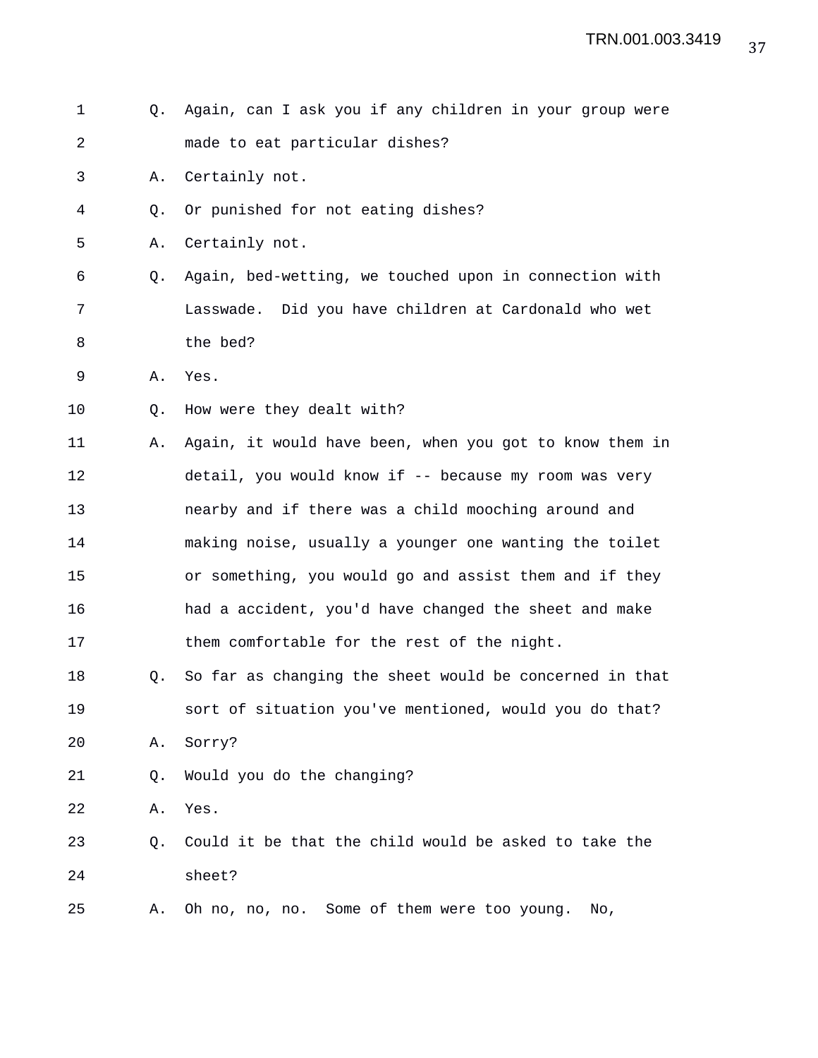1 Q. Again, can I ask you if any children in your group were
2 made to eat particular dishes?
3 A. Certainly not.
4 Q. Or punished for not eating dishes?
5 A. Certainly not.
6 Q. Again, bed-wetting, we touched upon in connection with
7 Lasswade. Did you have children at Cardonald who wet
8 the bed?
9 A. Yes.
10 Q. How were they dealt with?
11 A. Again, it would have been, when you got to know them in
12 detail, you would know if -- because my room was very
13 nearby and if there was a child mooching around and
14 making noise, usually a younger one wanting the toilet
15 or something, you would go and assist them and if they
16 had a accident, you'd have changed the sheet and make
17 them comfortable for the rest of the night.
18 Q. So far as changing the sheet would be concerned in that
19 sort of situation you've mentioned, would you do that?
20 A. Sorry?
21 Q. Would you do the changing?
22 A. Yes.
23 Q. Could it be that the child would be asked to take the
24 sheet?
25 A. Oh no, no, no. Some of them were too young. No,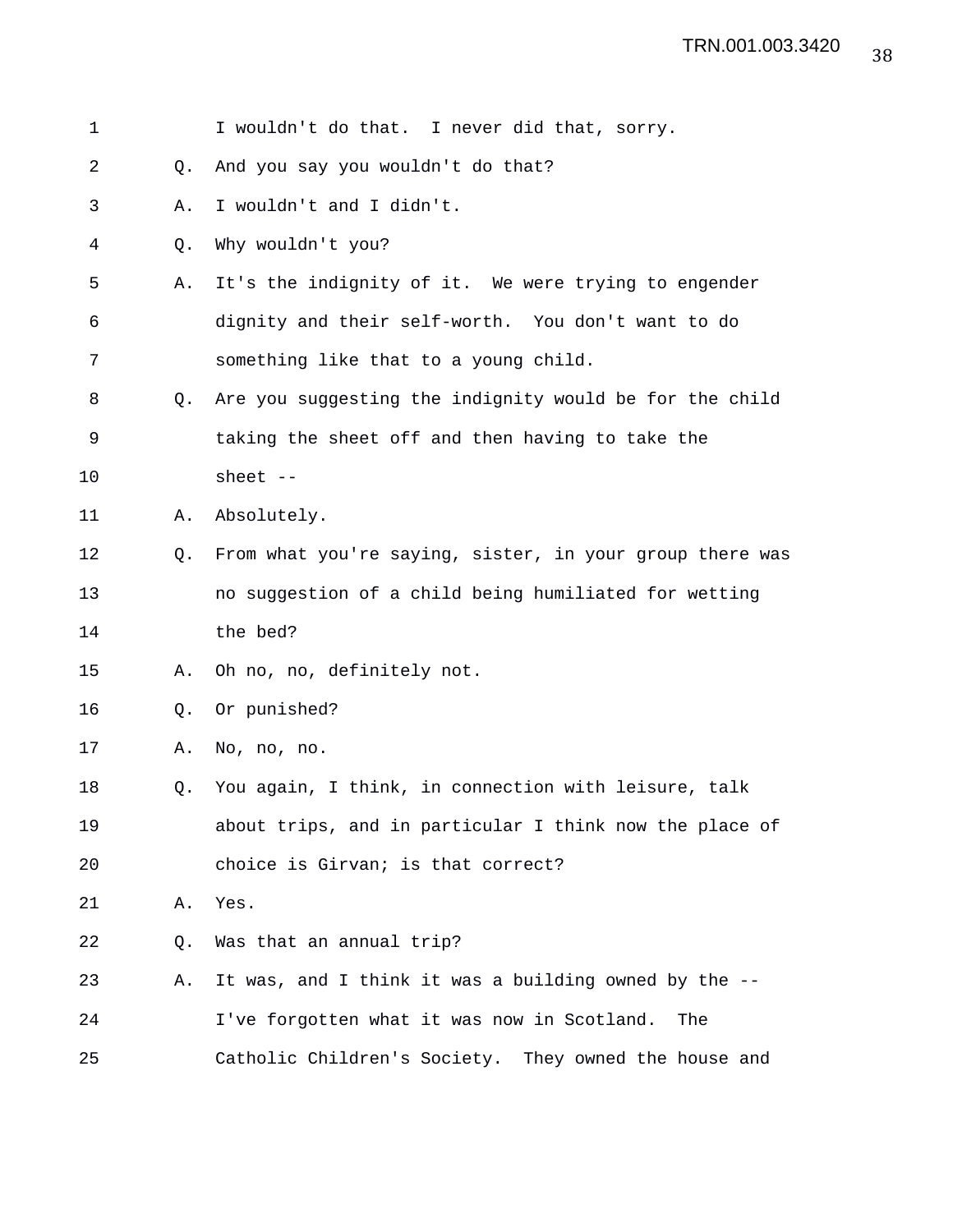1 I wouldn't do that. I never did that, sorry.

2 Q. And you say you wouldn't do that?

3 A. I wouldn't and I didn't.

4 Q. Why wouldn't you?

5 A. It's the indignity of it. We were trying to engender

6 dignity and their self-worth. You don't want to do

7 something like that to a young child.

8 Q. Are you suggesting the indignity would be for the child

9 taking the sheet off and then having to take the

10 sheet --

11 A. Absolutely.

12 Q. From what you're saying, sister, in your group there was

13 no suggestion of a child being humiliated for wetting

14 the bed?

15 A. Oh no, no, definitely not.

16 Q. Or punished?

17 A. No, no, no.

18 Q. You again, I think, in connection with leisure, talk

19 about trips, and in particular I think now the place of

20 choice is Girvan; is that correct?

21 A. Yes.

22 Q. Was that an annual trip?

23 A. It was, and I think it was a building owned by the --

24 I've forgotten what it was now in Scotland. The

25 Catholic Children's Society. They owned the house and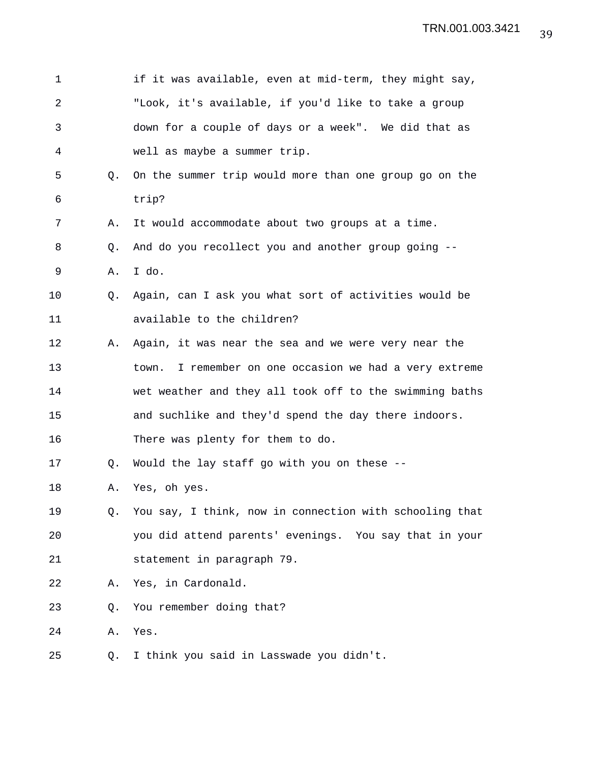1 if it was available, even at mid-term, they might say, "Look, it's available, if you'd like to take a group down for a couple of days or a week". We did that as well as maybe a summer trip.

Q. On the summer trip would more than one group go on the trip?

A. It would accommodate about two groups at a time.

Q. And do you recollect you and another group going --

A. I do.

Q. Again, can I ask you what sort of activities would be available to the children?

A. Again, it was near the sea and we were very near the town. I remember on one occasion we had a very extreme wet weather and they all took off to the swimming baths and suchlike and they'd spend the day there indoors. There was plenty for them to do.

Q. Would the lay staff go with you on these --

A. Yes, oh yes.

Q. You say, I think, now in connection with schooling that you did attend parents' evenings. You say that in your statement in paragraph 79.

A. Yes, in Cardonald.

Q. You remember doing that?

A. Yes.

Q. I think you said in Lasswade you didn't.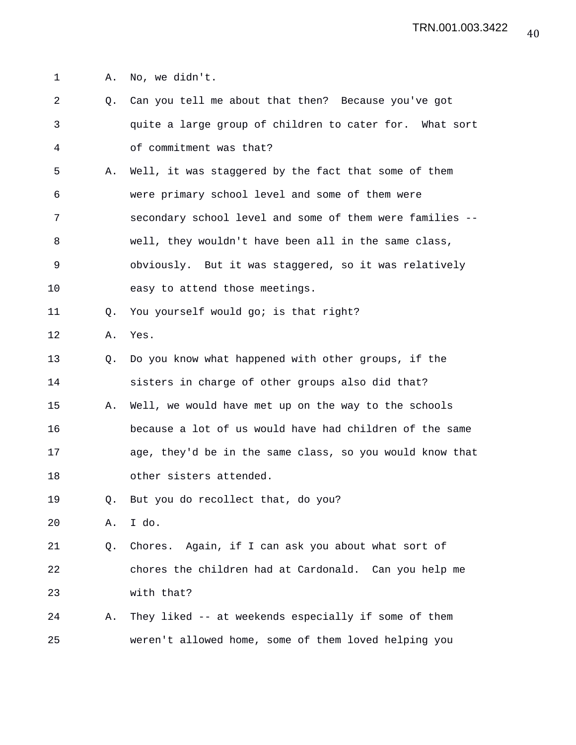1 A. No, we didn't.

2 Q. Can you tell me about that then? Because you've got
3 quite a large group of children to cater for. What sort
4 of commitment was that?

5 A. Well, it was staggered by the fact that some of them
6 were primary school level and some of them were
7 secondary school level and some of them were families --
8 well, they wouldn't have been all in the same class,
9 obviously. But it was staggered, so it was relatively
10 easy to attend those meetings.

11 Q. You yourself would go; is that right?

12 A. Yes.

13 Q. Do you know what happened with other groups, if the
14 sisters in charge of other groups also did that?

15 A. Well, we would have met up on the way to the schools
16 because a lot of us would have had children of the same
17 age, they'd be in the same class, so you would know that
18 other sisters attended.

19 Q. But you do recollect that, do you?

20 A. I do.

21 Q. Chores. Again, if I can ask you about what sort of
22 chores the children had at Cardonald. Can you help me
23 with that?

24 A. They liked -- at weekends especially if some of them
25 weren't allowed home, some of them loved helping you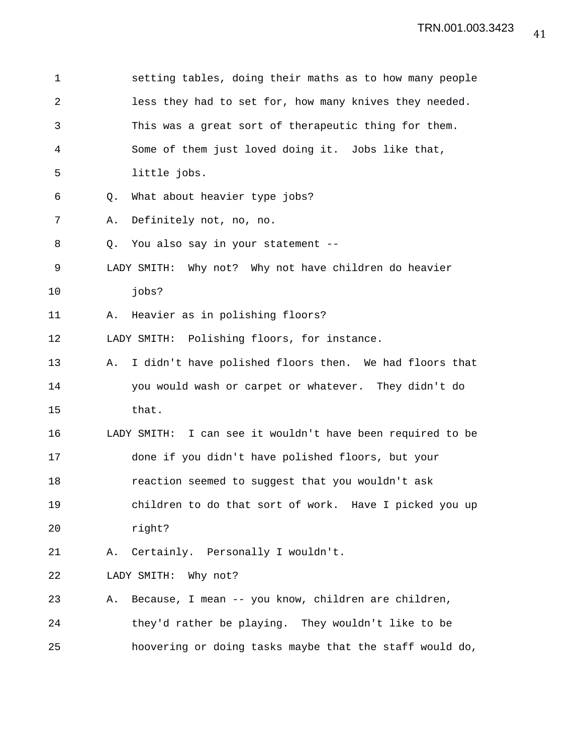setting tables, doing their maths as to how many people less they had to set for, how many knives they needed. This was a great sort of therapeutic thing for them. Some of them just loved doing it. Jobs like that, little jobs.

Q. What about heavier type jobs?

A. Definitely not, no, no.

Q. You also say in your statement --

LADY SMITH: Why not? Why not have children do heavier jobs?

A. Heavier as in polishing floors?

LADY SMITH: Polishing floors, for instance.

A. I didn't have polished floors then. We had floors that you would wash or carpet or whatever. They didn't do that.

LADY SMITH: I can see it wouldn't have been required to be done if you didn't have polished floors, but your reaction seemed to suggest that you wouldn't ask children to do that sort of work. Have I picked you up right?

A. Certainly. Personally I wouldn't.

LADY SMITH: Why not?

A. Because, I mean -- you know, children are children, they'd rather be playing. They wouldn't like to be hoovering or doing tasks maybe that the staff would do,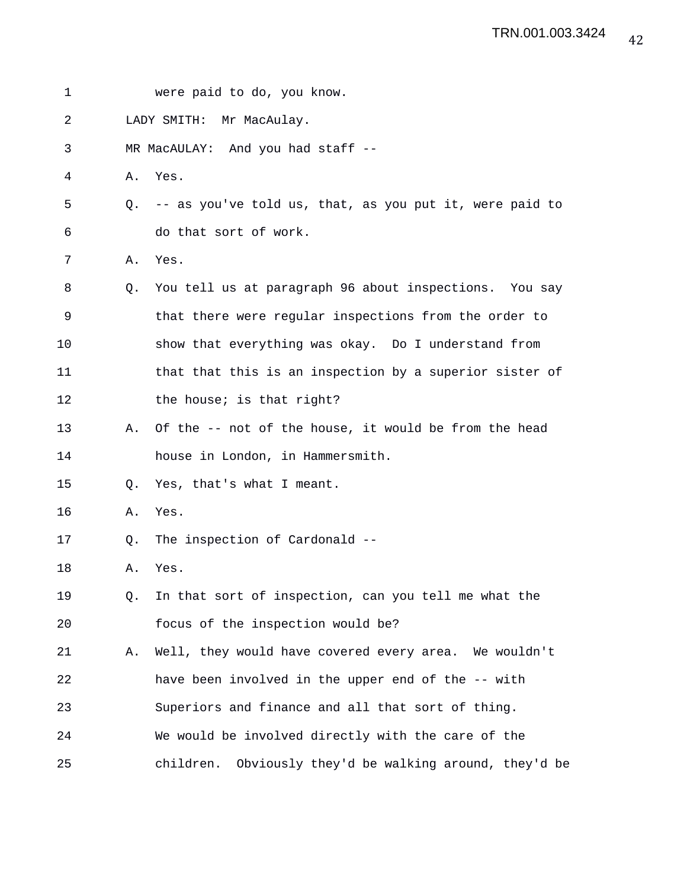were paid to do, you know.

LADY SMITH: Mr MacAulay.

MR MacAULAY: And you had staff --

A. Yes.

Q. -- as you've told us, that, as you put it, were paid to do that sort of work.

A. Yes.

Q. You tell us at paragraph 96 about inspections. You say that there were regular inspections from the order to show that everything was okay. Do I understand from that that this is an inspection by a superior sister of the house; is that right?

A. Of the -- not of the house, it would be from the head house in London, in Hammersmith.

Q. Yes, that's what I meant.

A. Yes.

Q. The inspection of Cardonald --

A. Yes.

Q. In that sort of inspection, can you tell me what the focus of the inspection would be?

A. Well, they would have covered every area. We wouldn't have been involved in the upper end of the -- with Superiors and finance and all that sort of thing. We would be involved directly with the care of the children. Obviously they'd be walking around, they'd be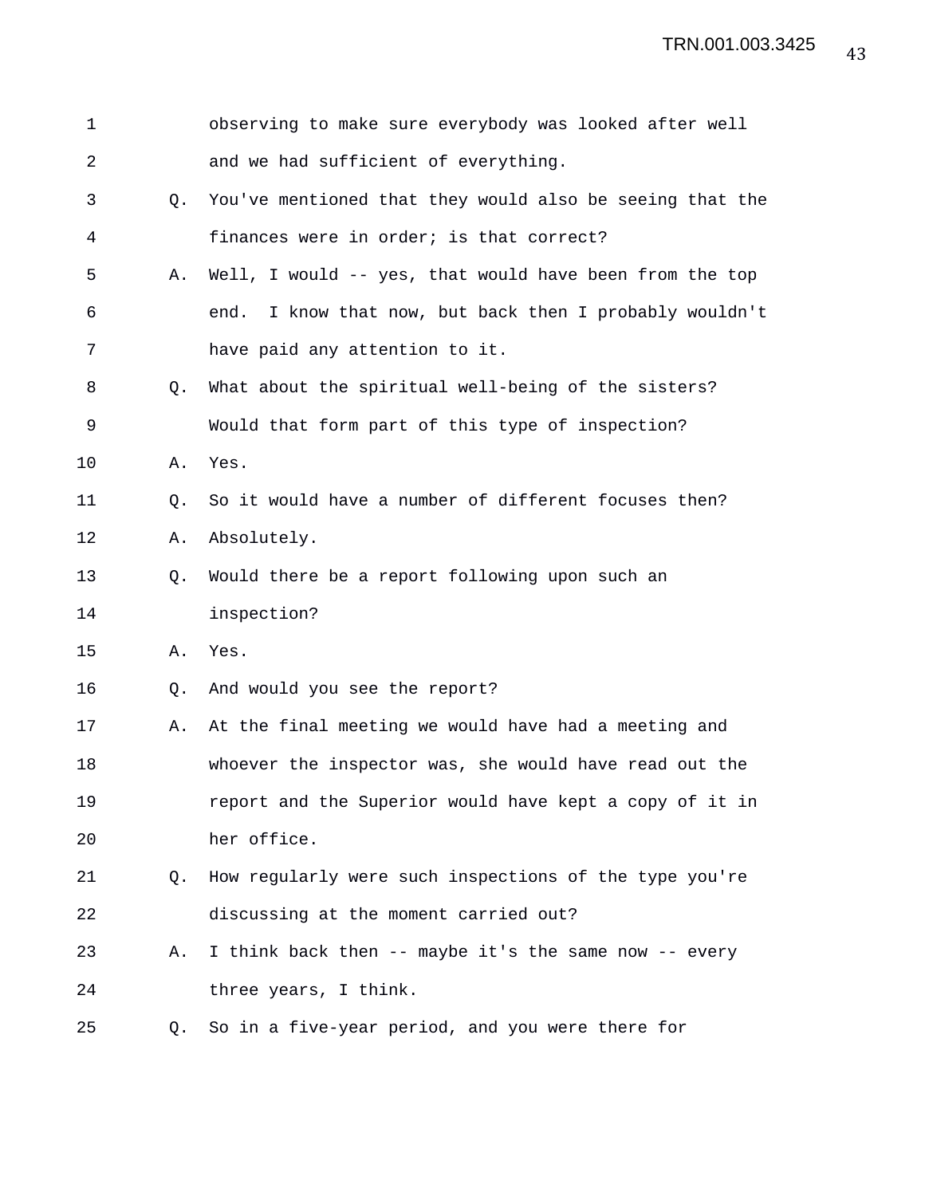observing to make sure everybody was looked after well and we had sufficient of everything.

Q. You've mentioned that they would also be seeing that the finances were in order; is that correct?

A. Well, I would -- yes, that would have been from the top end. I know that now, but back then I probably wouldn't have paid any attention to it.

Q. What about the spiritual well-being of the sisters? Would that form part of this type of inspection?

A. Yes.

Q. So it would have a number of different focuses then?

A. Absolutely.

Q. Would there be a report following upon such an inspection?

A. Yes.

Q. And would you see the report?

A. At the final meeting we would have had a meeting and whoever the inspector was, she would have read out the report and the Superior would have kept a copy of it in her office.

Q. How regularly were such inspections of the type you're discussing at the moment carried out?

A. I think back then -- maybe it's the same now -- every three years, I think.

Q. So in a five-year period, and you were there for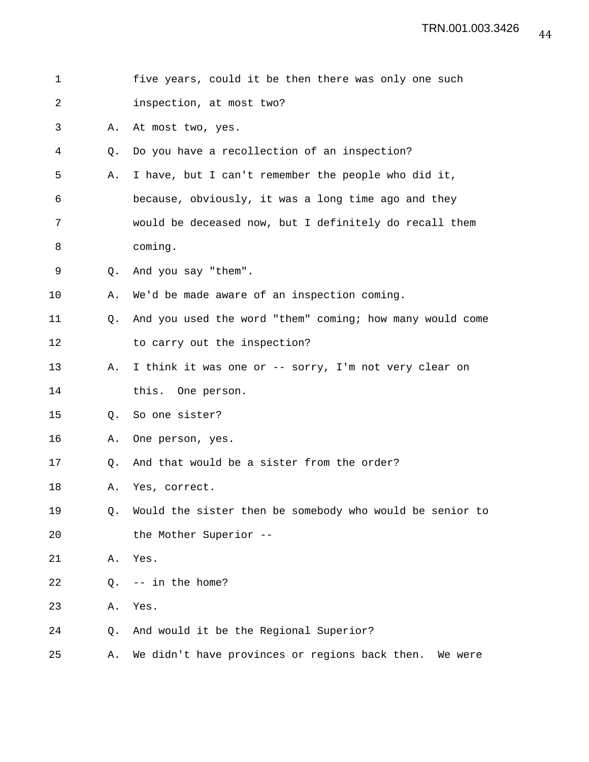five years, could it be then there was only one such inspection, at most two?

A. At most two, yes.

Q. Do you have a recollection of an inspection?

A. I have, but I can't remember the people who did it, because, obviously, it was a long time ago and they would be deceased now, but I definitely do recall them coming.

Q. And you say "them".

A. We'd be made aware of an inspection coming.

Q. And you used the word "them" coming; how many would come to carry out the inspection?

A. I think it was one or -- sorry, I'm not very clear on this. One person.

Q. So one sister?

A. One person, yes.

Q. And that would be a sister from the order?

A. Yes, correct.

Q. Would the sister then be somebody who would be senior to the Mother Superior --

A. Yes.

Q. -- in the home?

A. Yes.

Q. And would it be the Regional Superior?

A. We didn't have provinces or regions back then. We were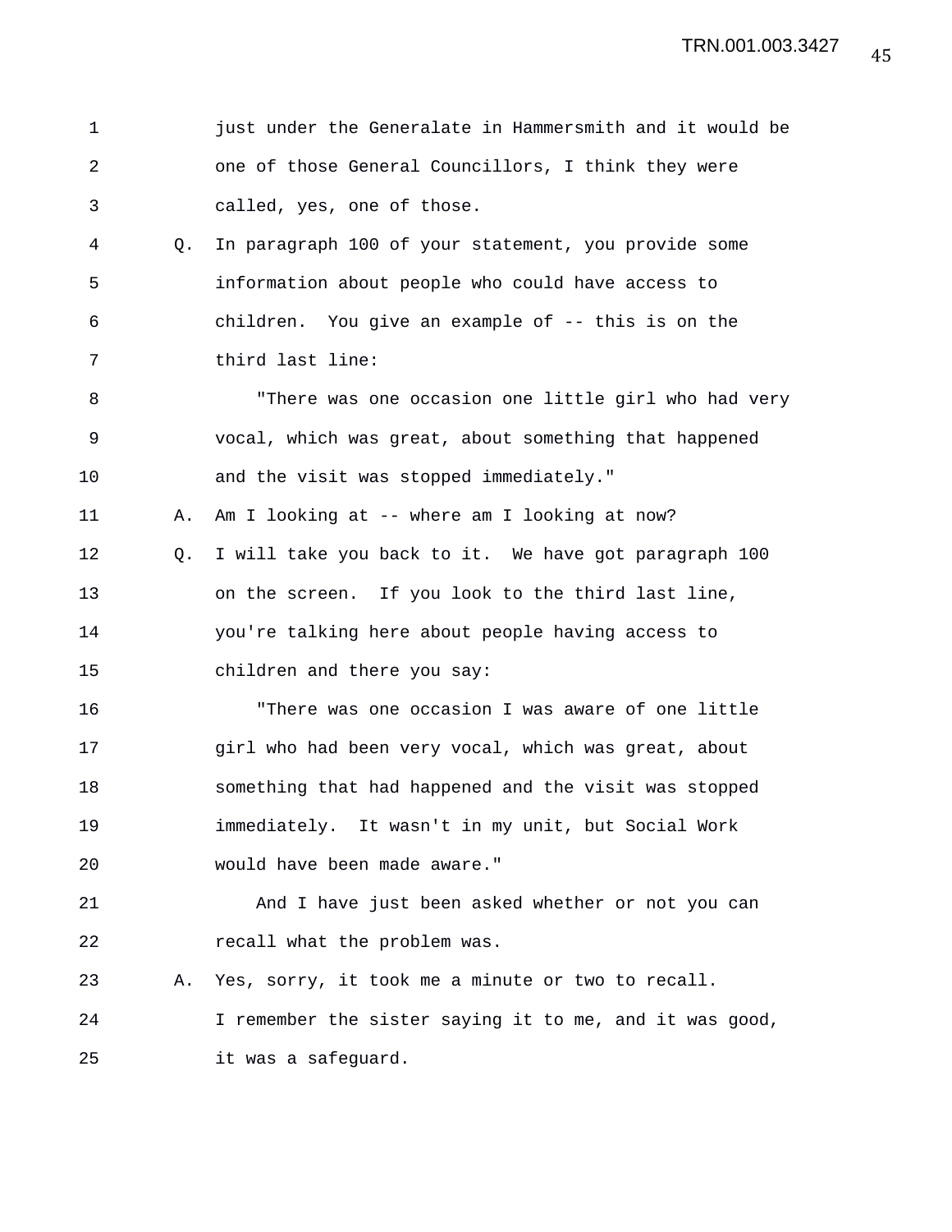1 just under the Generalate in Hammersmith and it would be
2 one of those General Councillors, I think they were
3 called, yes, one of those.

4 Q. In paragraph 100 of your statement, you provide some
5 information about people who could have access to
6 children. You give an example of -- this is on the
7 third last line:

8 "There was one occasion one little girl who had very
9 vocal, which was great, about something that happened
10 and the visit was stopped immediately."

11 A. Am I looking at -- where am I looking at now?

12 Q. I will take you back to it. We have got paragraph 100
13 on the screen. If you look to the third last line,
14 you're talking here about people having access to
15 children and there you say:

16 "There was one occasion I was aware of one little
17 girl who had been very vocal, which was great, about
18 something that had happened and the visit was stopped
19 immediately. It wasn't in my unit, but Social Work
20 would have been made aware."

21 And I have just been asked whether or not you can
22 recall what the problem was.

23 A. Yes, sorry, it took me a minute or two to recall.
24 I remember the sister saying it to me, and it was good,
25 it was a safeguard.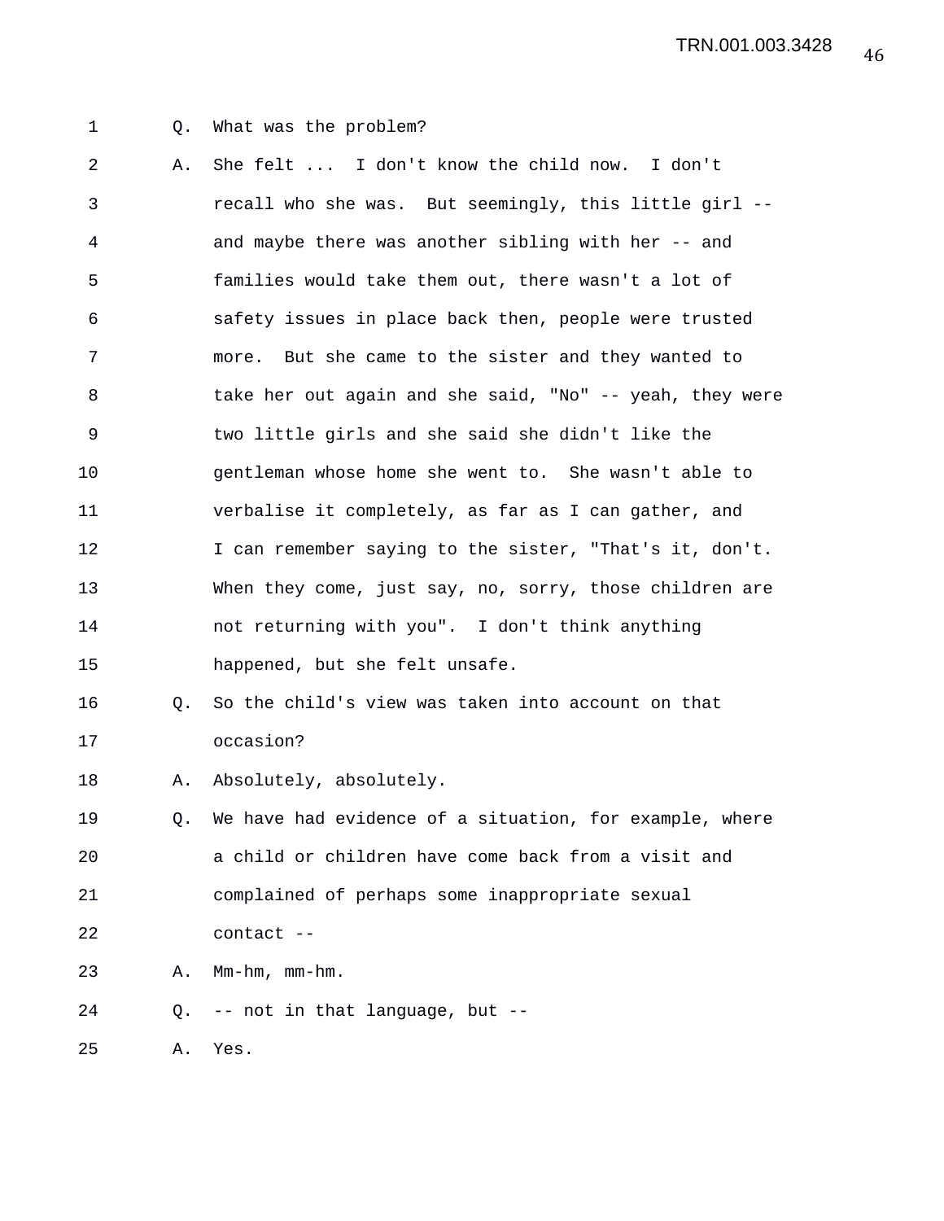1 Q. What was the problem?

2 A. She felt ... I don't know the child now. I don't

3 recall who she was. But seemingly, this little girl --

4 and maybe there was another sibling with her -- and

5 families would take them out, there wasn't a lot of

6 safety issues in place back then, people were trusted

7 more. But she came to the sister and they wanted to

8 take her out again and she said, "No" -- yeah, they were

9 two little girls and she said she didn't like the

10 gentleman whose home she went to. She wasn't able to

11 verbalise it completely, as far as I can gather, and

12 I can remember saying to the sister, "That's it, don't.

13 When they come, just say, no, sorry, those children are

14 not returning with you". I don't think anything

15 happened, but she felt unsafe.

16 Q. So the child's view was taken into account on that

17 occasion?

18 A. Absolutely, absolutely.

19 Q. We have had evidence of a situation, for example, where

20 a child or children have come back from a visit and

21 complained of perhaps some inappropriate sexual

22 contact --

23 A. Mm-hm, mm-hm.

24 Q. -- not in that language, but --

25 A. Yes.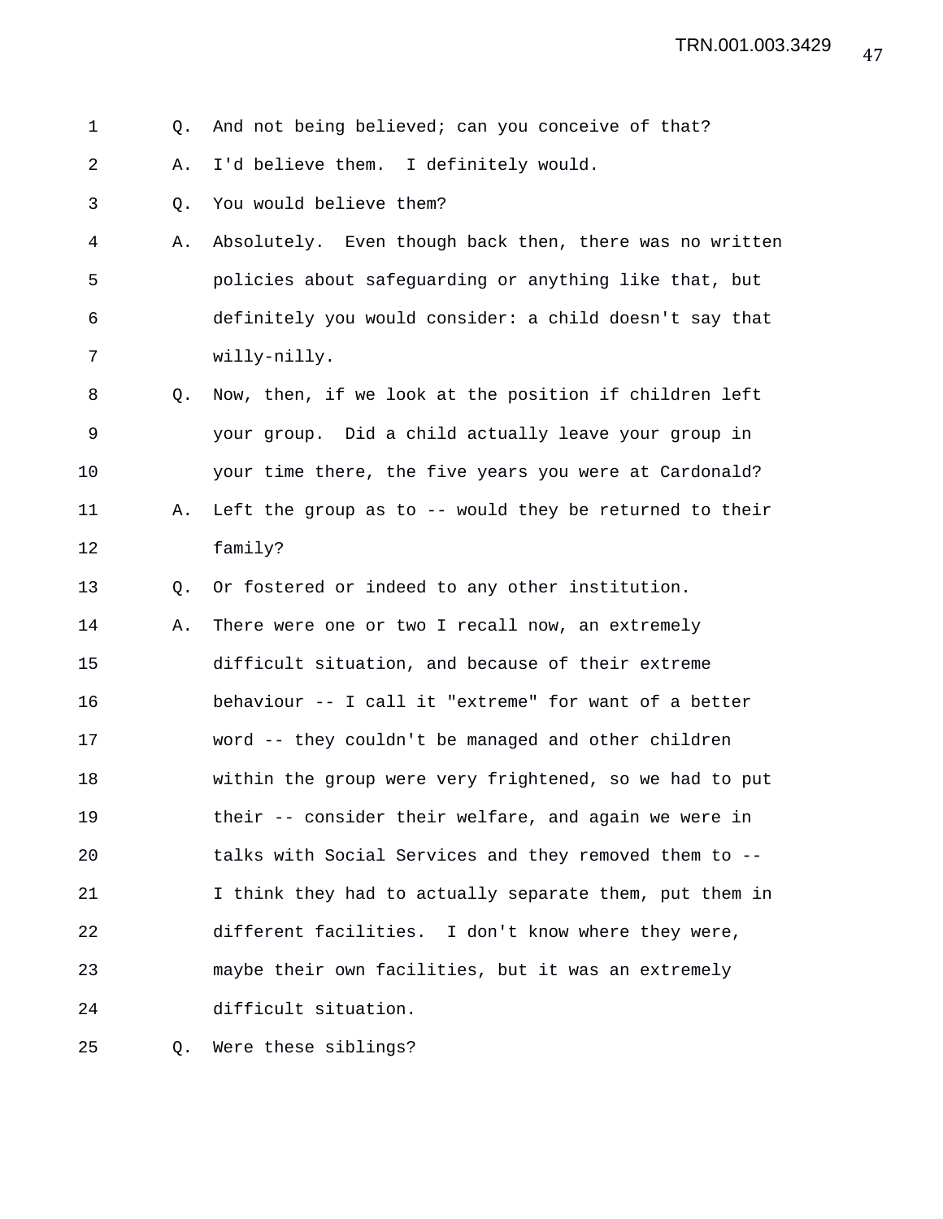1 Q. And not being believed; can you conceive of that?

2 A. I'd believe them. I definitely would.

3 Q. You would believe them?

4 A. Absolutely. Even though back then, there was no written
5 policies about safeguarding or anything like that, but
6 definitely you would consider: a child doesn't say that
7 willy-nilly.

8 Q. Now, then, if we look at the position if children left
9 your group. Did a child actually leave your group in
10 your time there, the five years you were at Cardonald?

11 A. Left the group as to -- would they be returned to their
12 family?

13 Q. Or fostered or indeed to any other institution.

14 A. There were one or two I recall now, an extremely
15 difficult situation, and because of their extreme
16 behaviour -- I call it "extreme" for want of a better
17 word -- they couldn't be managed and other children
18 within the group were very frightened, so we had to put
19 their -- consider their welfare, and again we were in
20 talks with Social Services and they removed them to --
21 I think they had to actually separate them, put them in
22 different facilities. I don't know where they were,
23 maybe their own facilities, but it was an extremely
24 difficult situation.

25 Q. Were these siblings?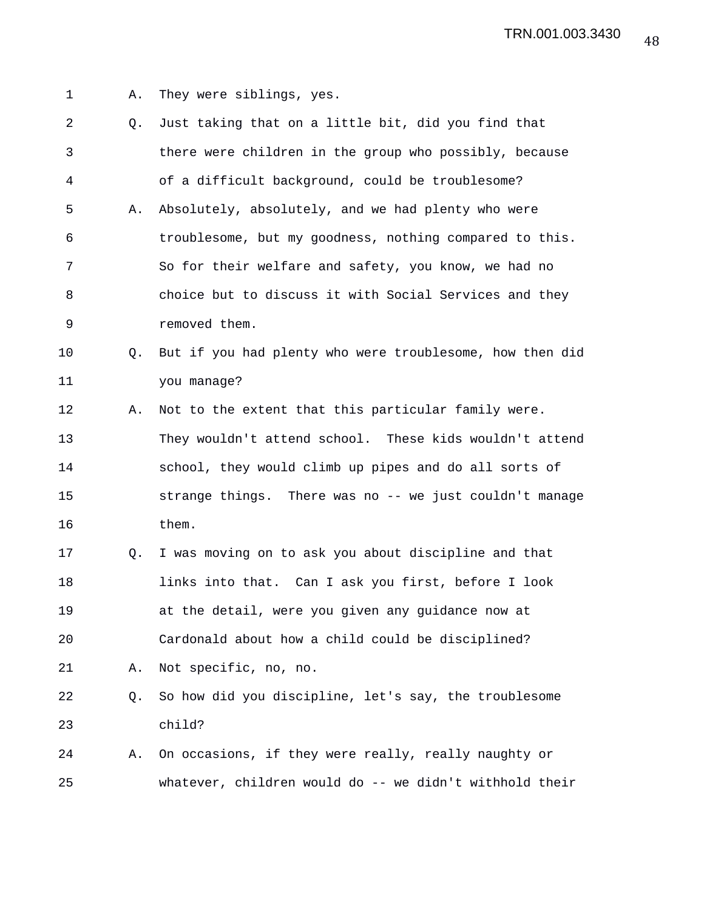A. They were siblings, yes.

Q. Just taking that on a little bit, did you find that there were children in the group who possibly, because of a difficult background, could be troublesome?

A. Absolutely, absolutely, and we had plenty who were troublesome, but my goodness, nothing compared to this. So for their welfare and safety, you know, we had no choice but to discuss it with Social Services and they removed them.

Q. But if you had plenty who were troublesome, how then did you manage?

A. Not to the extent that this particular family were. They wouldn't attend school. These kids wouldn't attend school, they would climb up pipes and do all sorts of strange things. There was no -- we just couldn't manage them.

Q. I was moving on to ask you about discipline and that links into that. Can I ask you first, before I look at the detail, were you given any guidance now at Cardonald about how a child could be disciplined?

A. Not specific, no, no.

Q. So how did you discipline, let's say, the troublesome child?

A. On occasions, if they were really, really naughty or whatever, children would do -- we didn't withhold their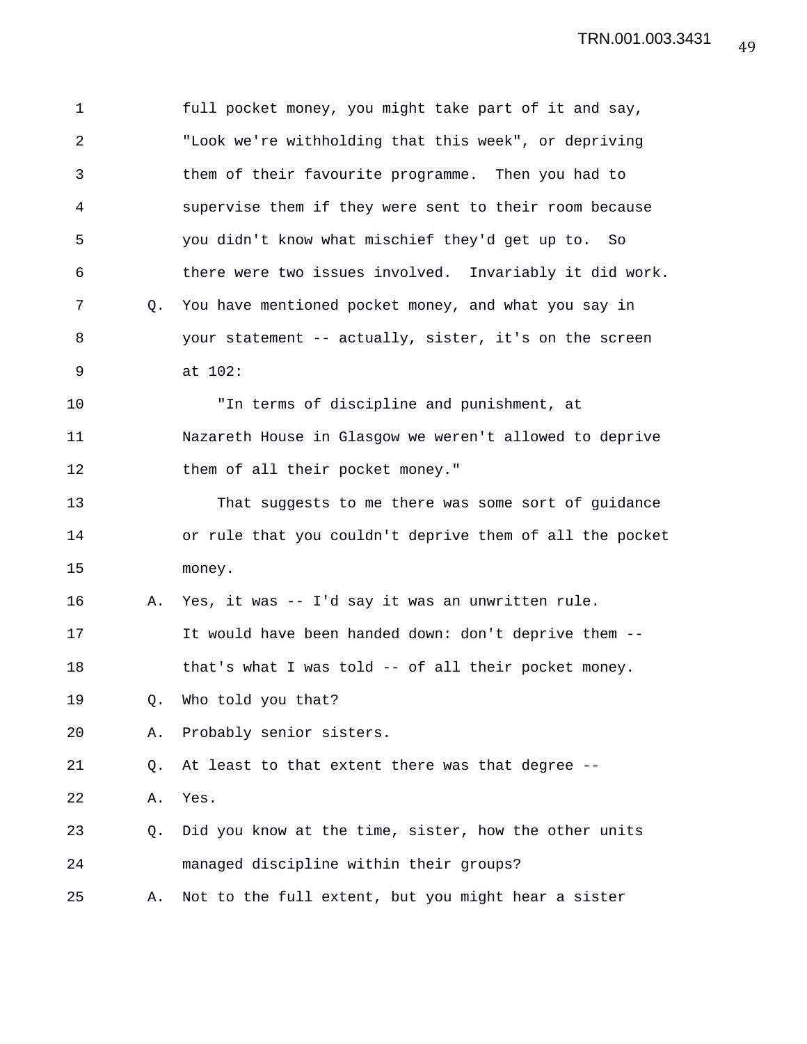full pocket money, you might take part of it and say, "Look we're withholding that this week", or depriving them of their favourite programme. Then you had to supervise them if they were sent to their room because you didn't know what mischief they'd get up to. So there were two issues involved. Invariably it did work.

Q. You have mentioned pocket money, and what you say in your statement -- actually, sister, it's on the screen at 102:

"In terms of discipline and punishment, at Nazareth House in Glasgow we weren't allowed to deprive them of all their pocket money."

That suggests to me there was some sort of guidance or rule that you couldn't deprive them of all the pocket money.

A. Yes, it was -- I'd say it was an unwritten rule. It would have been handed down: don't deprive them -- that's what I was told -- of all their pocket money.

Q. Who told you that?

A. Probably senior sisters.

Q. At least to that extent there was that degree --

A. Yes.

Q. Did you know at the time, sister, how the other units managed discipline within their groups?

A. Not to the full extent, but you might hear a sister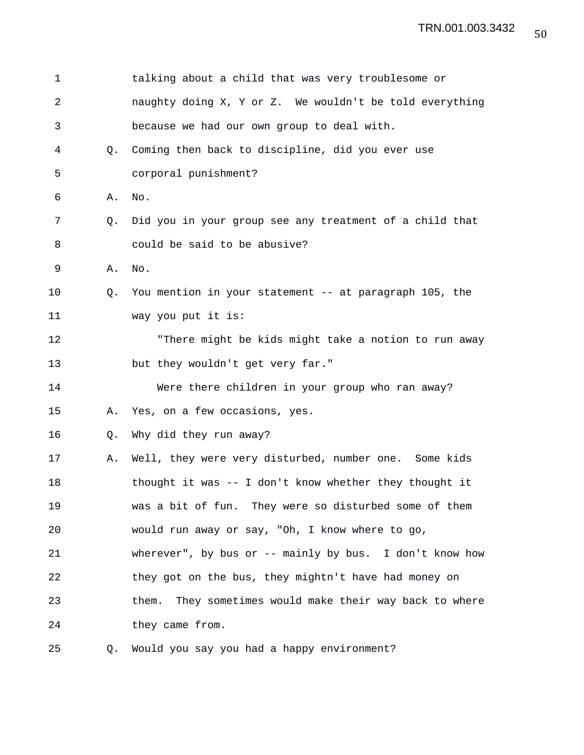talking about a child that was very troublesome or naughty doing X, Y or Z. We wouldn't be told everything because we had our own group to deal with.

Q. Coming then back to discipline, did you ever use corporal punishment?

A. No.

Q. Did you in your group see any treatment of a child that could be said to be abusive?

A. No.

Q. You mention in your statement -- at paragraph 105, the way you put it is:

"There might be kids might take a notion to run away but they wouldn't get very far."

Were there children in your group who ran away?

A. Yes, on a few occasions, yes.

Q. Why did they run away?

A. Well, they were very disturbed, number one. Some kids thought it was -- I don't know whether they thought it was a bit of fun. They were so disturbed some of them would run away or say, "Oh, I know where to go, wherever", by bus or -- mainly by bus. I don't know how they got on the bus, they mightn't have had money on them. They sometimes would make their way back to where they came from.

Q. Would you say you had a happy environment?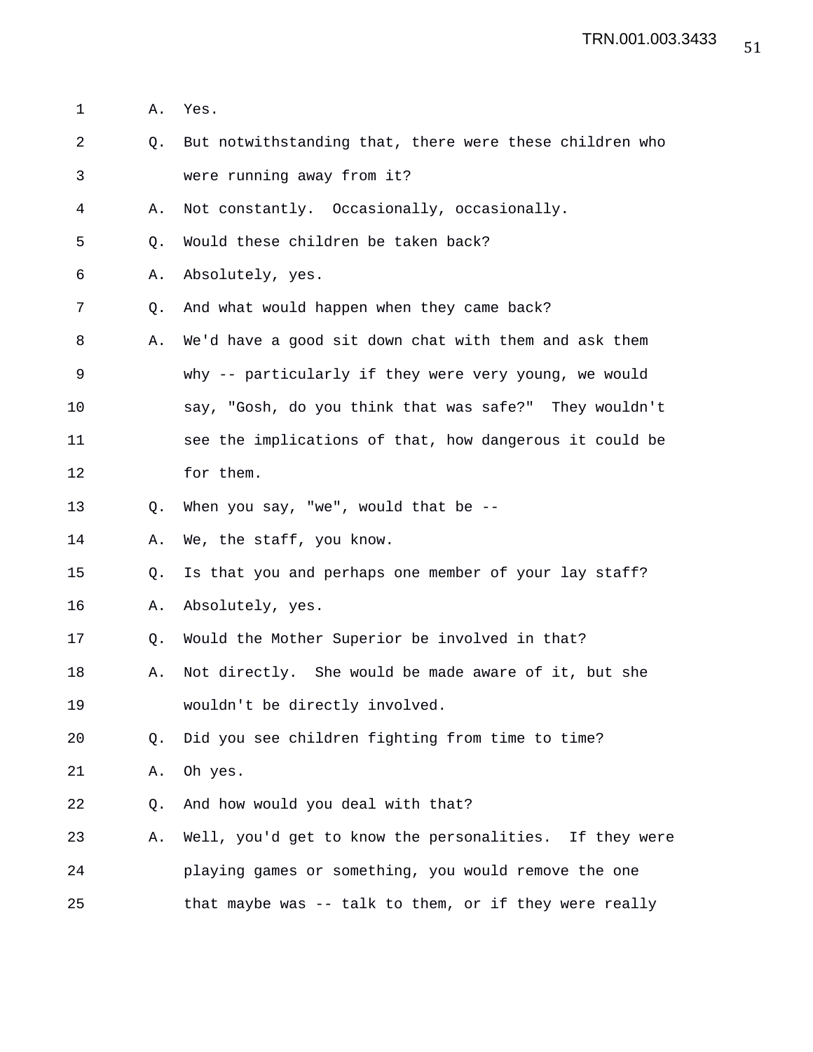1 A. Yes.

2 Q. But notwithstanding that, there were these children who

3 were running away from it?

4 A. Not constantly. Occasionally, occasionally.

5 Q. Would these children be taken back?

6 A. Absolutely, yes.

7 Q. And what would happen when they came back?

8 A. We'd have a good sit down chat with them and ask them

9 why -- particularly if they were very young, we would

10 say, "Gosh, do you think that was safe?" They wouldn't

11 see the implications of that, how dangerous it could be

12 for them.

13 Q. When you say, "we", would that be --

14 A. We, the staff, you know.

15 Q. Is that you and perhaps one member of your lay staff?

16 A. Absolutely, yes.

17 Q. Would the Mother Superior be involved in that?

18 A. Not directly. She would be made aware of it, but she

19 wouldn't be directly involved.

20 Q. Did you see children fighting from time to time?

21 A. Oh yes.

22 Q. And how would you deal with that?

23 A. Well, you'd get to know the personalities. If they were

24 playing games or something, you would remove the one

25 that maybe was -- talk to them, or if they were really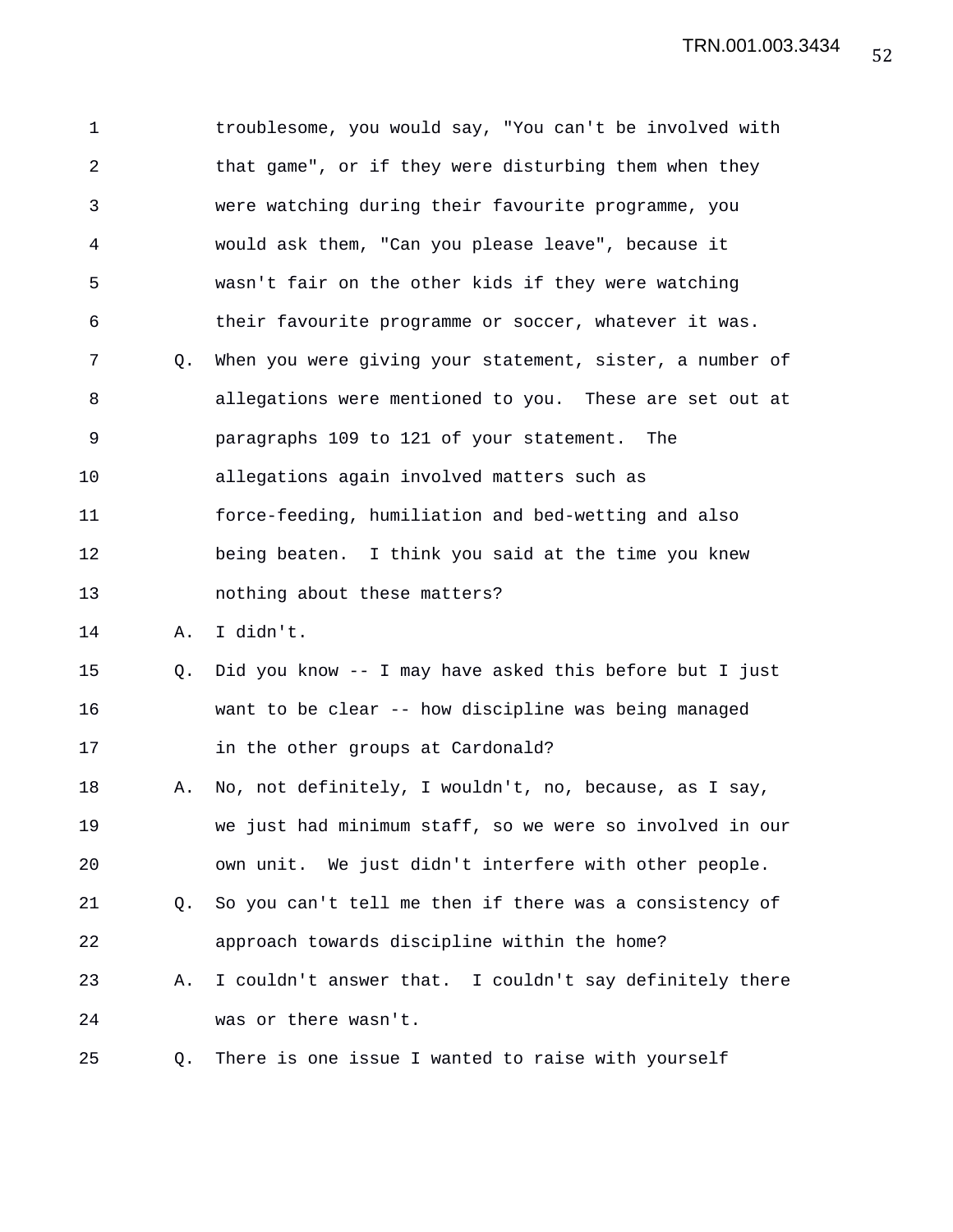1 troublesome, you would say, "You can't be involved with
2 that game", or if they were disturbing them when they
3 were watching during their favourite programme, you
4 would ask them, "Can you please leave", because it
5 wasn't fair on the other kids if they were watching
6 their favourite programme or soccer, whatever it was.

7 Q. When you were giving your statement, sister, a number of
8 allegations were mentioned to you. These are set out at
9 paragraphs 109 to 121 of your statement. The
10 allegations again involved matters such as
11 force-feeding, humiliation and bed-wetting and also
12 being beaten. I think you said at the time you knew
13 nothing about these matters?

14 A. I didn't.

15 Q. Did you know -- I may have asked this before but I just
16 want to be clear -- how discipline was being managed
17 in the other groups at Cardonald?

18 A. No, not definitely, I wouldn't, no, because, as I say,
19 we just had minimum staff, so we were so involved in our
20 own unit. We just didn't interfere with other people.

21 Q. So you can't tell me then if there was a consistency of
22 approach towards discipline within the home?

23 A. I couldn't answer that. I couldn't say definitely there
24 was or there wasn't.

25 Q. There is one issue I wanted to raise with yourself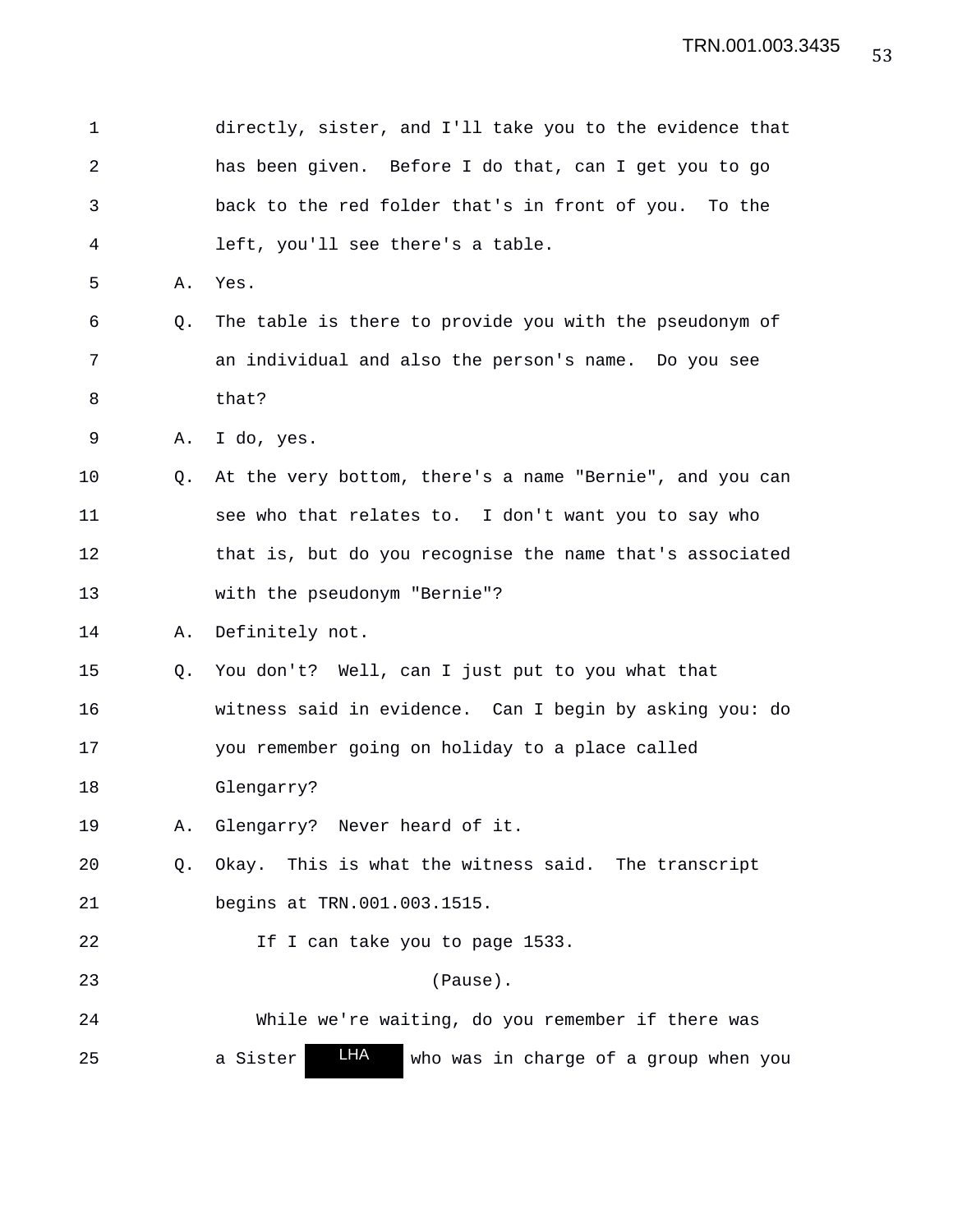directly, sister, and I'll take you to the evidence that has been given. Before I do that, can I get you to go back to the red folder that's in front of you. To the left, you'll see there's a table.

A. Yes.

Q. The table is there to provide you with the pseudonym of an individual and also the person's name. Do you see that?

A. I do, yes.

Q. At the very bottom, there's a name "Bernie", and you can see who that relates to. I don't want you to say who that is, but do you recognise the name that's associated with the pseudonym "Bernie"?

A. Definitely not.

Q. You don't? Well, can I just put to you what that witness said in evidence. Can I begin by asking you: do you remember going on holiday to a place called Glengarry?

A. Glengarry? Never heard of it.

Q. Okay. This is what the witness said. The transcript begins at TRN.001.003.1515.

If I can take you to page 1533.

(Pause).

While we're waiting, do you remember if there was a Sister LHA who was in charge of a group when you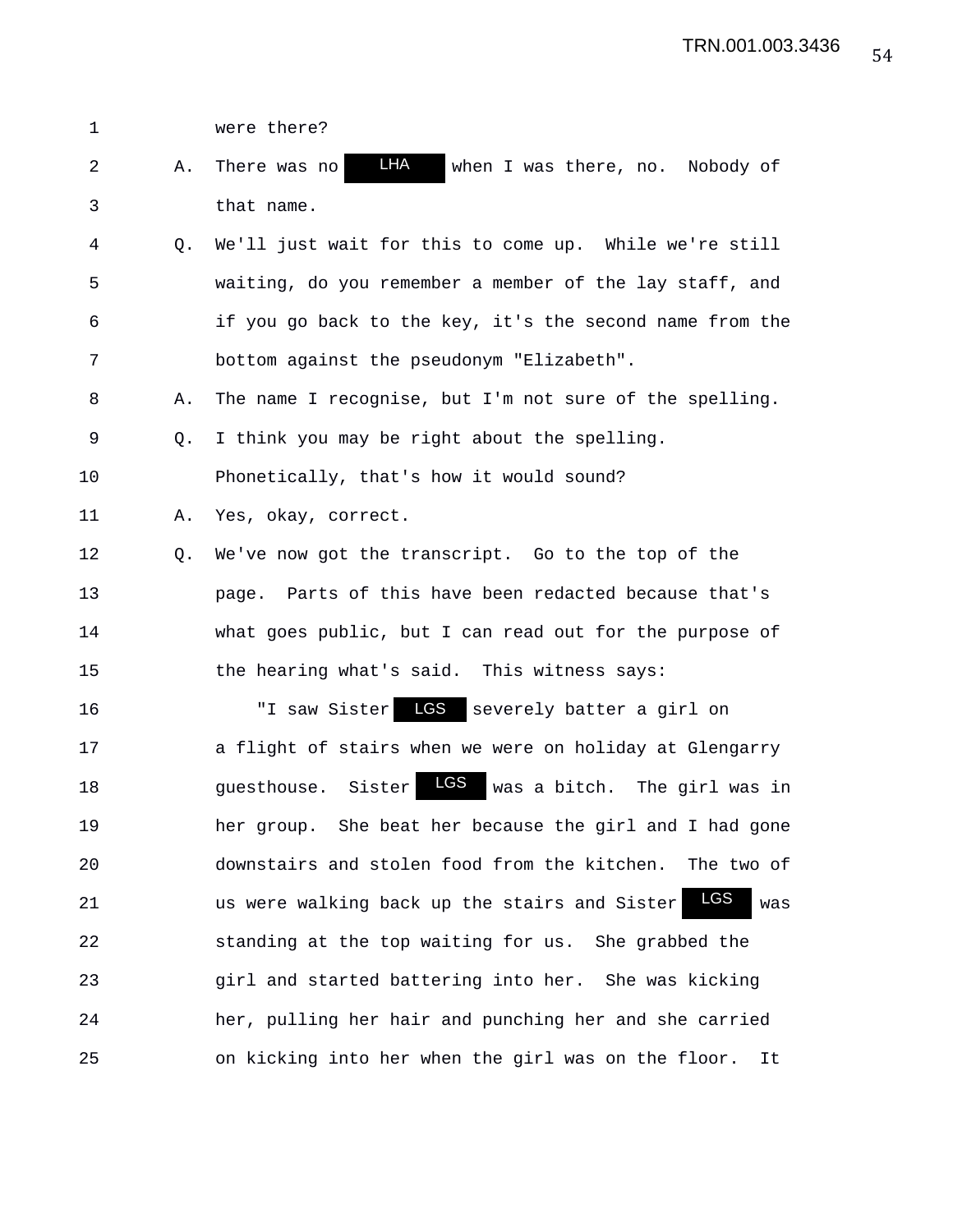1 were there?

2 A. There was no LHA when I was there, no. Nobody of

3 that name.

4 Q. We'll just wait for this to come up. While we're still

5 waiting, do you remember a member of the lay staff, and

6 if you go back to the key, it's the second name from the

7 bottom against the pseudonym "Elizabeth".

8 A. The name I recognise, but I'm not sure of the spelling.

9 Q. I think you may be right about the spelling.

10 Phonetically, that's how it would sound?

11 A. Yes, okay, correct.

12 Q. We've now got the transcript. Go to the top of the

13 page. Parts of this have been redacted because that's

14 what goes public, but I can read out for the purpose of

15 the hearing what's said. This witness says:

16 "I saw Sister LGS severely batter a girl on

17 a flight of stairs when we were on holiday at Glengarry

18 guesthouse. Sister LGS was a bitch. The girl was in

19 her group. She beat her because the girl and I had gone

20 downstairs and stolen food from the kitchen. The two of

21 us were walking back up the stairs and Sister LGS was

22 standing at the top waiting for us. She grabbed the

23 girl and started battering into her. She was kicking

24 her, pulling her hair and punching her and she carried

25 on kicking into her when the girl was on the floor. It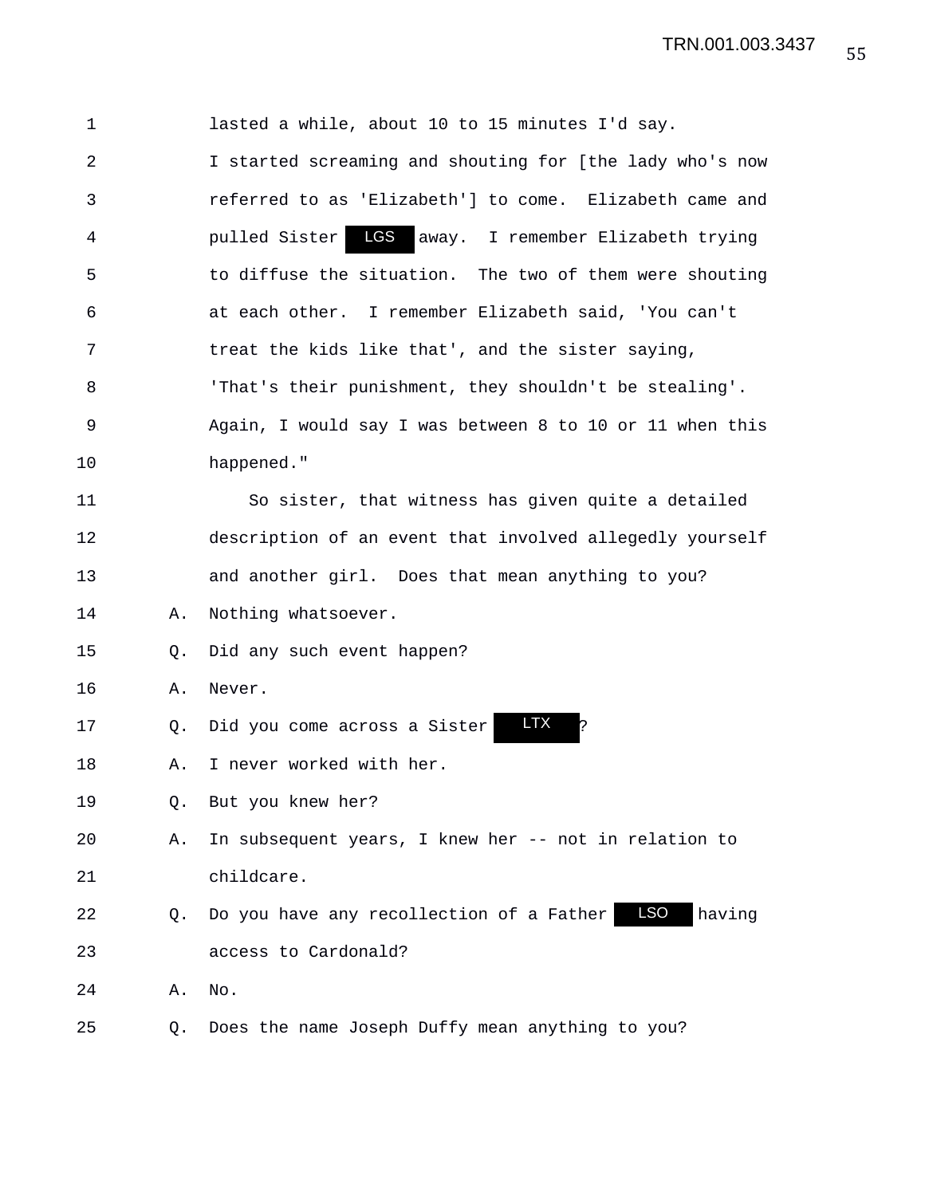1 lasted a while, about 10 to 15 minutes I'd say.

2 I started screaming and shouting for [the lady who's now

3 referred to as 'Elizabeth'] to come. Elizabeth came and

4 pulled Sister LGS away. I remember Elizabeth trying

5 to diffuse the situation. The two of them were shouting

6 at each other. I remember Elizabeth said, 'You can't

7 treat the kids like that', and the sister saying,

8 'That's their punishment, they shouldn't be stealing'.

9 Again, I would say I was between 8 to 10 or 11 when this

10 happened."

11 So sister, that witness has given quite a detailed

12 description of an event that involved allegedly yourself

13 and another girl. Does that mean anything to you?

14 A. Nothing whatsoever.

15 Q. Did any such event happen?

16 A. Never.

17 Q. Did you come across a Sister LTX ?

18 A. I never worked with her.

19 Q. But you knew her?

20 A. In subsequent years, I knew her -- not in relation to

21 childcare.

22 Q. Do you have any recollection of a Father LSO having

23 access to Cardonald?

24 A. No.

25 Q. Does the name Joseph Duffy mean anything to you?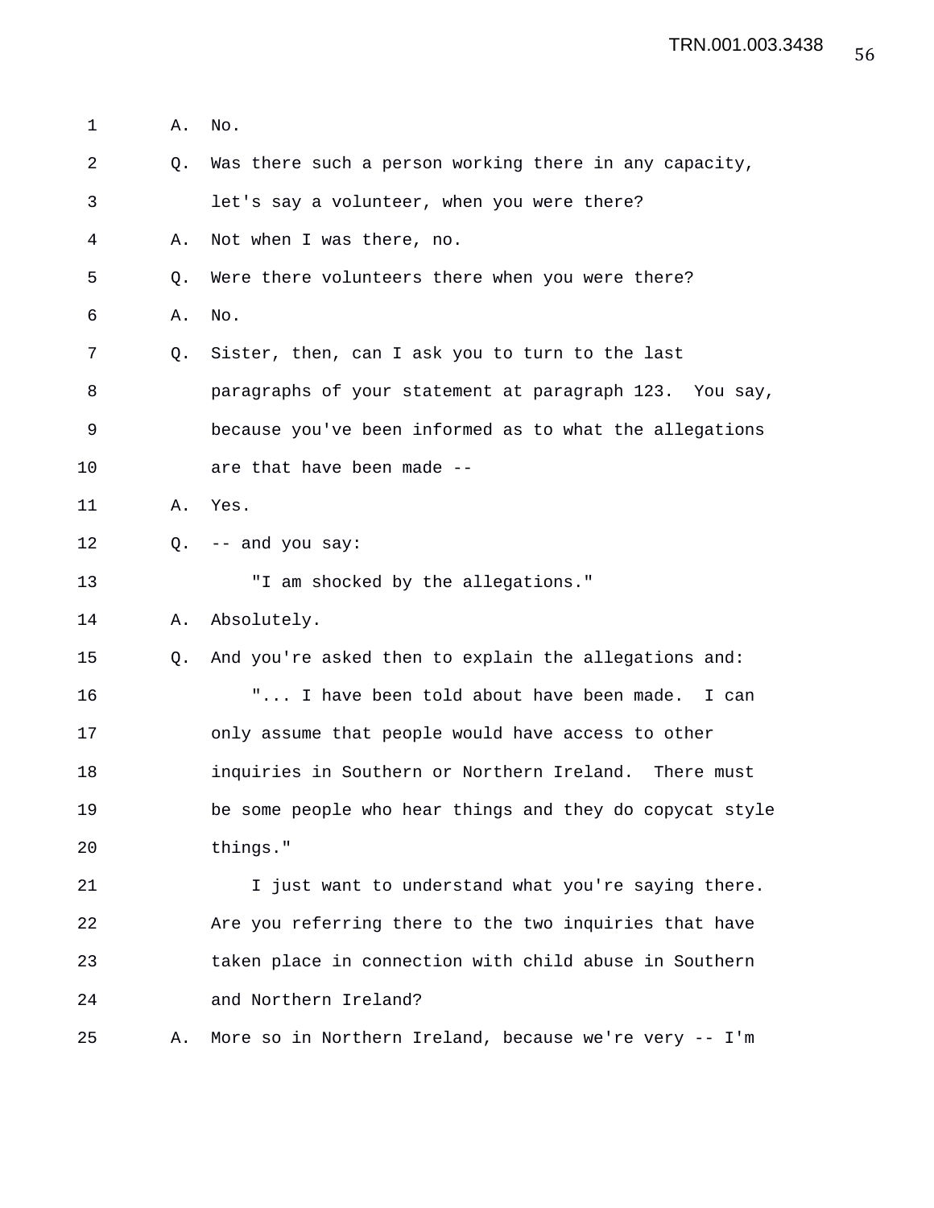1 A. No.

2 Q. Was there such a person working there in any capacity,

3 let's say a volunteer, when you were there?

4 A. Not when I was there, no.

5 Q. Were there volunteers there when you were there?

6 A. No.

7 Q. Sister, then, can I ask you to turn to the last

8 paragraphs of your statement at paragraph 123. You say,

9 because you've been informed as to what the allegations

10 are that have been made --

11 A. Yes.

12 Q. -- and you say:

13 "I am shocked by the allegations."

14 A. Absolutely.

15 Q. And you're asked then to explain the allegations and:

16 "... I have been told about have been made. I can

17 only assume that people would have access to other

18 inquiries in Southern or Northern Ireland. There must

19 be some people who hear things and they do copycat style

20 things."

21 I just want to understand what you're saying there.

22 Are you referring there to the two inquiries that have

23 taken place in connection with child abuse in Southern

24 and Northern Ireland?

25 A. More so in Northern Ireland, because we're very -- I'm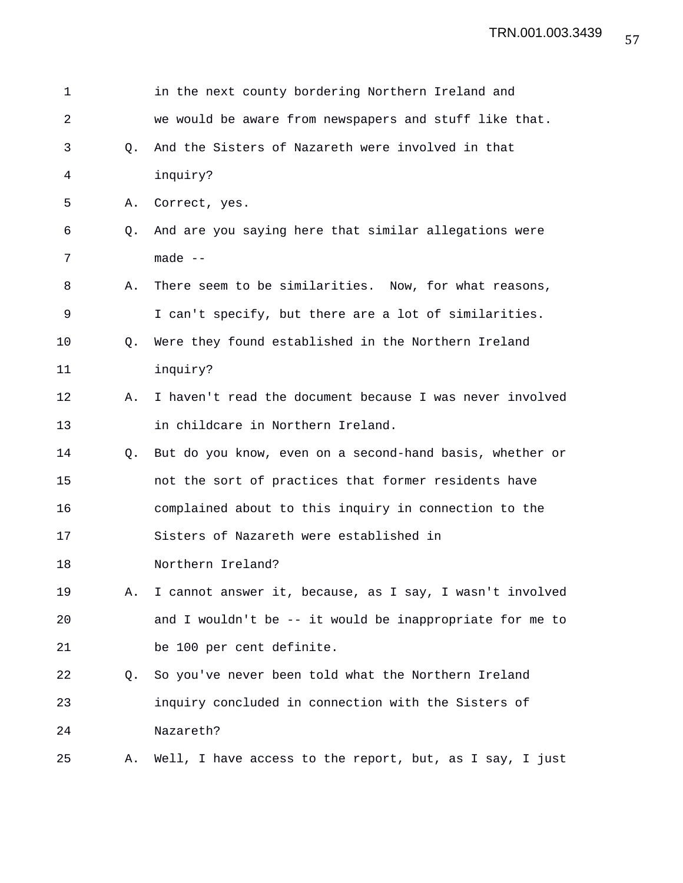1 in the next county bordering Northern Ireland and
2 we would be aware from newspapers and stuff like that.
3 Q. And the Sisters of Nazareth were involved in that
4 inquiry?
5 A. Correct, yes.
6 Q. And are you saying here that similar allegations were
7 made --
8 A. There seem to be similarities. Now, for what reasons,
9 I can't specify, but there are a lot of similarities.
10 Q. Were they found established in the Northern Ireland
11 inquiry?
12 A. I haven't read the document because I was never involved
13 in childcare in Northern Ireland.
14 Q. But do you know, even on a second-hand basis, whether or
15 not the sort of practices that former residents have
16 complained about to this inquiry in connection to the
17 Sisters of Nazareth were established in
18 Northern Ireland?
19 A. I cannot answer it, because, as I say, I wasn't involved
20 and I wouldn't be -- it would be inappropriate for me to
21 be 100 per cent definite.
22 Q. So you've never been told what the Northern Ireland
23 inquiry concluded in connection with the Sisters of
24 Nazareth?
25 A. Well, I have access to the report, but, as I say, I just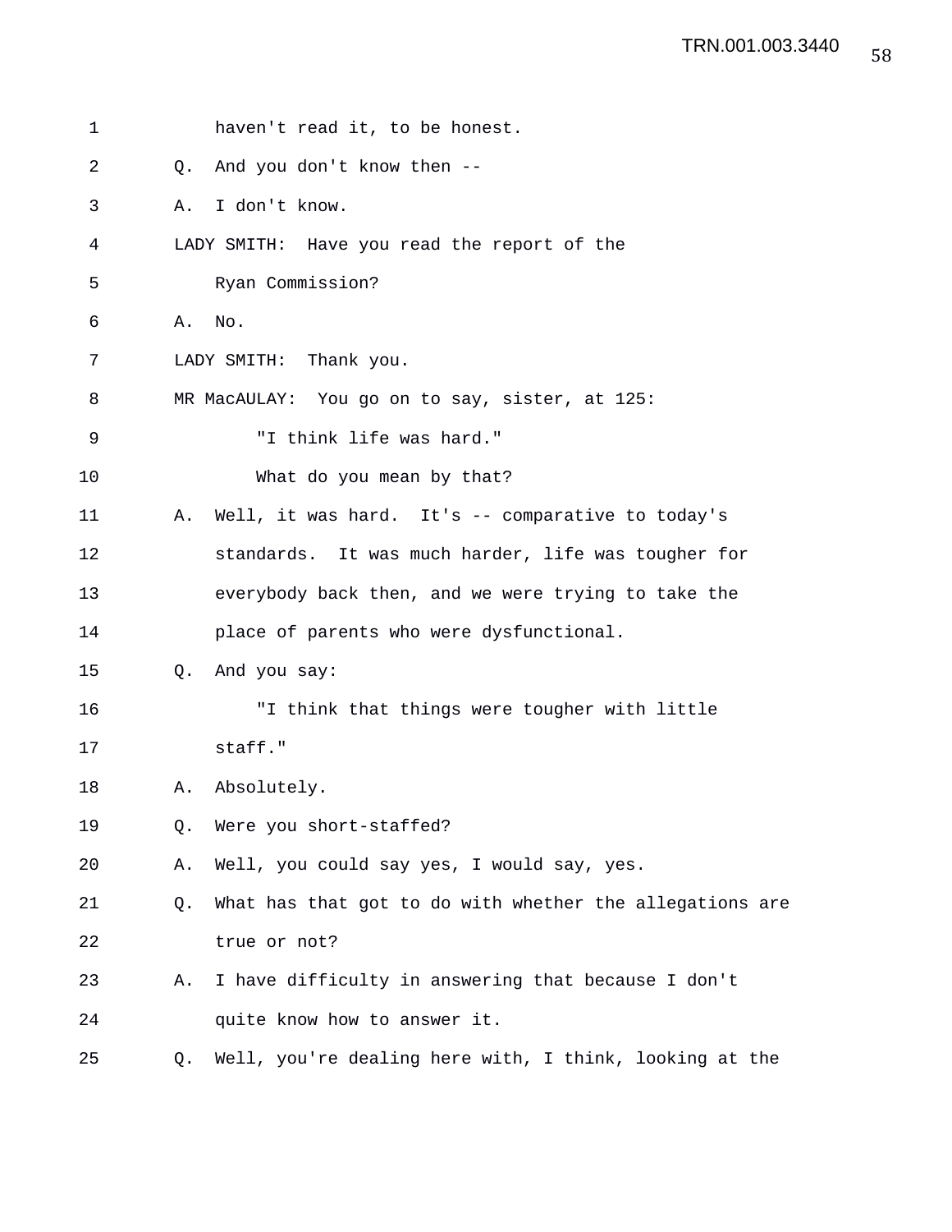haven't read it, to be honest.

Q. And you don't know then --

A. I don't know.

LADY SMITH: Have you read the report of the Ryan Commission?

A. No.

LADY SMITH: Thank you.

MR MacAULAY: You go on to say, sister, at 125:

"I think life was hard."

What do you mean by that?

A. Well, it was hard. It's -- comparative to today's standards. It was much harder, life was tougher for everybody back then, and we were trying to take the place of parents who were dysfunctional.

Q. And you say:

"I think that things were tougher with little staff."

A. Absolutely.

Q. Were you short-staffed?

A. Well, you could say yes, I would say, yes.

Q. What has that got to do with whether the allegations are true or not?

A. I have difficulty in answering that because I don't quite know how to answer it.

Q. Well, you're dealing here with, I think, looking at the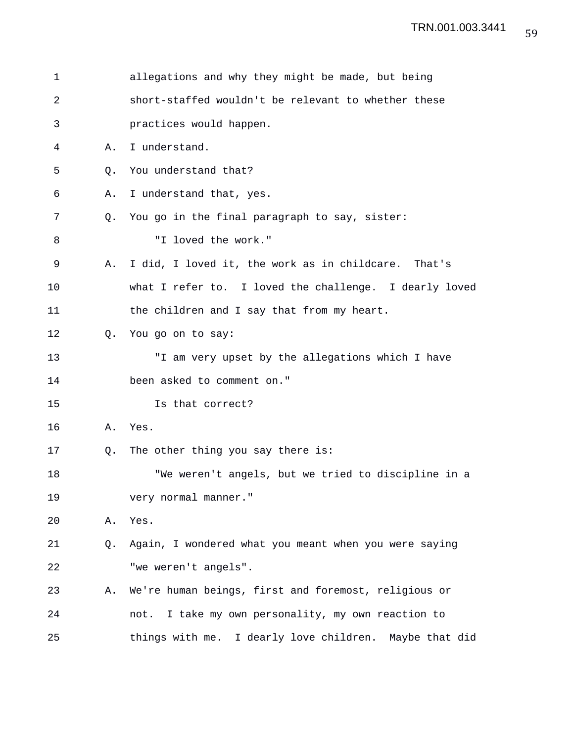allegations and why they might be made, but being short-staffed wouldn't be relevant to whether these practices would happen.

A. I understand.

Q. You understand that?

A. I understand that, yes.

Q. You go in the final paragraph to say, sister:

"I loved the work."

A. I did, I loved it, the work as in childcare. That's what I refer to. I loved the challenge. I dearly loved the children and I say that from my heart.

Q. You go on to say:

"I am very upset by the allegations which I have been asked to comment on."

Is that correct?

A. Yes.

Q. The other thing you say there is:

"We weren't angels, but we tried to discipline in a very normal manner."

A. Yes.

Q. Again, I wondered what you meant when you were saying "we weren't angels".

A. We're human beings, first and foremost, religious or not. I take my own personality, my own reaction to things with me. I dearly love children. Maybe that did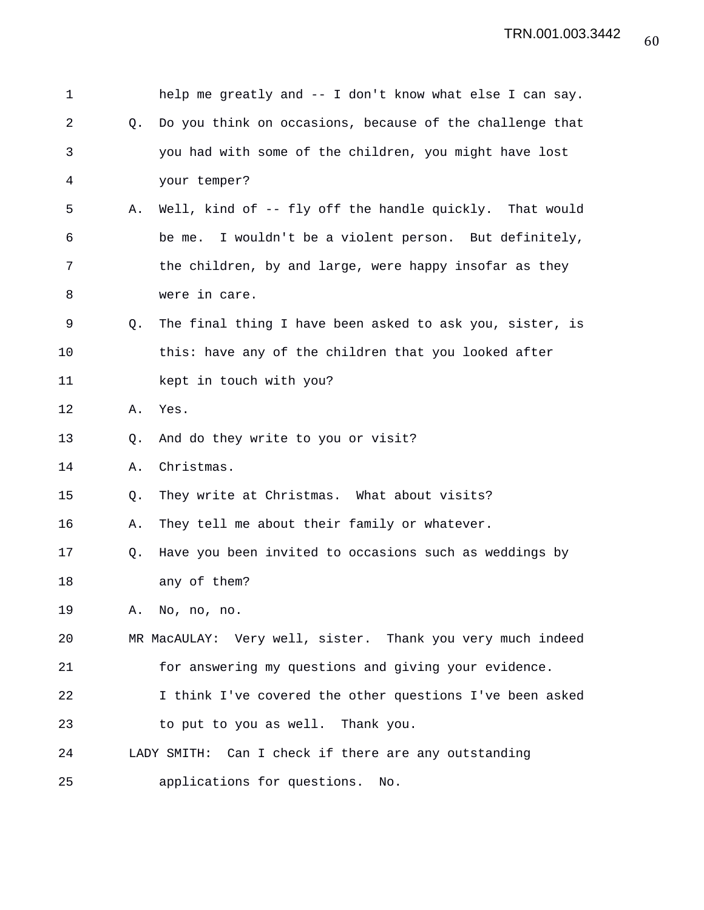help me greatly and -- I don't know what else I can say.

Q. Do you think on occasions, because of the challenge that you had with some of the children, you might have lost your temper?

A. Well, kind of -- fly off the handle quickly. That would be me. I wouldn't be a violent person. But definitely, the children, by and large, were happy insofar as they were in care.

Q. The final thing I have been asked to ask you, sister, is this: have any of the children that you looked after kept in touch with you?

A. Yes.

Q. And do they write to you or visit?

A. Christmas.

Q. They write at Christmas. What about visits?

A. They tell me about their family or whatever.

Q. Have you been invited to occasions such as weddings by any of them?

A. No, no, no.

MR MacAULAY: Very well, sister. Thank you very much indeed for answering my questions and giving your evidence. I think I've covered the other questions I've been asked to put to you as well. Thank you.

LADY SMITH: Can I check if there are any outstanding applications for questions. No.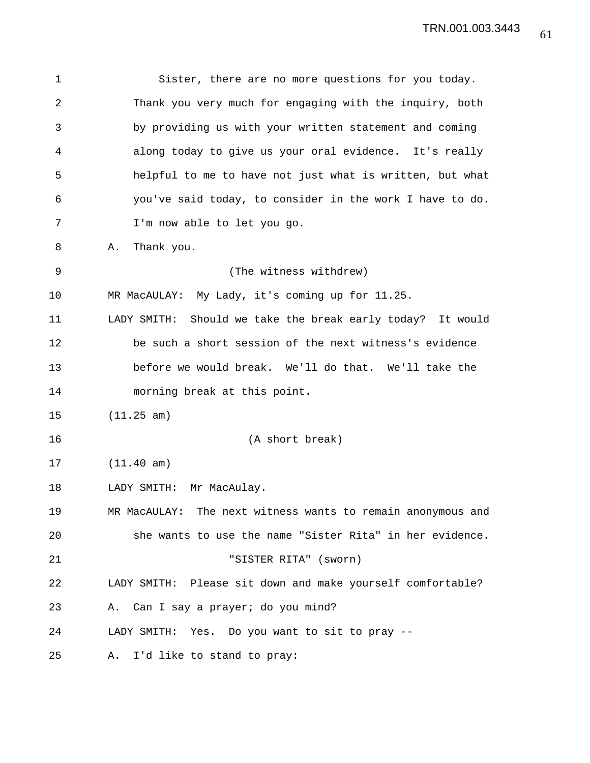Sister, there are no more questions for you today. Thank you very much for engaging with the inquiry, both by providing us with your written statement and coming along today to give us your oral evidence. It's really helpful to me to have not just what is written, but what you've said today, to consider in the work I have to do. I'm now able to let you go.

A. Thank you.

(The witness withdrew)

MR MacAULAY: My Lady, it's coming up for 11.25.

LADY SMITH: Should we take the break early today? It would be such a short session of the next witness's evidence before we would break. We'll do that. We'll take the morning break at this point.

(11.25 am)

(A short break)

(11.40 am)

LADY SMITH: Mr MacAulay.

MR MacAULAY: The next witness wants to remain anonymous and she wants to use the name "Sister Rita" in her evidence.

"SISTER RITA" (sworn)

LADY SMITH: Please sit down and make yourself comfortable?

A. Can I say a prayer; do you mind?

LADY SMITH: Yes. Do you want to sit to pray --

A. I'd like to stand to pray: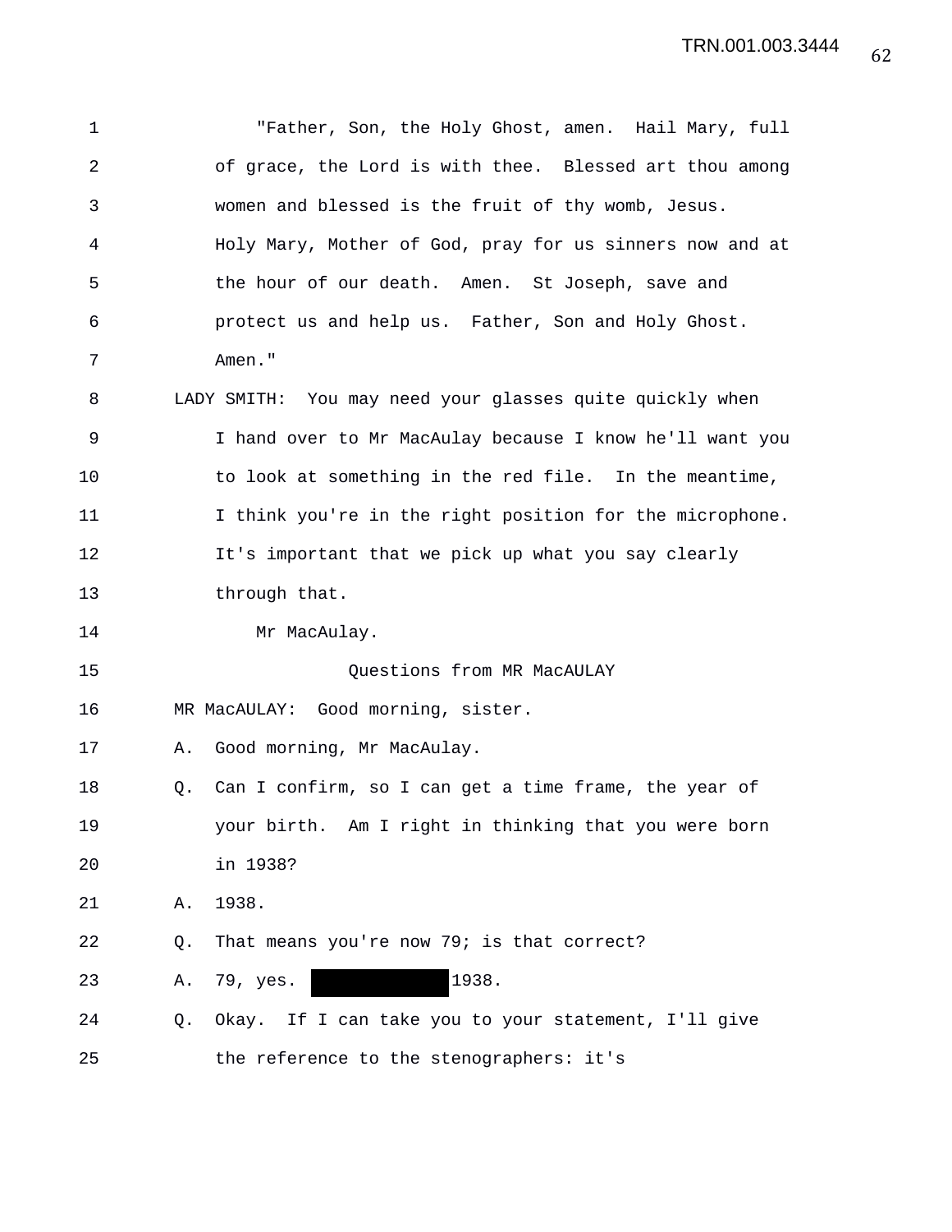"Father, Son, the Holy Ghost, amen. Hail Mary, full of grace, the Lord is with thee. Blessed art thou among women and blessed is the fruit of thy womb, Jesus. Holy Mary, Mother of God, pray for us sinners now and at the hour of our death. Amen. St Joseph, save and protect us and help us. Father, Son and Holy Ghost. Amen."

LADY SMITH: You may need your glasses quite quickly when I hand over to Mr MacAulay because I know he'll want you to look at something in the red file. In the meantime, I think you're in the right position for the microphone. It's important that we pick up what you say clearly through that.

Mr MacAulay.

Questions from MR MacAULAY

MR MacAULAY: Good morning, sister.

A. Good morning, Mr MacAulay.

Q. Can I confirm, so I can get a time frame, the year of your birth. Am I right in thinking that you were born in 1938?

A. 1938.

Q. That means you're now 79; is that correct?

A. 79, yes. [REDACTED] 1938.

Q. Okay. If I can take you to your statement, I'll give the reference to the stenographers: it's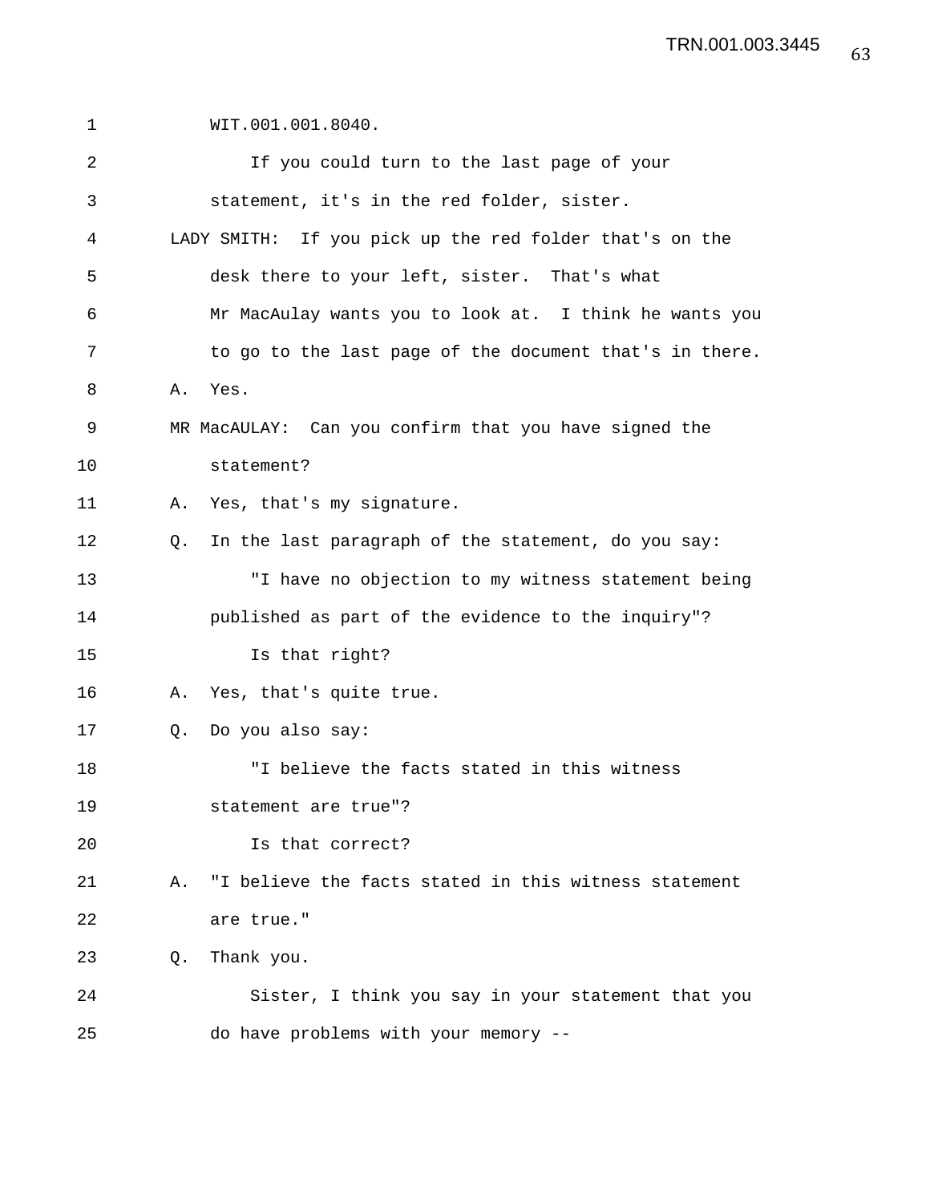WIT.001.001.8040.

If you could turn to the last page of your statement, it's in the red folder, sister.

LADY SMITH: If you pick up the red folder that's on the desk there to your left, sister. That's what Mr MacAulay wants you to look at. I think he wants you to go to the last page of the document that's in there.

A. Yes.

MR MacAULAY: Can you confirm that you have signed the statement?

A. Yes, that's my signature.

Q. In the last paragraph of the statement, do you say:

"I have no objection to my witness statement being published as part of the evidence to the inquiry"?

Is that right?

A. Yes, that's quite true.

Q. Do you also say:

"I believe the facts stated in this witness statement are true"?

Is that correct?

A. "I believe the facts stated in this witness statement are true."

Q. Thank you.

Sister, I think you say in your statement that you do have problems with your memory --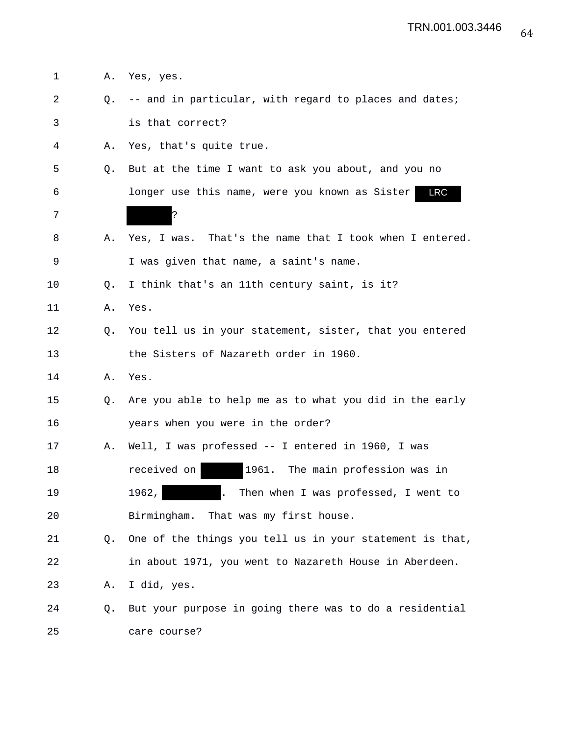A. Yes, yes.

Q. -- and in particular, with regard to places and dates; is that correct?

A. Yes, that's quite true.

Q. But at the time I want to ask you about, and you no longer use this name, were you known as Sister LRC ?

A. Yes, I was. That's the name that I took when I entered. I was given that name, a saint's name.

Q. I think that's an 11th century saint, is it?

A. Yes.

Q. You tell us in your statement, sister, that you entered the Sisters of Nazareth order in 1960.

A. Yes.

Q. Are you able to help me as to what you did in the early years when you were in the order?

A. Well, I was professed -- I entered in 1960, I was received on 1961. The main profession was in 1962, . Then when I was professed, I went to Birmingham. That was my first house.

Q. One of the things you tell us in your statement is that, in about 1971, you went to Nazareth House in Aberdeen.

A. I did, yes.

Q. But your purpose in going there was to do a residential care course?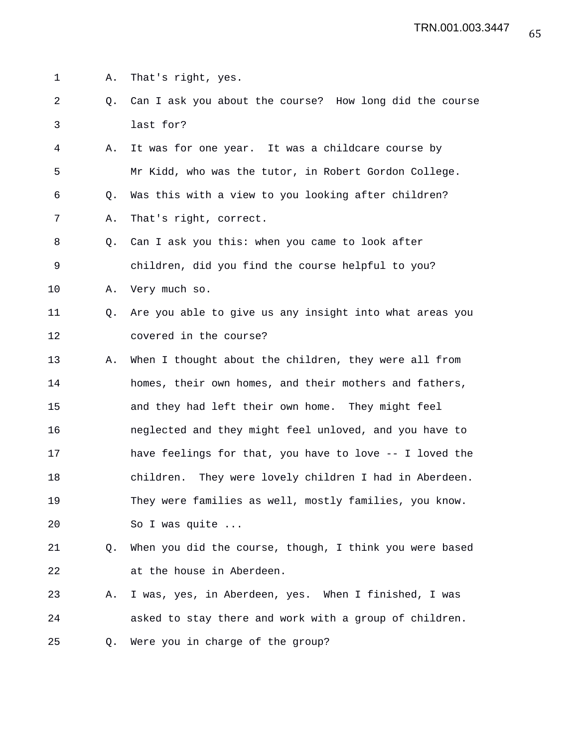1 A. That's right, yes.

2 Q. Can I ask you about the course? How long did the course

3 last for?

4 A. It was for one year. It was a childcare course by

5 Mr Kidd, who was the tutor, in Robert Gordon College.

6 Q. Was this with a view to you looking after children?

7 A. That's right, correct.

8 Q. Can I ask you this: when you came to look after

9 children, did you find the course helpful to you?

10 A. Very much so.

11 Q. Are you able to give us any insight into what areas you

12 covered in the course?

13 A. When I thought about the children, they were all from

14 homes, their own homes, and their mothers and fathers,

15 and they had left their own home. They might feel

16 neglected and they might feel unloved, and you have to

17 have feelings for that, you have to love -- I loved the

18 children. They were lovely children I had in Aberdeen.

19 They were families as well, mostly families, you know.

20 So I was quite ...

21 Q. When you did the course, though, I think you were based

22 at the house in Aberdeen.

23 A. I was, yes, in Aberdeen, yes. When I finished, I was

24 asked to stay there and work with a group of children.

25 Q. Were you in charge of the group?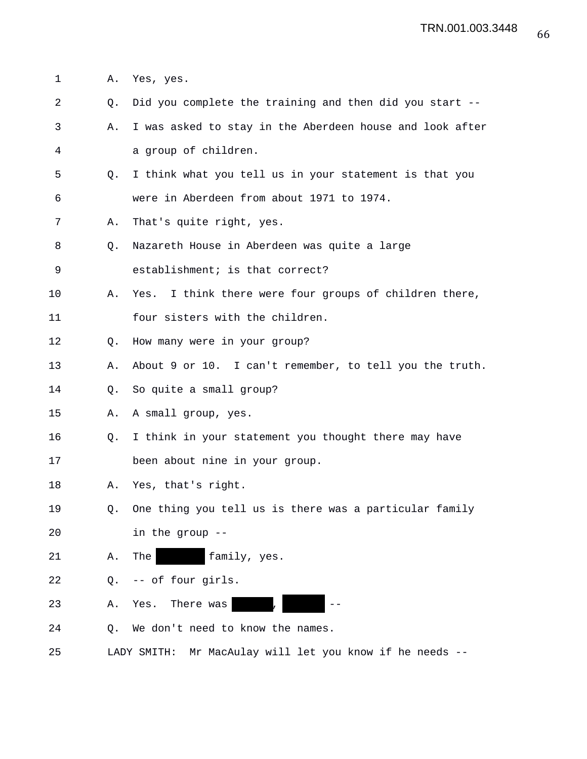1 A. Yes, yes.

2 Q. Did you complete the training and then did you start --

3 A. I was asked to stay in the Aberdeen house and look after

4 a group of children.

5 Q. I think what you tell us in your statement is that you

6 were in Aberdeen from about 1971 to 1974.

7 A. That's quite right, yes.

8 Q. Nazareth House in Aberdeen was quite a large

9 establishment; is that correct?

10 A. Yes. I think there were four groups of children there,

11 four sisters with the children.

12 Q. How many were in your group?

13 A. About 9 or 10. I can't remember, to tell you the truth.

14 Q. So quite a small group?

15 A. A small group, yes.

16 Q. I think in your statement you thought there may have

17 been about nine in your group.

18 A. Yes, that's right.

19 Q. One thing you tell us is there was a particular family

20 in the group --

21 A. The ██████ family, yes.

22 Q. -- of four girls.

23 A. Yes. There was █████, █████ --

24 Q. We don't need to know the names.

25 LADY SMITH: Mr MacAulay will let you know if he needs --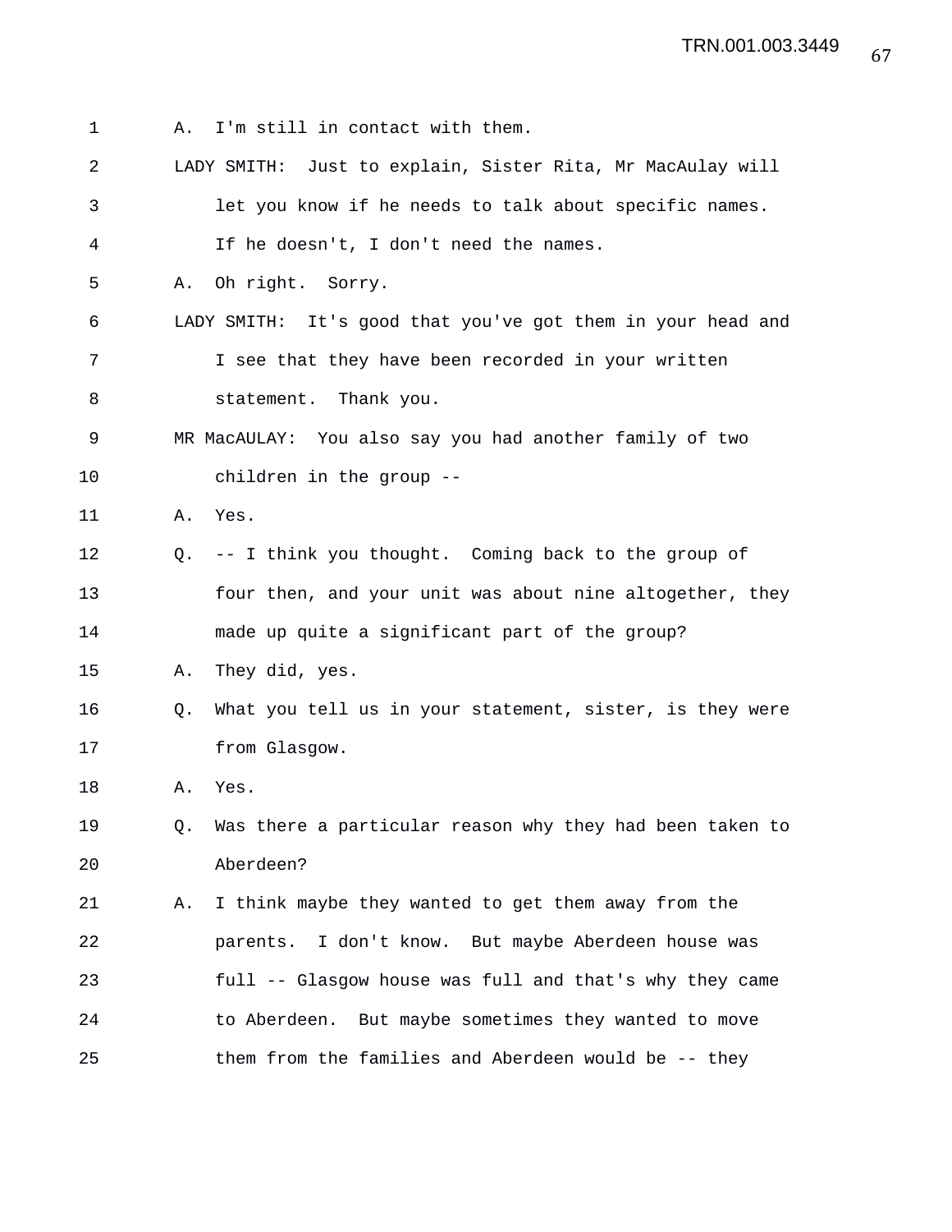1 A. I'm still in contact with them.

2 LADY SMITH: Just to explain, Sister Rita, Mr MacAulay will

3 let you know if he needs to talk about specific names.

4 If he doesn't, I don't need the names.

5 A. Oh right. Sorry.

6 LADY SMITH: It's good that you've got them in your head and

7 I see that they have been recorded in your written

8 statement. Thank you.

9 MR MacAULAY: You also say you had another family of two

10 children in the group --

11 A. Yes.

12 Q. -- I think you thought. Coming back to the group of

13 four then, and your unit was about nine altogether, they

14 made up quite a significant part of the group?

15 A. They did, yes.

16 Q. What you tell us in your statement, sister, is they were

17 from Glasgow.

18 A. Yes.

19 Q. Was there a particular reason why they had been taken to

20 Aberdeen?

21 A. I think maybe they wanted to get them away from the

22 parents. I don't know. But maybe Aberdeen house was

23 full -- Glasgow house was full and that's why they came

24 to Aberdeen. But maybe sometimes they wanted to move

25 them from the families and Aberdeen would be -- they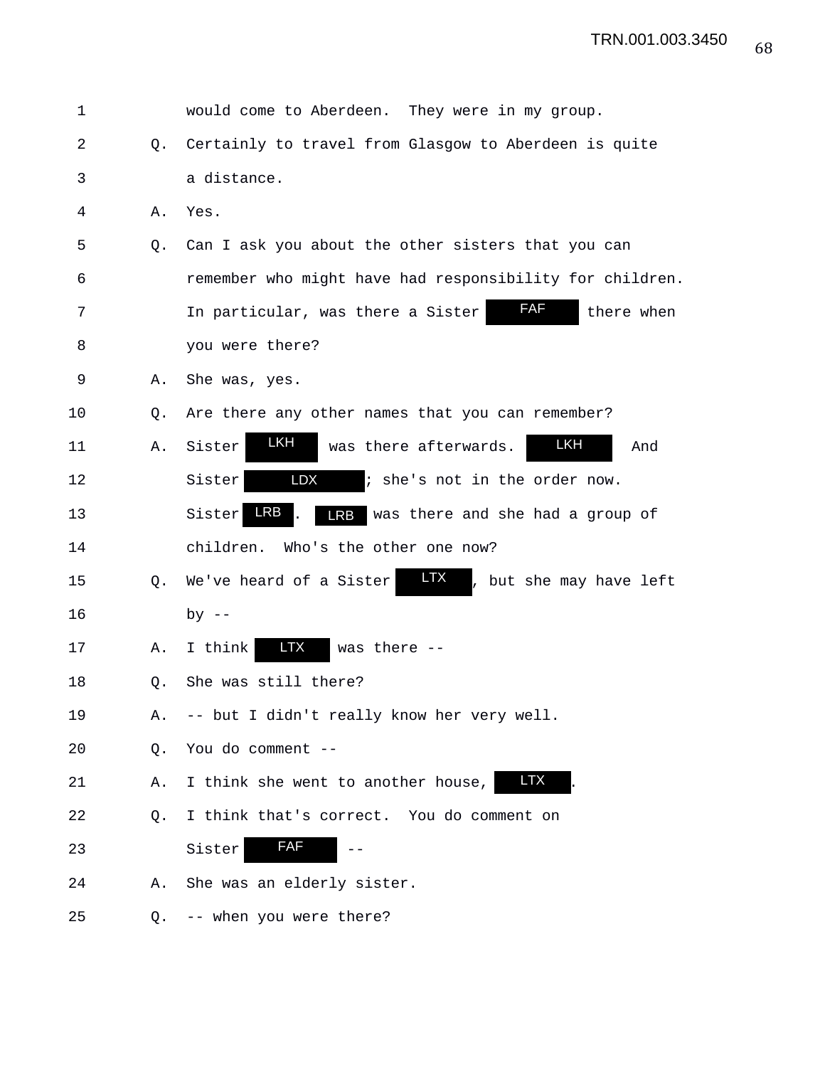1 would come to Aberdeen. They were in my group.

2 Q. Certainly to travel from Glasgow to Aberdeen is quite

3 a distance.

4 A. Yes.

5 Q. Can I ask you about the other sisters that you can

6 remember who might have had responsibility for children.

7 In particular, was there a Sister FAF there when

8 you were there?

9 A. She was, yes.

10 Q. Are there any other names that you can remember?

11 A. Sister LKH was there afterwards. LKH And

12 Sister LDX; she's not in the order now.

13 Sister LRB. LRB was there and she had a group of

14 children. Who's the other one now?

15 Q. We've heard of a Sister LTX, but she may have left

16 by --

17 A. I think LTX was there --

18 Q. She was still there?

19 A. -- but I didn't really know her very well.

20 Q. You do comment --

21 A. I think she went to another house, LTX.

22 Q. I think that's correct. You do comment on

23 Sister FAF --

24 A. She was an elderly sister.

25 Q. -- when you were there?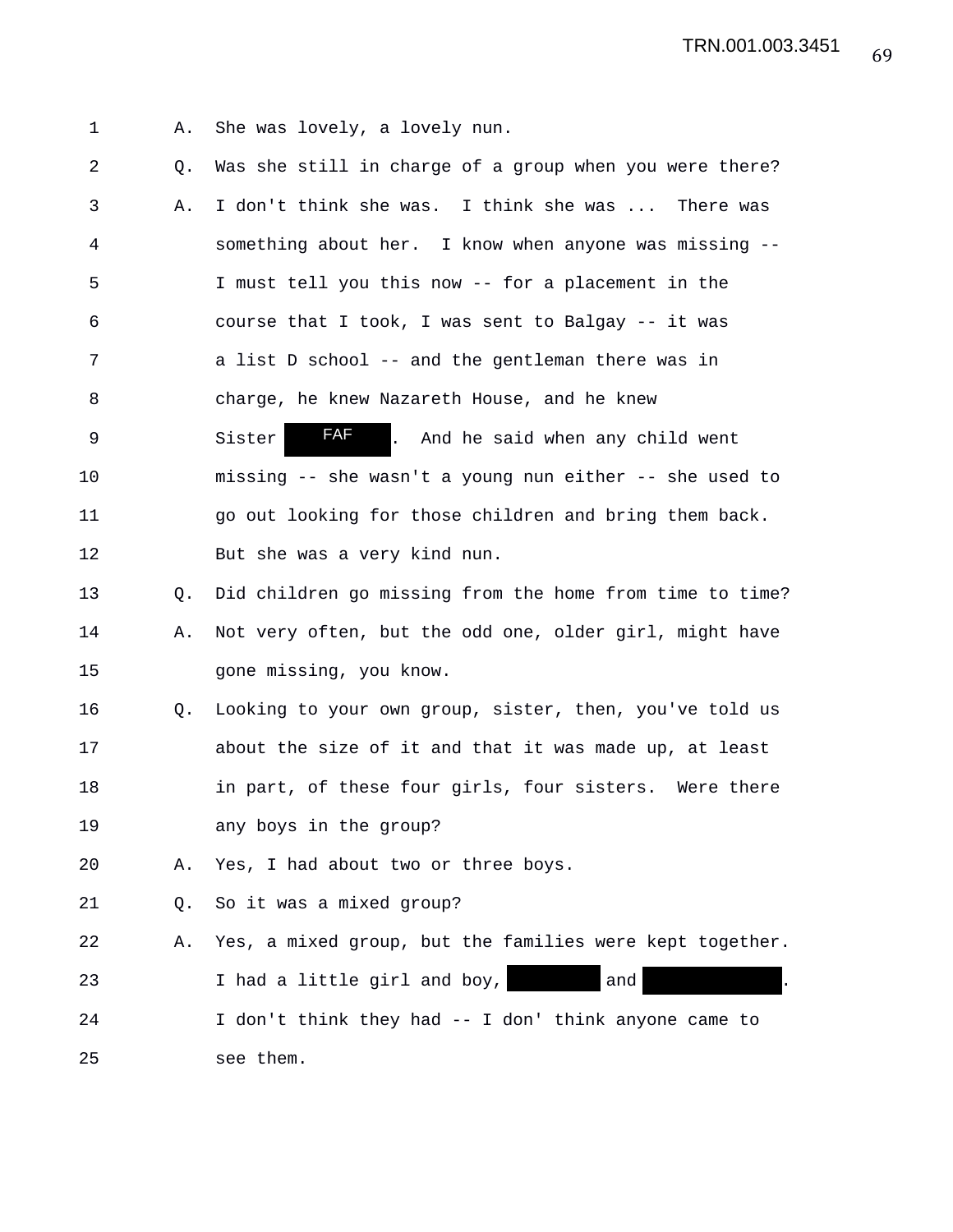1 A. She was lovely, a lovely nun.

2 Q. Was she still in charge of a group when you were there?

3 A. I don't think she was. I think she was ... There was

4 something about her. I know when anyone was missing --

5 I must tell you this now -- for a placement in the

6 course that I took, I was sent to Balgay -- it was

7 a list D school -- and the gentleman there was in

8 charge, he knew Nazareth House, and he knew

9 Sister FAF . And he said when any child went

10 missing -- she wasn't a young nun either -- she used to

11 go out looking for those children and bring them back.

12 But she was a very kind nun.

13 Q. Did children go missing from the home from time to time?

14 A. Not very often, but the odd one, older girl, might have

15 gone missing, you know.

16 Q. Looking to your own group, sister, then, you've told us

17 about the size of it and that it was made up, at least

18 in part, of these four girls, four sisters. Were there

19 any boys in the group?

20 A. Yes, I had about two or three boys.

21 Q. So it was a mixed group?

22 A. Yes, a mixed group, but the families were kept together.

23 I had a little girl and boy, [REDACTED] and [REDACTED].

24 I don't think they had -- I don' think anyone came to

25 see them.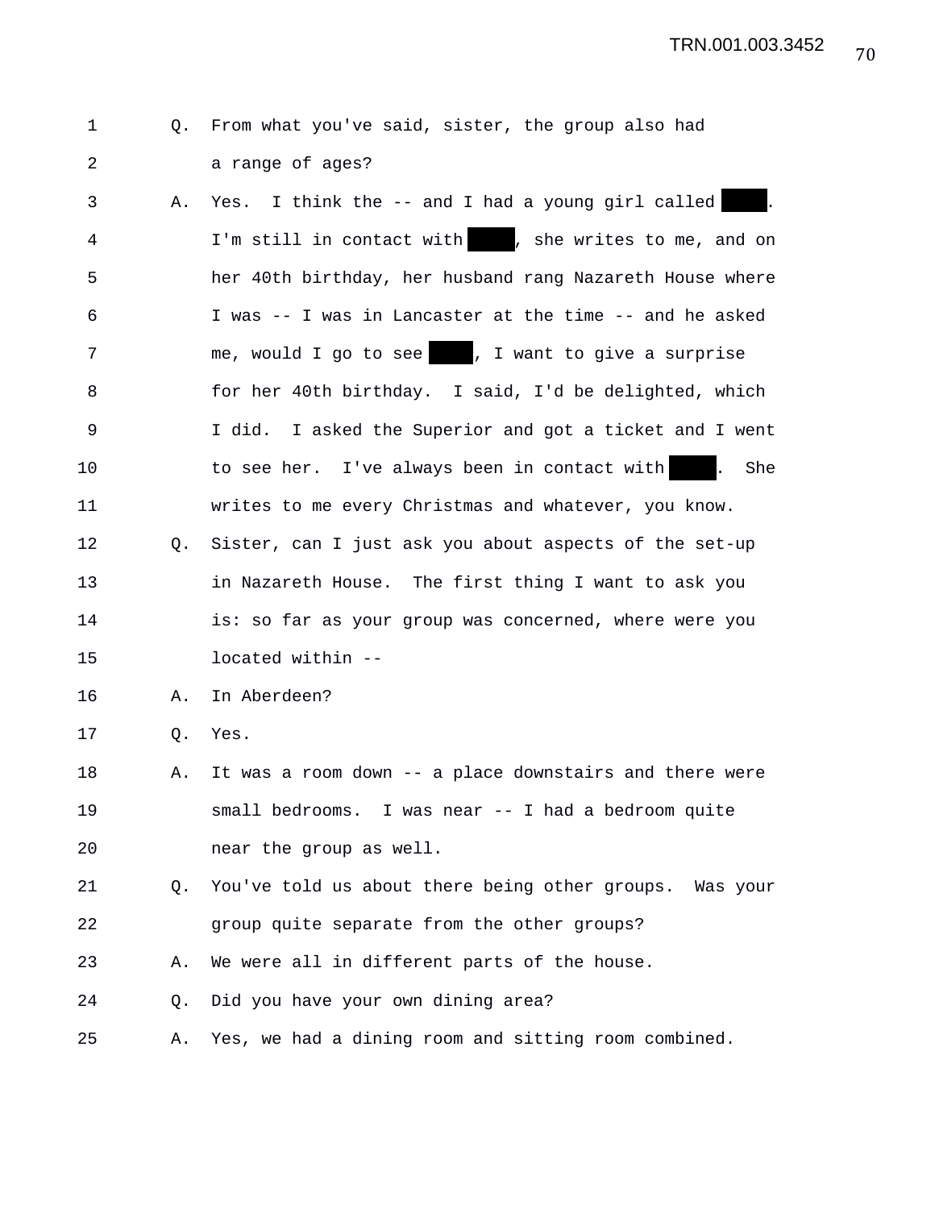1 Q. From what you've said, sister, the group also had
2 a range of ages?
3 A. Yes. I think the -- and I had a young girl called ████.
4 I'm still in contact with ████, she writes to me, and on
5 her 40th birthday, her husband rang Nazareth House where
6 I was -- I was in Lancaster at the time -- and he asked
7 me, would I go to see ████, I want to give a surprise
8 for her 40th birthday. I said, I'd be delighted, which
9 I did. I asked the Superior and got a ticket and I went
10 to see her. I've always been in contact with ████. She
11 writes to me every Christmas and whatever, you know.
12 Q. Sister, can I just ask you about aspects of the set-up
13 in Nazareth House. The first thing I want to ask you
14 is: so far as your group was concerned, where were you
15 located within --
16 A. In Aberdeen?
17 Q. Yes.
18 A. It was a room down -- a place downstairs and there were
19 small bedrooms. I was near -- I had a bedroom quite
20 near the group as well.
21 Q. You've told us about there being other groups. Was your
22 group quite separate from the other groups?
23 A. We were all in different parts of the house.
24 Q. Did you have your own dining area?
25 A. Yes, we had a dining room and sitting room combined.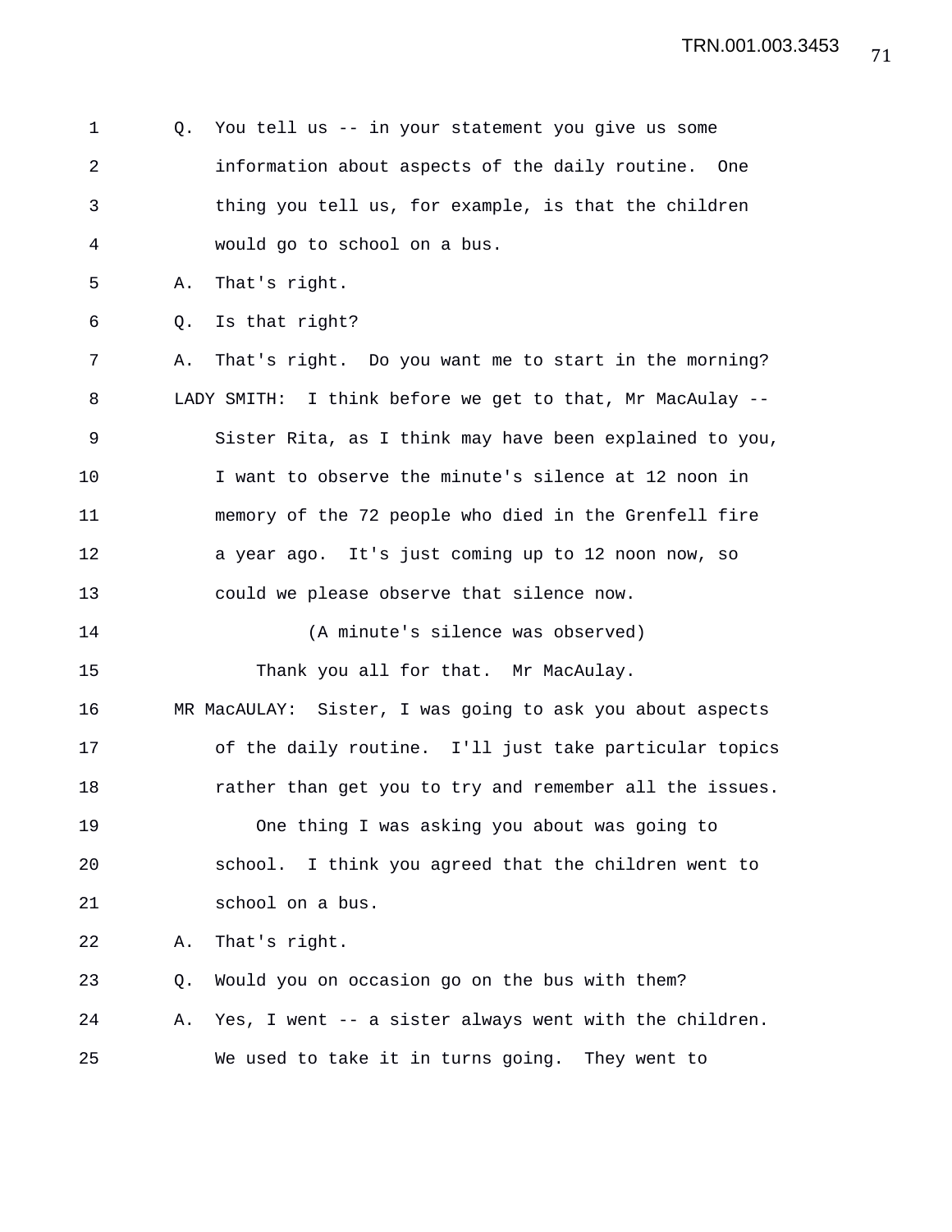Q. You tell us -- in your statement you give us some information about aspects of the daily routine. One thing you tell us, for example, is that the children would go to school on a bus.

A. That's right.

Q. Is that right?

A. That's right. Do you want me to start in the morning?

LADY SMITH: I think before we get to that, Mr MacAulay -- Sister Rita, as I think may have been explained to you, I want to observe the minute's silence at 12 noon in memory of the 72 people who died in the Grenfell fire a year ago. It's just coming up to 12 noon now, so could we please observe that silence now.

(A minute's silence was observed)

Thank you all for that. Mr MacAulay.

MR MacAULAY: Sister, I was going to ask you about aspects of the daily routine. I'll just take particular topics rather than get you to try and remember all the issues.

One thing I was asking you about was going to school. I think you agreed that the children went to school on a bus.

A. That's right.

Q. Would you on occasion go on the bus with them?

A. Yes, I went -- a sister always went with the children. We used to take it in turns going. They went to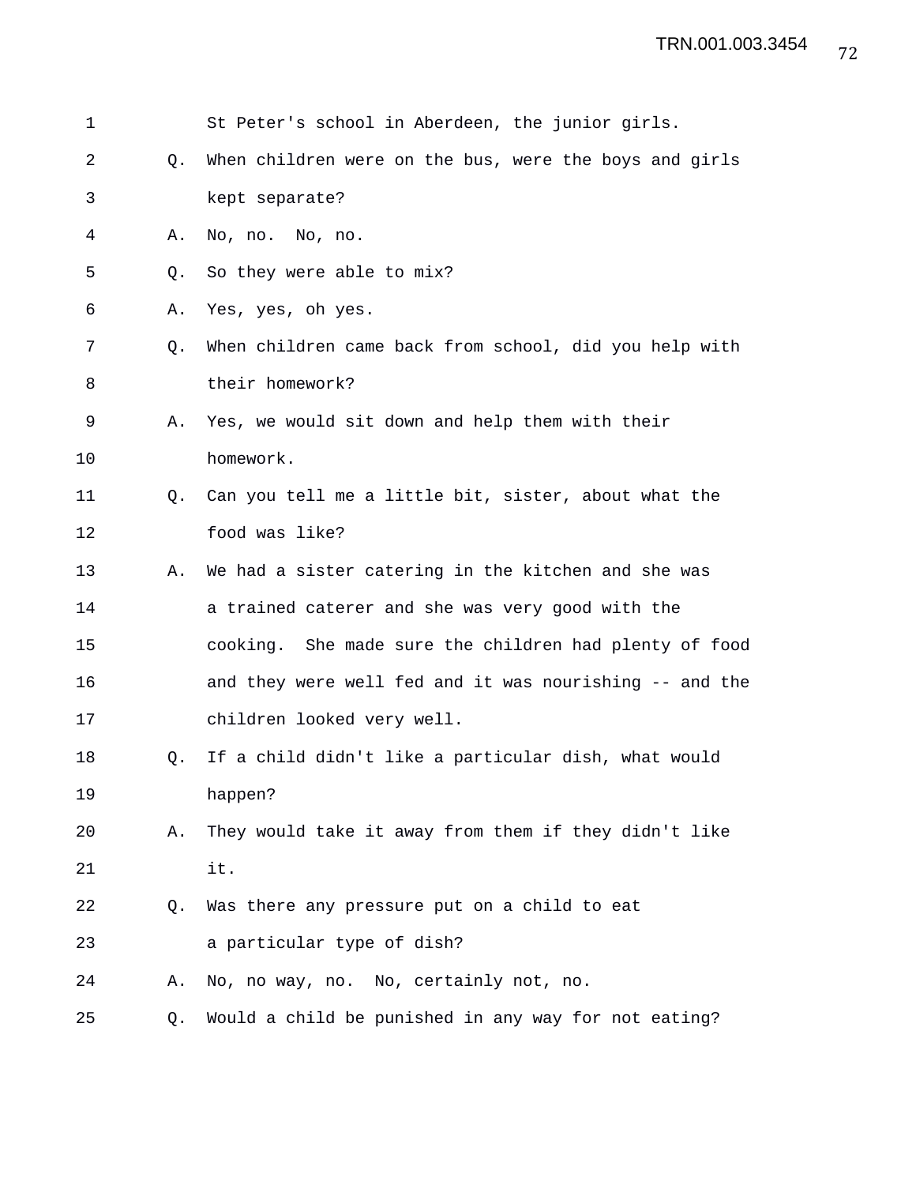St Peter's school in Aberdeen, the junior girls.

Q. When children were on the bus, were the boys and girls kept separate?

A. No, no. No, no.

Q. So they were able to mix?

A. Yes, yes, oh yes.

Q. When children came back from school, did you help with their homework?

A. Yes, we would sit down and help them with their homework.

Q. Can you tell me a little bit, sister, about what the food was like?

A. We had a sister catering in the kitchen and she was a trained caterer and she was very good with the cooking. She made sure the children had plenty of food and they were well fed and it was nourishing -- and the children looked very well.

Q. If a child didn't like a particular dish, what would happen?

A. They would take it away from them if they didn't like it.

Q. Was there any pressure put on a child to eat a particular type of dish?

A. No, no way, no. No, certainly not, no.

Q. Would a child be punished in any way for not eating?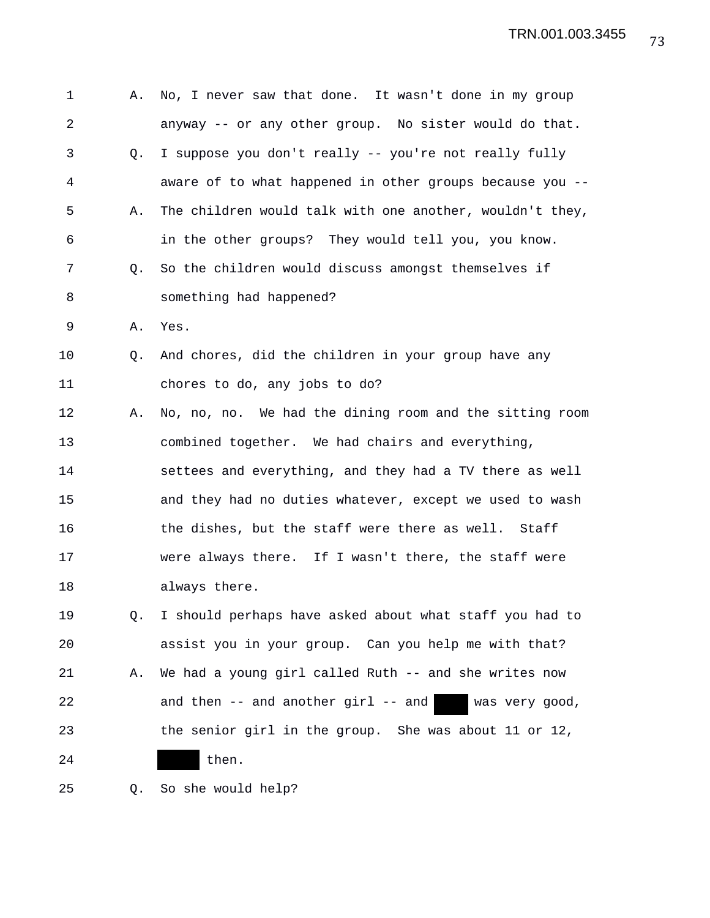1 A. No, I never saw that done. It wasn't done in my group
2 anyway -- or any other group. No sister would do that.
3 Q. I suppose you don't really -- you're not really fully
4 aware of to what happened in other groups because you --
5 A. The children would talk with one another, wouldn't they,
6 in the other groups? They would tell you, you know.
7 Q. So the children would discuss amongst themselves if
8 something had happened?
9 A. Yes.
10 Q. And chores, did the children in your group have any
11 chores to do, any jobs to do?
12 A. No, no, no. We had the dining room and the sitting room
13 combined together. We had chairs and everything,
14 settees and everything, and they had a TV there as well
15 and they had no duties whatever, except we used to wash
16 the dishes, but the staff were there as well. Staff
17 were always there. If I wasn't there, the staff were
18 always there.
19 Q. I should perhaps have asked about what staff you had to
20 assist you in your group. Can you help me with that?
21 A. We had a young girl called Ruth -- and she writes now
22 and then -- and another girl -- and ████ was very good,
23 the senior girl in the group. She was about 11 or 12,
24 █████ then.
25 Q. So she would help?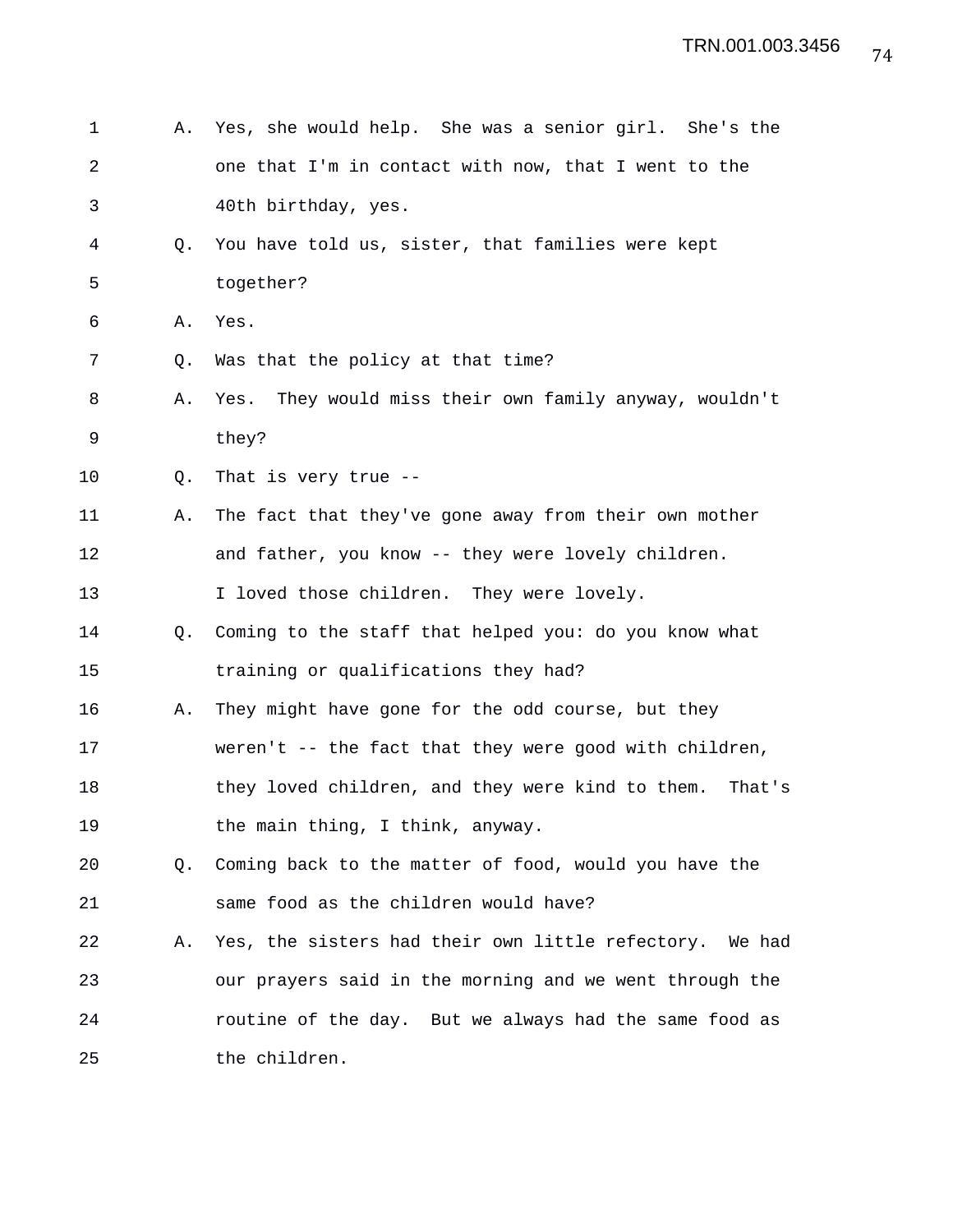A. Yes, she would help. She was a senior girl. She's the one that I'm in contact with now, that I went to the 40th birthday, yes.

Q. You have told us, sister, that families were kept together?

A. Yes.

Q. Was that the policy at that time?

A. Yes. They would miss their own family anyway, wouldn't they?

Q. That is very true --

A. The fact that they've gone away from their own mother and father, you know -- they were lovely children. I loved those children. They were lovely.

Q. Coming to the staff that helped you: do you know what training or qualifications they had?

A. They might have gone for the odd course, but they weren't -- the fact that they were good with children, they loved children, and they were kind to them. That's the main thing, I think, anyway.

Q. Coming back to the matter of food, would you have the same food as the children would have?

A. Yes, the sisters had their own little refectory. We had our prayers said in the morning and we went through the routine of the day. But we always had the same food as the children.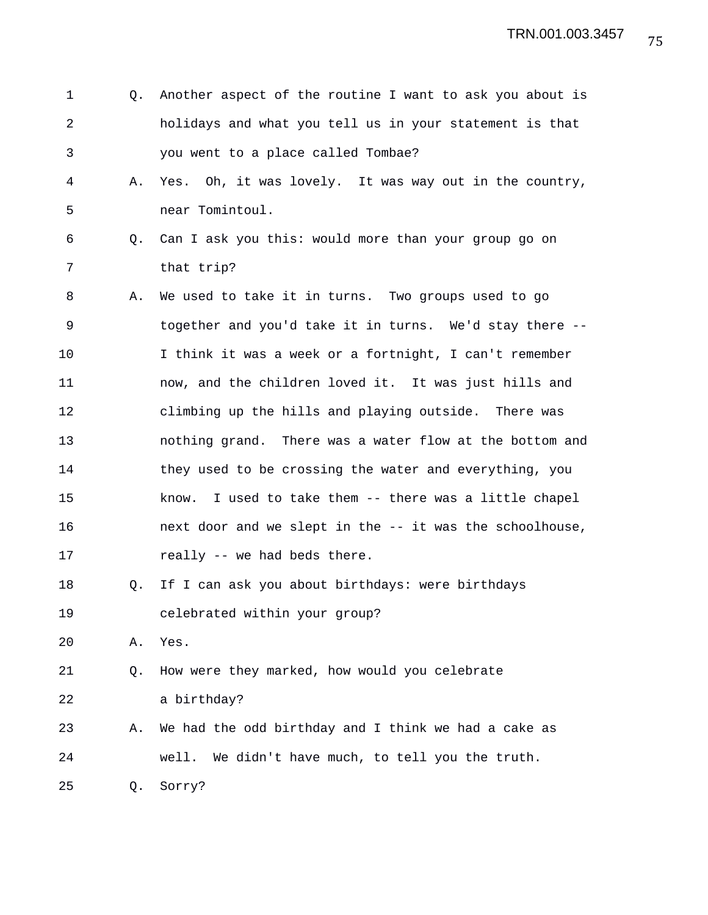1 Q. Another aspect of the routine I want to ask you about is
2 holidays and what you tell us in your statement is that
3 you went to a place called Tombae?
4 A. Yes. Oh, it was lovely. It was way out in the country,
5 near Tomintoul.
6 Q. Can I ask you this: would more than your group go on
7 that trip?
8 A. We used to take it in turns. Two groups used to go
9 together and you'd take it in turns. We'd stay there --
10 I think it was a week or a fortnight, I can't remember
11 now, and the children loved it. It was just hills and
12 climbing up the hills and playing outside. There was
13 nothing grand. There was a water flow at the bottom and
14 they used to be crossing the water and everything, you
15 know. I used to take them -- there was a little chapel
16 next door and we slept in the -- it was the schoolhouse,
17 really -- we had beds there.
18 Q. If I can ask you about birthdays: were birthdays
19 celebrated within your group?
20 A. Yes.
21 Q. How were they marked, how would you celebrate
22 a birthday?
23 A. We had the odd birthday and I think we had a cake as
24 well. We didn't have much, to tell you the truth.
25 Q. Sorry?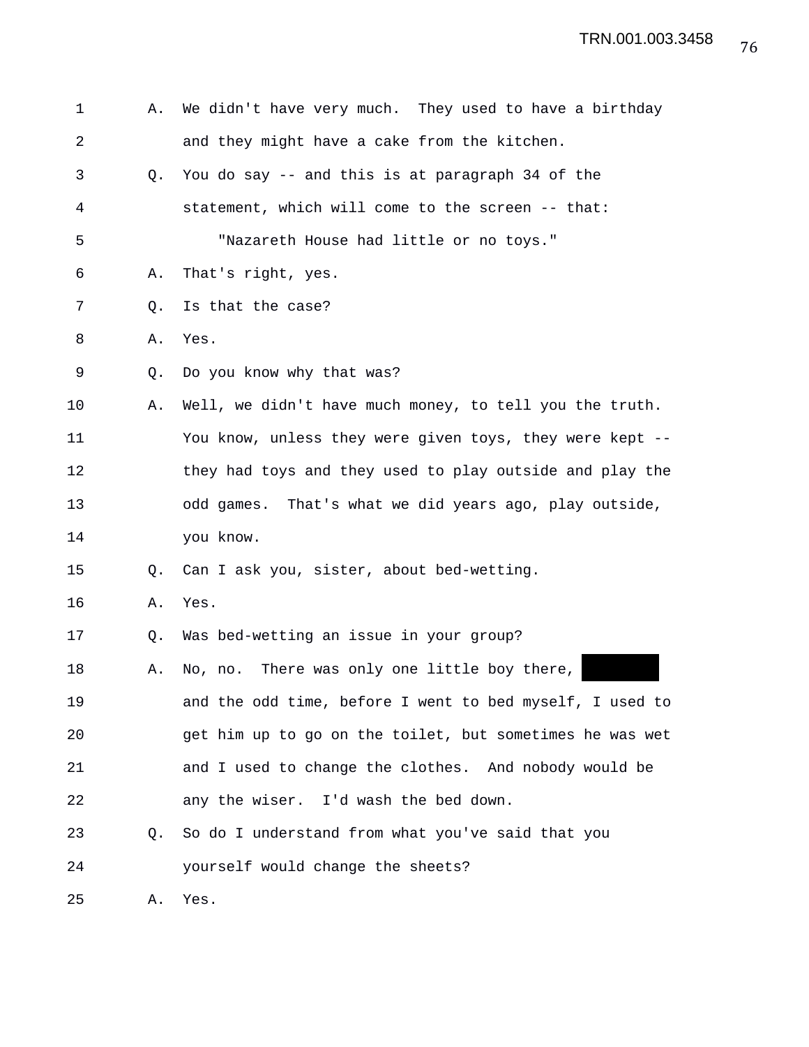1 A. We didn't have very much. They used to have a birthday
2 and they might have a cake from the kitchen.
3 Q. You do say -- and this is at paragraph 34 of the
4 statement, which will come to the screen -- that:
5 "Nazareth House had little or no toys."
6 A. That's right, yes.
7 Q. Is that the case?
8 A. Yes.
9 Q. Do you know why that was?
10 A. Well, we didn't have much money, to tell you the truth.
11 You know, unless they were given toys, they were kept --
12 they had toys and they used to play outside and play the
13 odd games. That's what we did years ago, play outside,
14 you know.
15 Q. Can I ask you, sister, about bed-wetting.
16 A. Yes.
17 Q. Was bed-wetting an issue in your group?
18 A. No, no. There was only one little boy there, [REDACTED]
19 and the odd time, before I went to bed myself, I used to
20 get him up to go on the toilet, but sometimes he was wet
21 and I used to change the clothes. And nobody would be
22 any the wiser. I'd wash the bed down.
23 Q. So do I understand from what you've said that you
24 yourself would change the sheets?
25 A. Yes.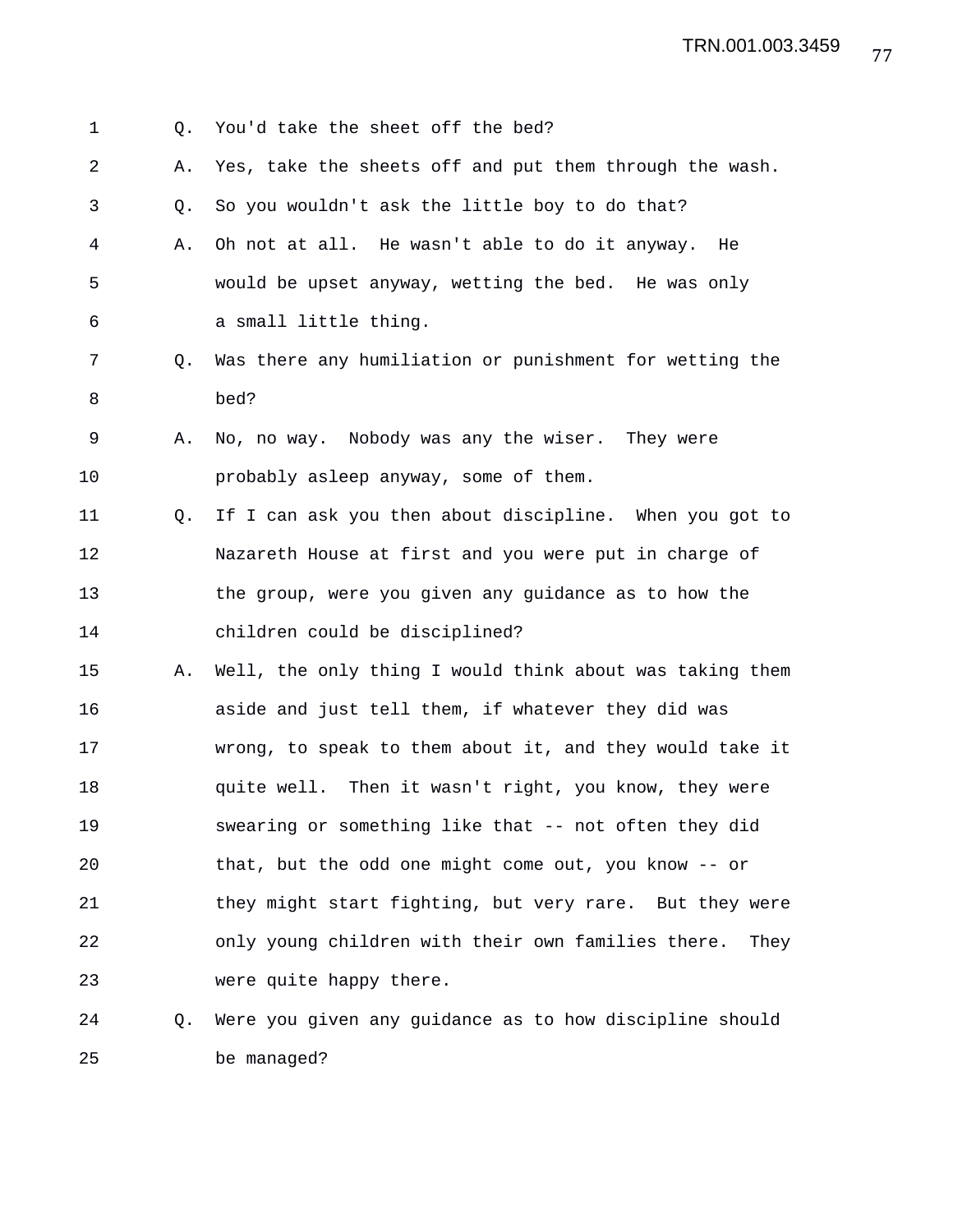Q. You'd take the sheet off the bed?

A. Yes, take the sheets off and put them through the wash.

Q. So you wouldn't ask the little boy to do that?

A. Oh not at all. He wasn't able to do it anyway. He would be upset anyway, wetting the bed. He was only a small little thing.

Q. Was there any humiliation or punishment for wetting the bed?

A. No, no way. Nobody was any the wiser. They were probably asleep anyway, some of them.

Q. If I can ask you then about discipline. When you got to Nazareth House at first and you were put in charge of the group, were you given any guidance as to how the children could be disciplined?

A. Well, the only thing I would think about was taking them aside and just tell them, if whatever they did was wrong, to speak to them about it, and they would take it quite well. Then it wasn't right, you know, they were swearing or something like that -- not often they did that, but the odd one might come out, you know -- or they might start fighting, but very rare. But they were only young children with their own families there. They were quite happy there.

Q. Were you given any guidance as to how discipline should be managed?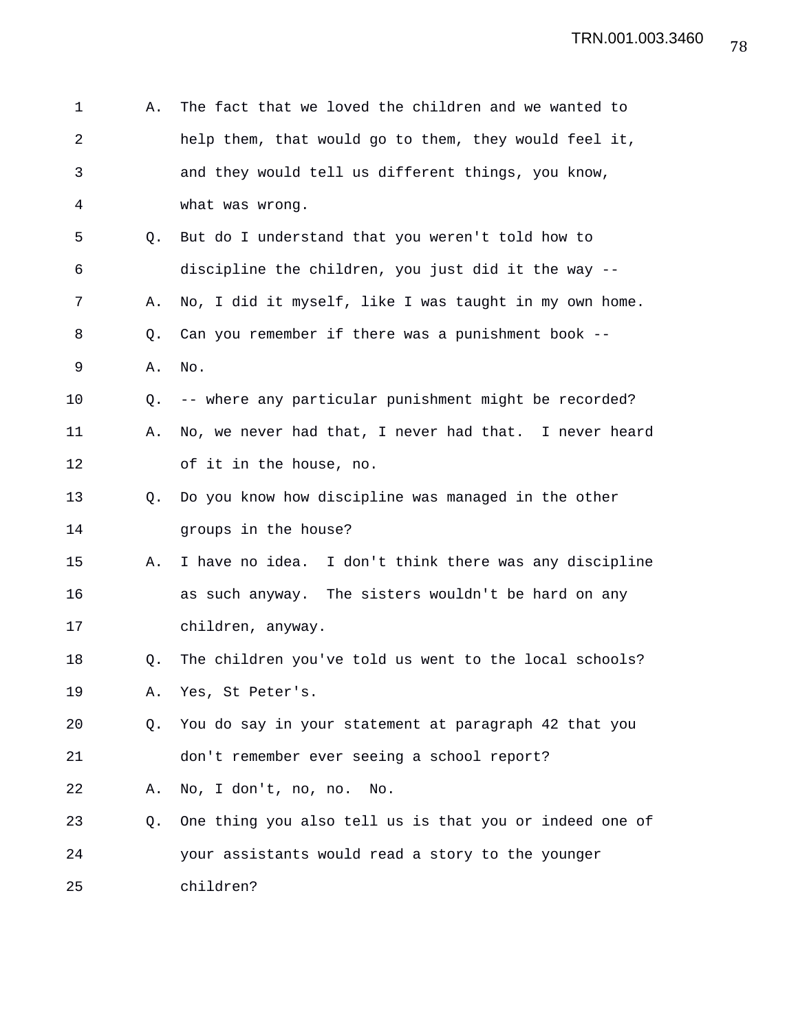A. The fact that we loved the children and we wanted to help them, that would go to them, they would feel it, and they would tell us different things, you know, what was wrong.

Q. But do I understand that you weren't told how to discipline the children, you just did it the way --

A. No, I did it myself, like I was taught in my own home.

Q. Can you remember if there was a punishment book --

A. No.

Q. -- where any particular punishment might be recorded?

A. No, we never had that, I never had that. I never heard of it in the house, no.

Q. Do you know how discipline was managed in the other groups in the house?

A. I have no idea. I don't think there was any discipline as such anyway. The sisters wouldn't be hard on any children, anyway.

Q. The children you've told us went to the local schools?

A. Yes, St Peter's.

Q. You do say in your statement at paragraph 42 that you don't remember ever seeing a school report?

A. No, I don't, no, no. No.

Q. One thing you also tell us is that you or indeed one of your assistants would read a story to the younger children?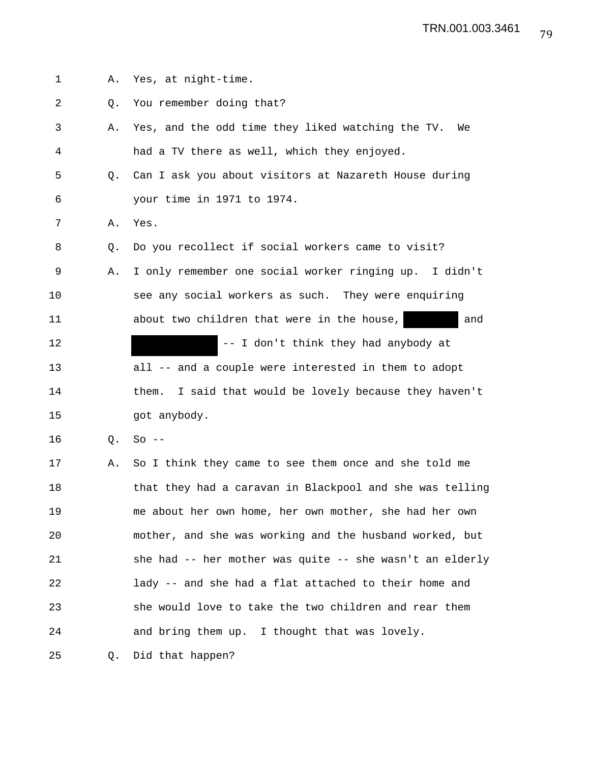A. Yes, at night-time.

Q. You remember doing that?

A. Yes, and the odd time they liked watching the TV. We had a TV there as well, which they enjoyed.

Q. Can I ask you about visitors at Nazareth House during your time in 1971 to 1974.

A. Yes.

Q. Do you recollect if social workers came to visit?

A. I only remember one social worker ringing up. I didn't see any social workers as such. They were enquiring about two children that were in the house, [REDACTED] and [REDACTED] -- I don't think they had anybody at all -- and a couple were interested in them to adopt them. I said that would be lovely because they haven't got anybody.

Q. So --

A. So I think they came to see them once and she told me that they had a caravan in Blackpool and she was telling me about her own home, her own mother, she had her own mother, and she was working and the husband worked, but she had -- her mother was quite -- she wasn't an elderly lady -- and she had a flat attached to their home and she would love to take the two children and rear them and bring them up. I thought that was lovely.

Q. Did that happen?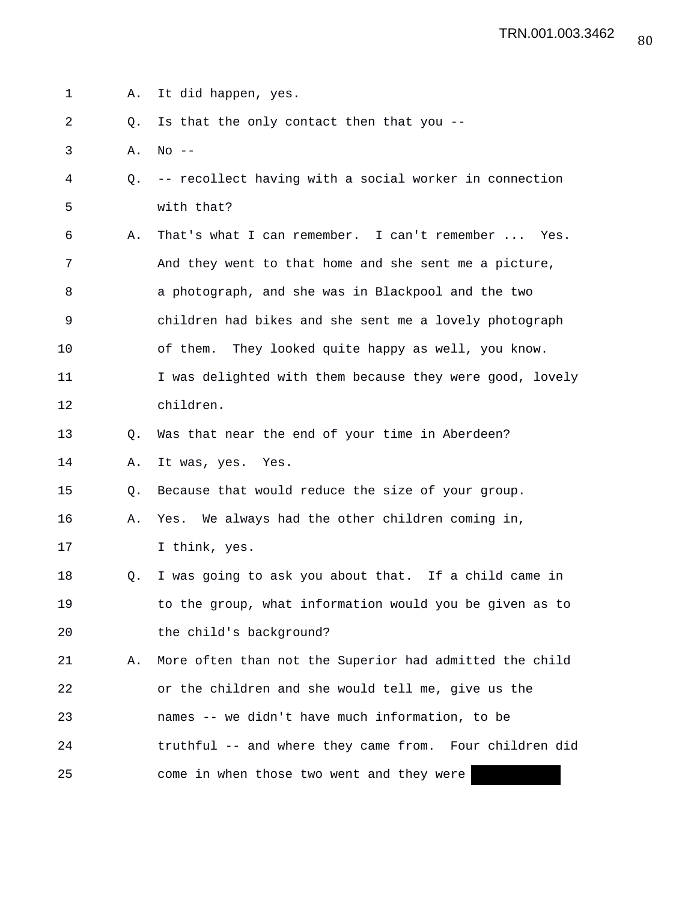A. It did happen, yes.

Q. Is that the only contact then that you --

A. No --

Q. -- recollect having with a social worker in connection with that?

A. That's what I can remember. I can't remember ... Yes. And they went to that home and she sent me a picture, a photograph, and she was in Blackpool and the two children had bikes and she sent me a lovely photograph of them. They looked quite happy as well, you know. I was delighted with them because they were good, lovely children.

Q. Was that near the end of your time in Aberdeen?

A. It was, yes. Yes.

Q. Because that would reduce the size of your group.

A. Yes. We always had the other children coming in, I think, yes.

Q. I was going to ask you about that. If a child came in to the group, what information would you be given as to the child's background?

A. More often than not the Superior had admitted the child or the children and she would tell me, give us the names -- we didn't have much information, to be truthful -- and where they came from. Four children did come in when those two went and they were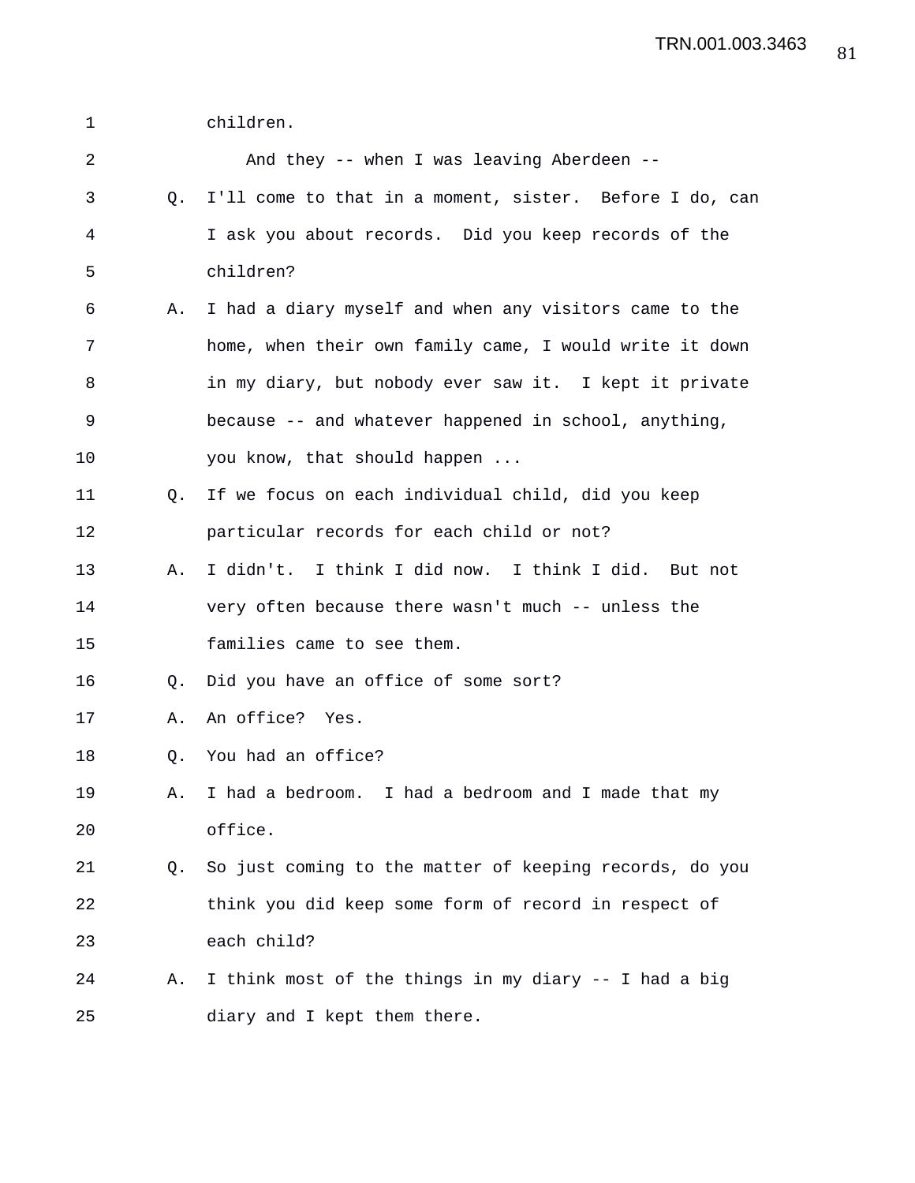children.

And they -- when I was leaving Aberdeen --

Q. I'll come to that in a moment, sister. Before I do, can I ask you about records. Did you keep records of the children?

A. I had a diary myself and when any visitors came to the home, when their own family came, I would write it down in my diary, but nobody ever saw it. I kept it private because -- and whatever happened in school, anything, you know, that should happen ...

Q. If we focus on each individual child, did you keep particular records for each child or not?

A. I didn't. I think I did now. I think I did. But not very often because there wasn't much -- unless the families came to see them.

Q. Did you have an office of some sort?

A. An office? Yes.

Q. You had an office?

A. I had a bedroom. I had a bedroom and I made that my office.

Q. So just coming to the matter of keeping records, do you think you did keep some form of record in respect of each child?

A. I think most of the things in my diary -- I had a big diary and I kept them there.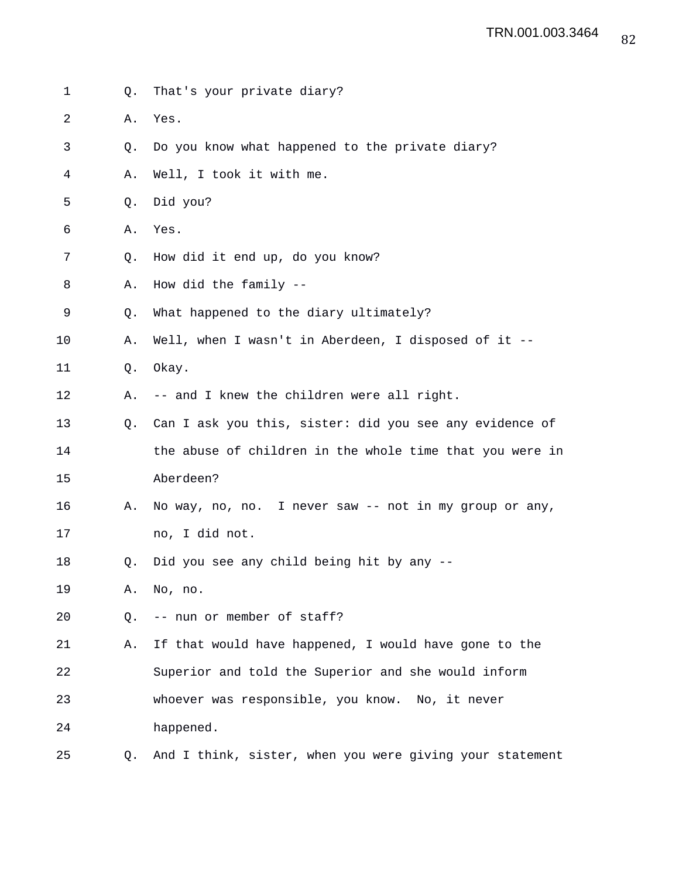Q. That's your private diary?

A. Yes.

Q. Do you know what happened to the private diary?

A. Well, I took it with me.

Q. Did you?

A. Yes.

Q. How did it end up, do you know?

A. How did the family --

Q. What happened to the diary ultimately?

A. Well, when I wasn't in Aberdeen, I disposed of it --

Q. Okay.

A. -- and I knew the children were all right.

Q. Can I ask you this, sister: did you see any evidence of the abuse of children in the whole time that you were in Aberdeen?

A. No way, no, no. I never saw -- not in my group or any, no, I did not.

Q. Did you see any child being hit by any --

A. No, no.

Q. -- nun or member of staff?

A. If that would have happened, I would have gone to the Superior and told the Superior and she would inform whoever was responsible, you know. No, it never happened.

Q. And I think, sister, when you were giving your statement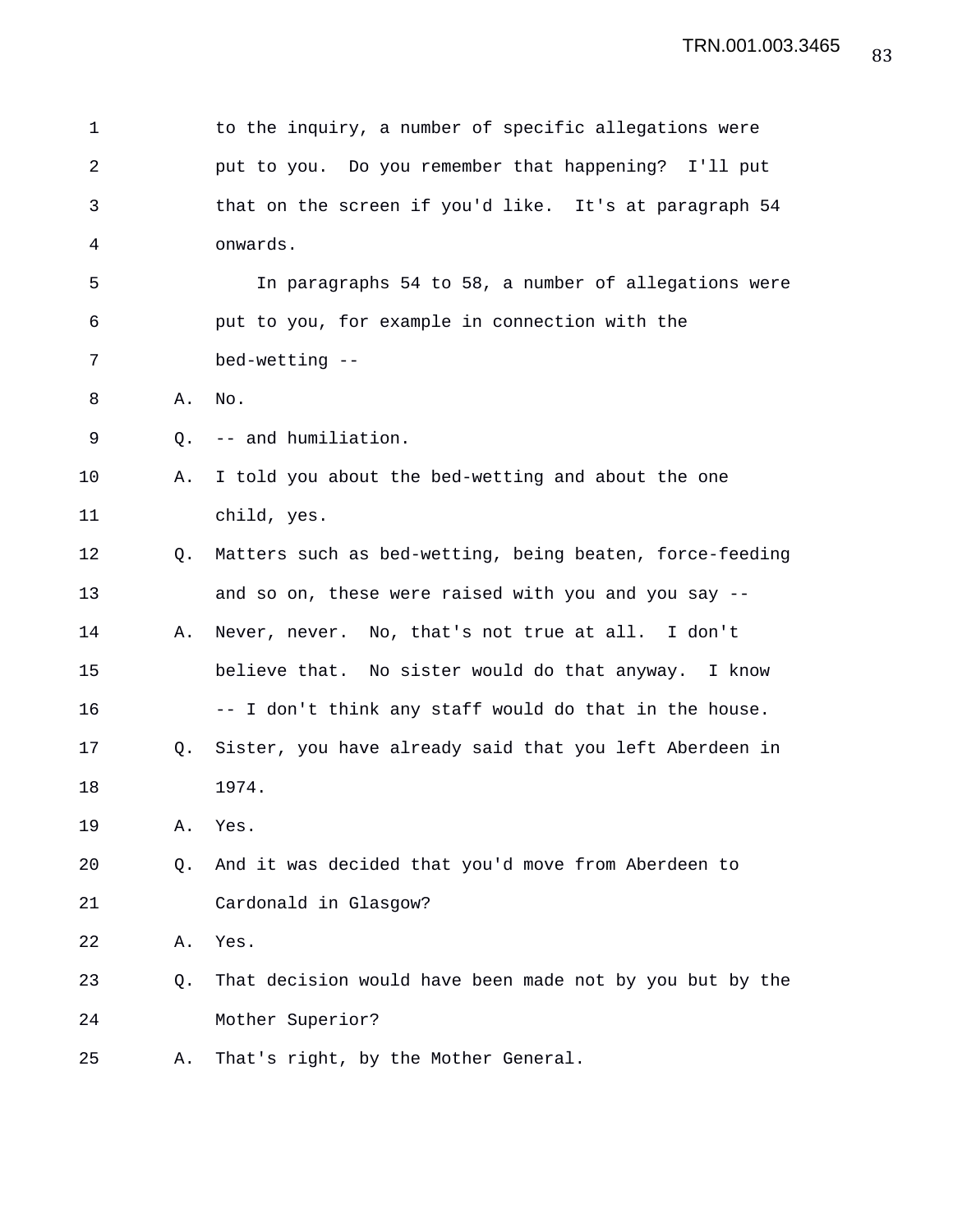to the inquiry, a number of specific allegations were put to you. Do you remember that happening? I'll put that on the screen if you'd like. It's at paragraph 54 onwards.

In paragraphs 54 to 58, a number of allegations were put to you, for example in connection with the bed-wetting --

A. No.

Q. -- and humiliation.

A. I told you about the bed-wetting and about the one child, yes.

Q. Matters such as bed-wetting, being beaten, force-feeding and so on, these were raised with you and you say --

A. Never, never. No, that's not true at all. I don't believe that. No sister would do that anyway. I know -- I don't think any staff would do that in the house.

Q. Sister, you have already said that you left Aberdeen in 1974.

A. Yes.

Q. And it was decided that you'd move from Aberdeen to Cardonald in Glasgow?

A. Yes.

Q. That decision would have been made not by you but by the Mother Superior?

A. That's right, by the Mother General.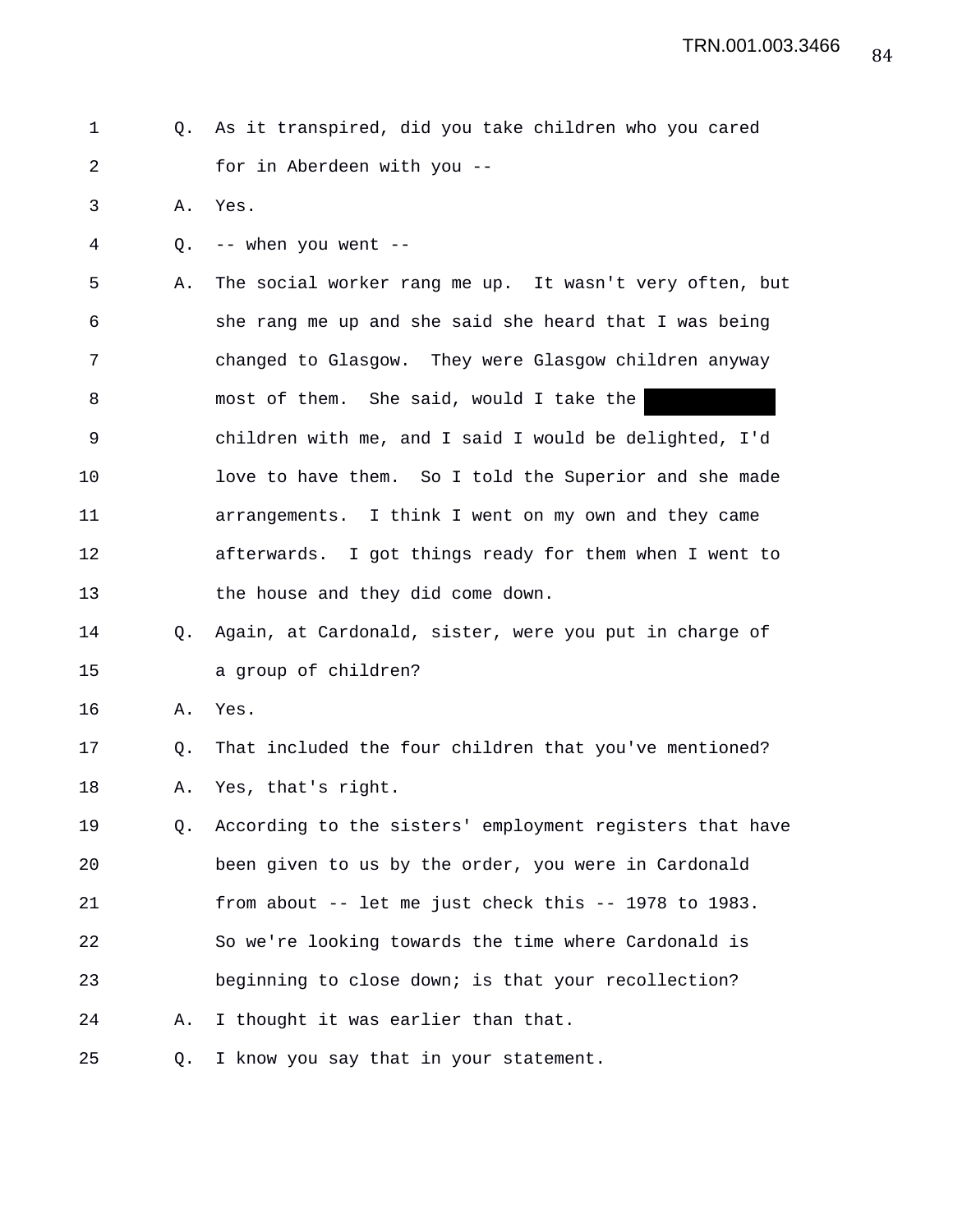1 Q. As it transpired, did you take children who you cared
2 for in Aberdeen with you --
3 A. Yes.
4 Q. -- when you went --
5 A. The social worker rang me up. It wasn't very often, but
6 she rang me up and she said she heard that I was being
7 changed to Glasgow. They were Glasgow children anyway
8 most of them. She said, would I take the ██████████
9 children with me, and I said I would be delighted, I'd
10 love to have them. So I told the Superior and she made
11 arrangements. I think I went on my own and they came
12 afterwards. I got things ready for them when I went to
13 the house and they did come down.
14 Q. Again, at Cardonald, sister, were you put in charge of
15 a group of children?
16 A. Yes.
17 Q. That included the four children that you've mentioned?
18 A. Yes, that's right.
19 Q. According to the sisters' employment registers that have
20 been given to us by the order, you were in Cardonald
21 from about -- let me just check this -- 1978 to 1983.
22 So we're looking towards the time where Cardonald is
23 beginning to close down; is that your recollection?
24 A. I thought it was earlier than that.
25 Q. I know you say that in your statement.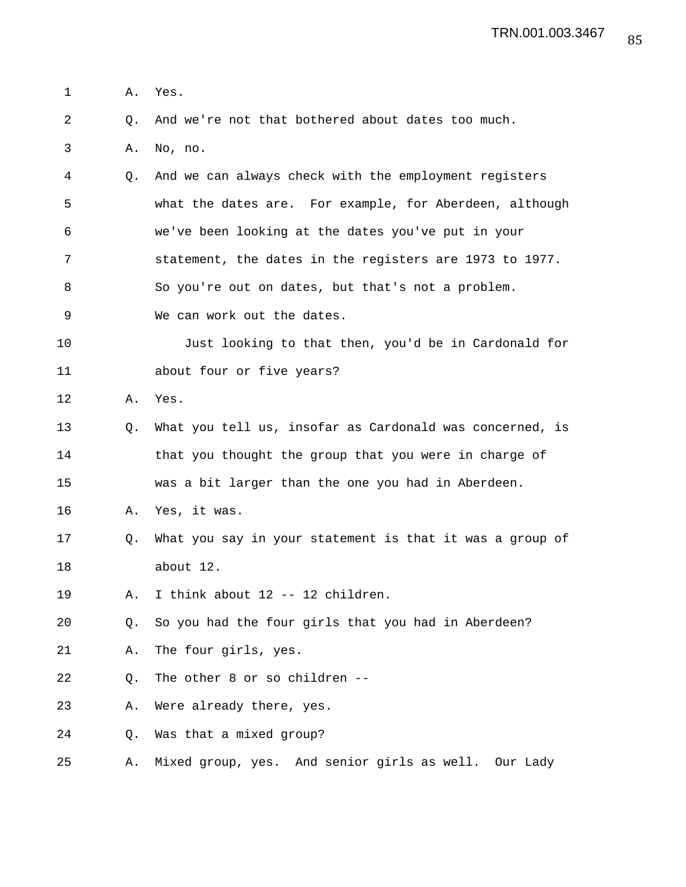A. Yes.

Q. And we're not that bothered about dates too much.

A. No, no.

Q. And we can always check with the employment registers what the dates are. For example, for Aberdeen, although we've been looking at the dates you've put in your statement, the dates in the registers are 1973 to 1977. So you're out on dates, but that's not a problem. We can work out the dates.

Just looking to that then, you'd be in Cardonald for about four or five years?

A. Yes.

Q. What you tell us, insofar as Cardonald was concerned, is that you thought the group that you were in charge of was a bit larger than the one you had in Aberdeen.

A. Yes, it was.

Q. What you say in your statement is that it was a group of about 12.

A. I think about 12 -- 12 children.

Q. So you had the four girls that you had in Aberdeen?

A. The four girls, yes.

Q. The other 8 or so children --

A. Were already there, yes.

Q. Was that a mixed group?

A. Mixed group, yes. And senior girls as well. Our Lady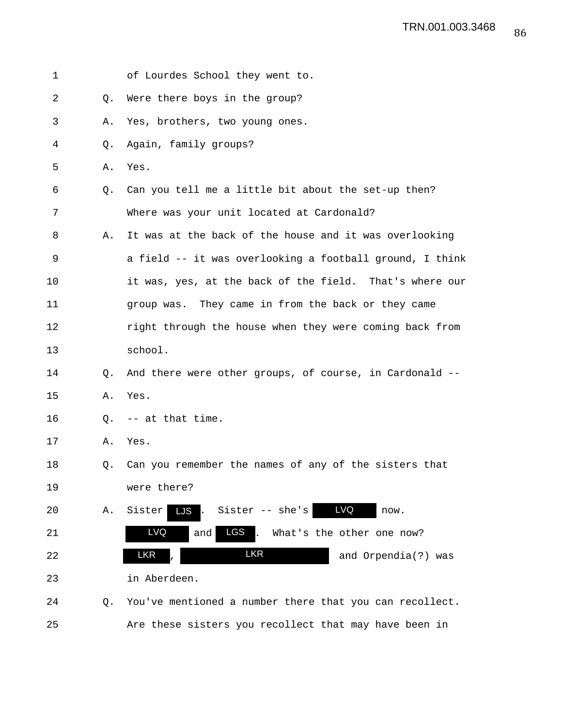1 of Lourdes School they went to.

2 Q. Were there boys in the group?

3 A. Yes, brothers, two young ones.

4 Q. Again, family groups?

5 A. Yes.

6 Q. Can you tell me a little bit about the set-up then?

7 Where was your unit located at Cardonald?

8 A. It was at the back of the house and it was overlooking

9 a field -- it was overlooking a football ground, I think

10 it was, yes, at the back of the field. That's where our

11 group was. They came in from the back or they came

12 right through the house when they were coming back from

13 school.

14 Q. And there were other groups, of course, in Cardonald --

15 A. Yes.

16 Q. -- at that time.

17 A. Yes.

18 Q. Can you remember the names of any of the sisters that

19 were there?

20 A. Sister LJS. Sister -- she's LVQ now.

21 LVQ and LGS. What's the other one now?

22 LKR, LKR and Orpendia(?) was

23 in Aberdeen.

24 Q. You've mentioned a number there that you can recollect.

25 Are these sisters you recollect that may have been in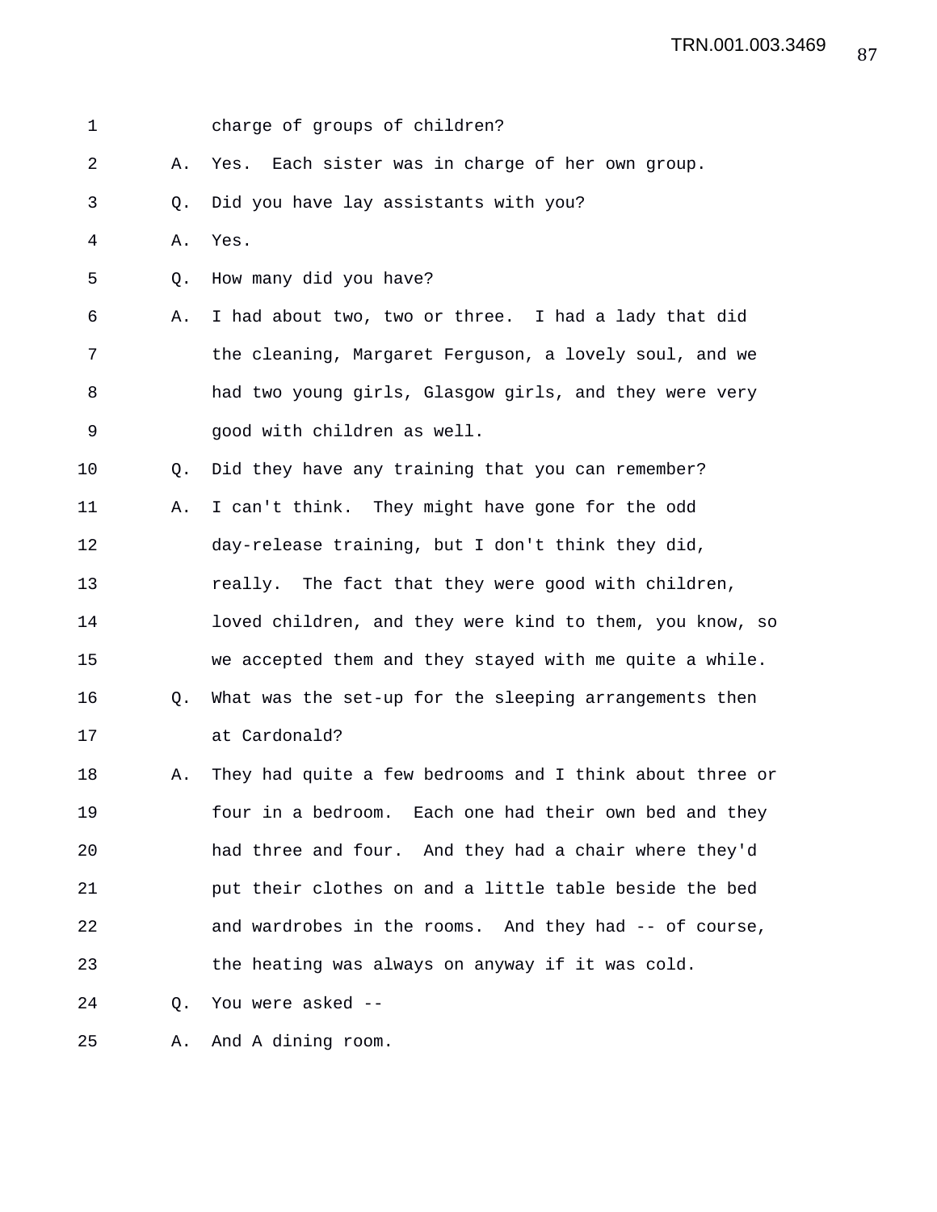charge of groups of children?

A. Yes. Each sister was in charge of her own group.

Q. Did you have lay assistants with you?

A. Yes.

Q. How many did you have?

A. I had about two, two or three. I had a lady that did the cleaning, Margaret Ferguson, a lovely soul, and we had two young girls, Glasgow girls, and they were very good with children as well.

Q. Did they have any training that you can remember?

A. I can't think. They might have gone for the odd day-release training, but I don't think they did, really. The fact that they were good with children, loved children, and they were kind to them, you know, so we accepted them and they stayed with me quite a while.

Q. What was the set-up for the sleeping arrangements then at Cardonald?

A. They had quite a few bedrooms and I think about three or four in a bedroom. Each one had their own bed and they had three and four. And they had a chair where they'd put their clothes on and a little table beside the bed and wardrobes in the rooms. And they had -- of course, the heating was always on anyway if it was cold.

Q. You were asked --

A. And A dining room.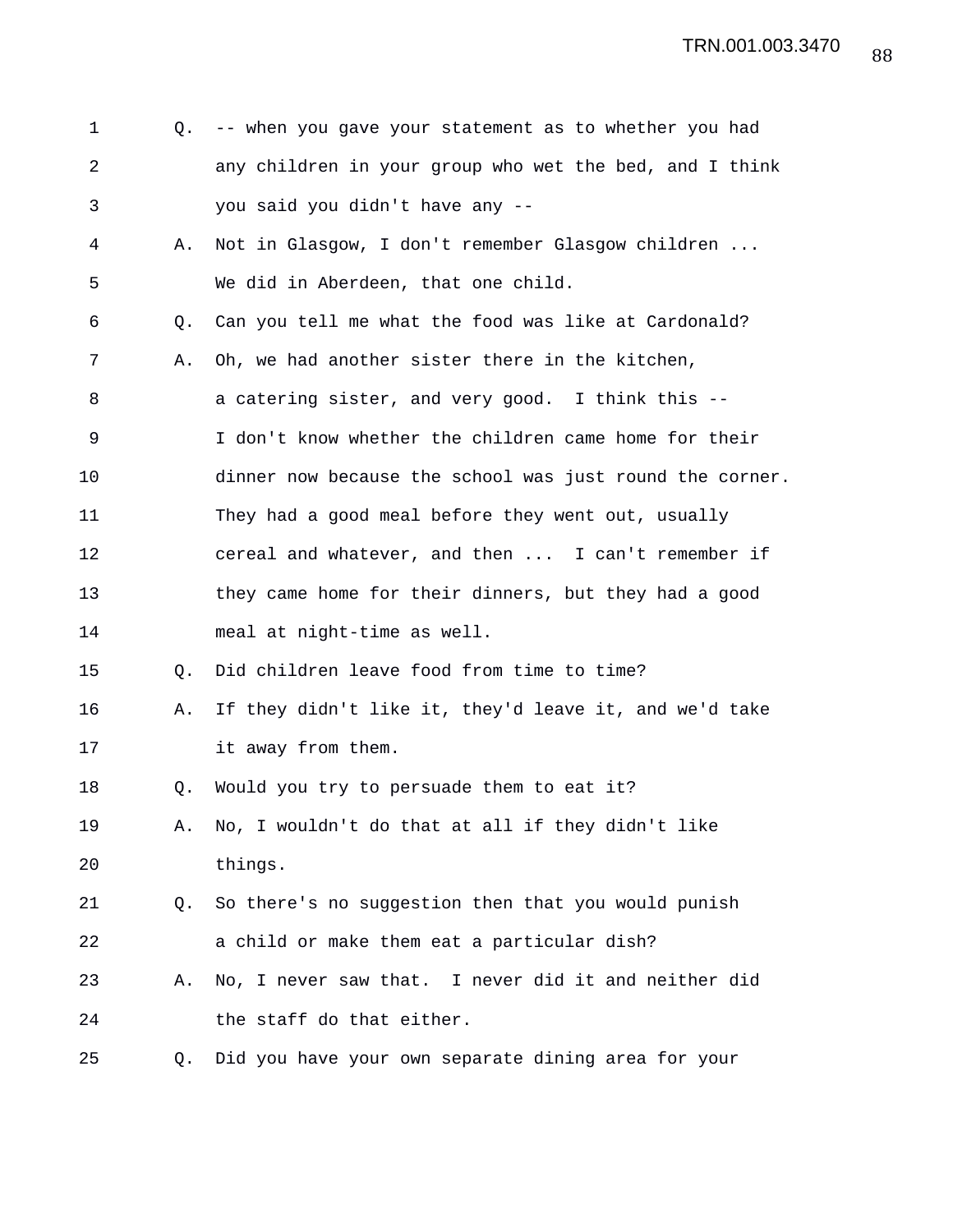Q. -- when you gave your statement as to whether you had any children in your group who wet the bed, and I think you said you didn't have any --

A. Not in Glasgow, I don't remember Glasgow children ... We did in Aberdeen, that one child.

Q. Can you tell me what the food was like at Cardonald?

A. Oh, we had another sister there in the kitchen, a catering sister, and very good. I think this -- I don't know whether the children came home for their dinner now because the school was just round the corner. They had a good meal before they went out, usually cereal and whatever, and then ... I can't remember if they came home for their dinners, but they had a good meal at night-time as well.

Q. Did children leave food from time to time?

A. If they didn't like it, they'd leave it, and we'd take it away from them.

Q. Would you try to persuade them to eat it?

A. No, I wouldn't do that at all if they didn't like things.

Q. So there's no suggestion then that you would punish a child or make them eat a particular dish?

A. No, I never saw that. I never did it and neither did the staff do that either.

Q. Did you have your own separate dining area for your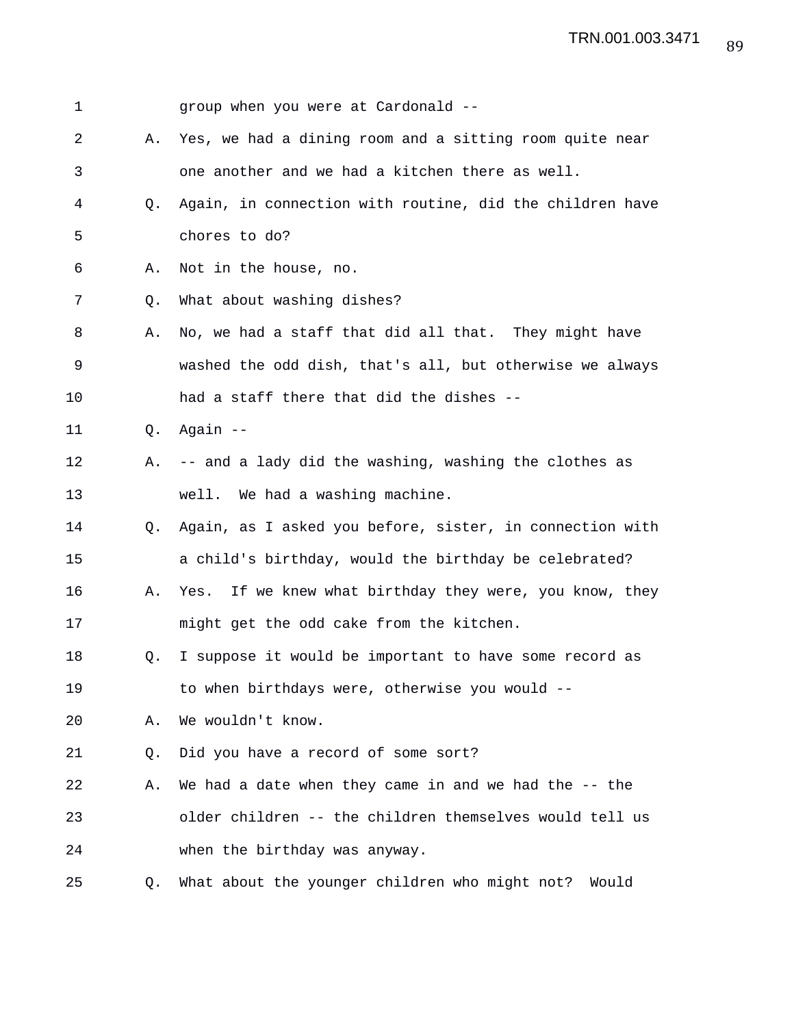1 group when you were at Cardonald --

2 A. Yes, we had a dining room and a sitting room quite near

3 one another and we had a kitchen there as well.

4 Q. Again, in connection with routine, did the children have

5 chores to do?

6 A. Not in the house, no.

7 Q. What about washing dishes?

8 A. No, we had a staff that did all that. They might have

9 washed the odd dish, that's all, but otherwise we always

10 had a staff there that did the dishes --

11 Q. Again --

12 A. -- and a lady did the washing, washing the clothes as

13 well. We had a washing machine.

14 Q. Again, as I asked you before, sister, in connection with

15 a child's birthday, would the birthday be celebrated?

16 A. Yes. If we knew what birthday they were, you know, they

17 might get the odd cake from the kitchen.

18 Q. I suppose it would be important to have some record as

19 to when birthdays were, otherwise you would --

20 A. We wouldn't know.

21 Q. Did you have a record of some sort?

22 A. We had a date when they came in and we had the -- the

23 older children -- the children themselves would tell us

24 when the birthday was anyway.

25 Q. What about the younger children who might not? Would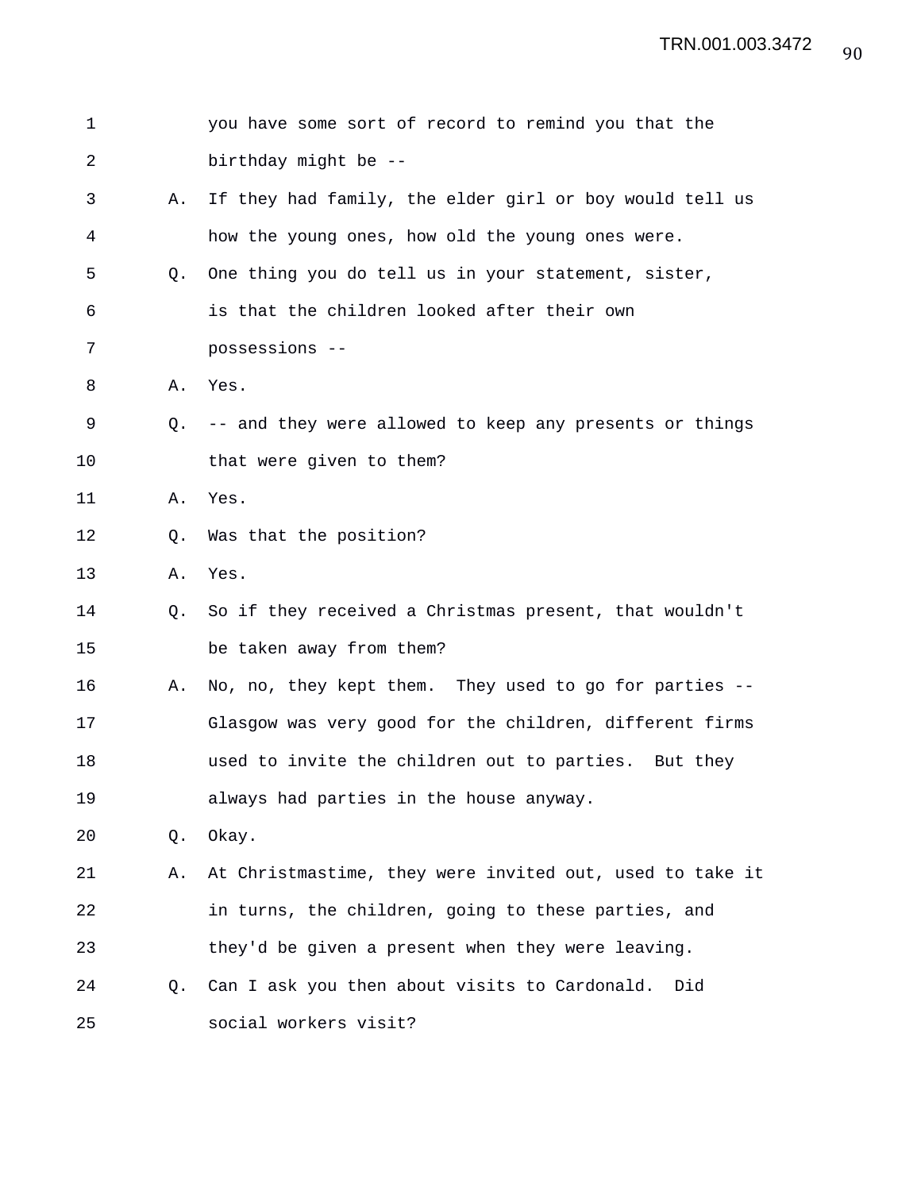you have some sort of record to remind you that the birthday might be --

A. If they had family, the elder girl or boy would tell us how the young ones, how old the young ones were.

Q. One thing you do tell us in your statement, sister, is that the children looked after their own possessions --

A. Yes.

Q. -- and they were allowed to keep any presents or things that were given to them?

A. Yes.

Q. Was that the position?

A. Yes.

Q. So if they received a Christmas present, that wouldn't be taken away from them?

A. No, no, they kept them. They used to go for parties -- Glasgow was very good for the children, different firms used to invite the children out to parties. But they always had parties in the house anyway.

Q. Okay.

A. At Christmastime, they were invited out, used to take it in turns, the children, going to these parties, and they'd be given a present when they were leaving.

Q. Can I ask you then about visits to Cardonald. Did social workers visit?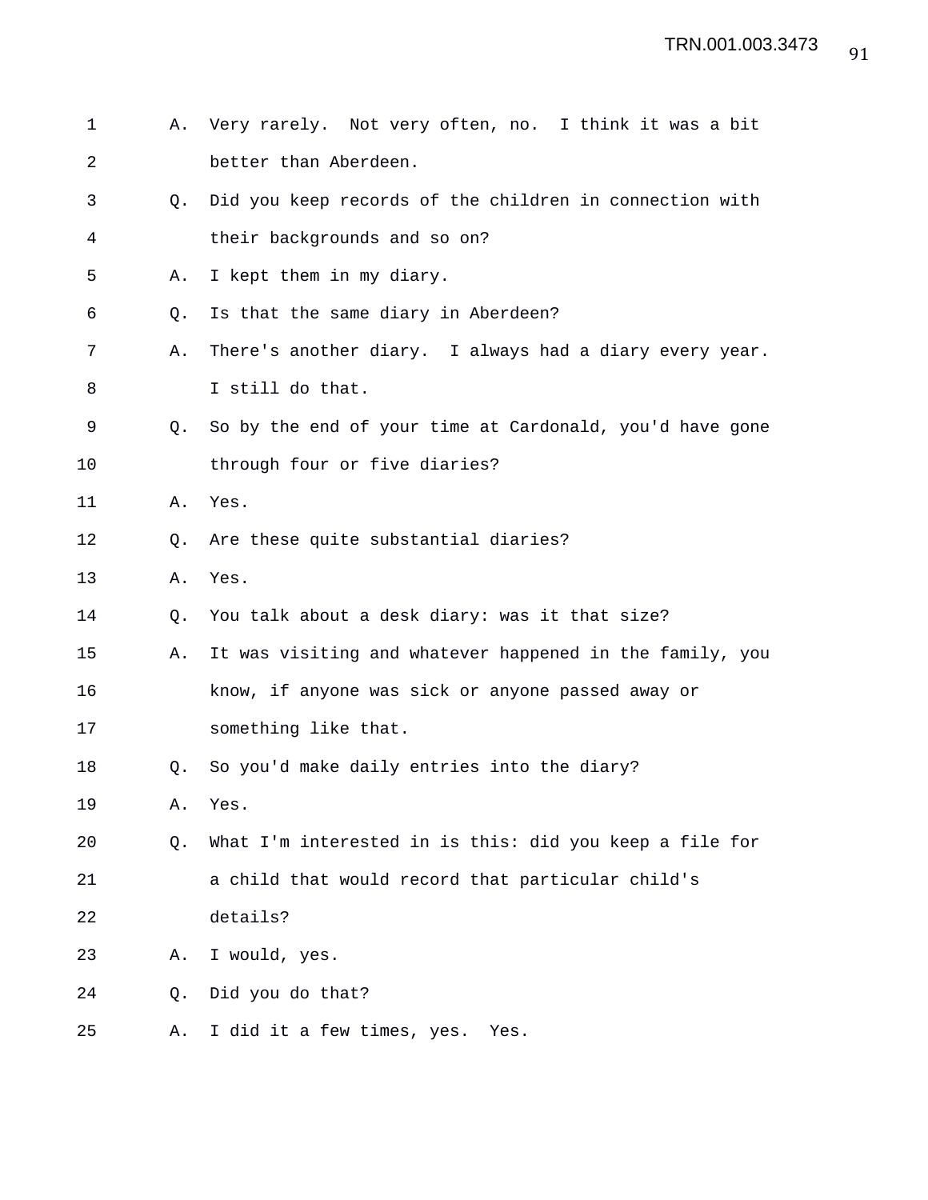1 A. Very rarely. Not very often, no. I think it was a bit
2 better than Aberdeen.
3 Q. Did you keep records of the children in connection with
4 their backgrounds and so on?
5 A. I kept them in my diary.
6 Q. Is that the same diary in Aberdeen?
7 A. There's another diary. I always had a diary every year.
8 I still do that.
9 Q. So by the end of your time at Cardonald, you'd have gone
10 through four or five diaries?
11 A. Yes.
12 Q. Are these quite substantial diaries?
13 A. Yes.
14 Q. You talk about a desk diary: was it that size?
15 A. It was visiting and whatever happened in the family, you
16 know, if anyone was sick or anyone passed away or
17 something like that.
18 Q. So you'd make daily entries into the diary?
19 A. Yes.
20 Q. What I'm interested in is this: did you keep a file for
21 a child that would record that particular child's
22 details?
23 A. I would, yes.
24 Q. Did you do that?
25 A. I did it a few times, yes. Yes.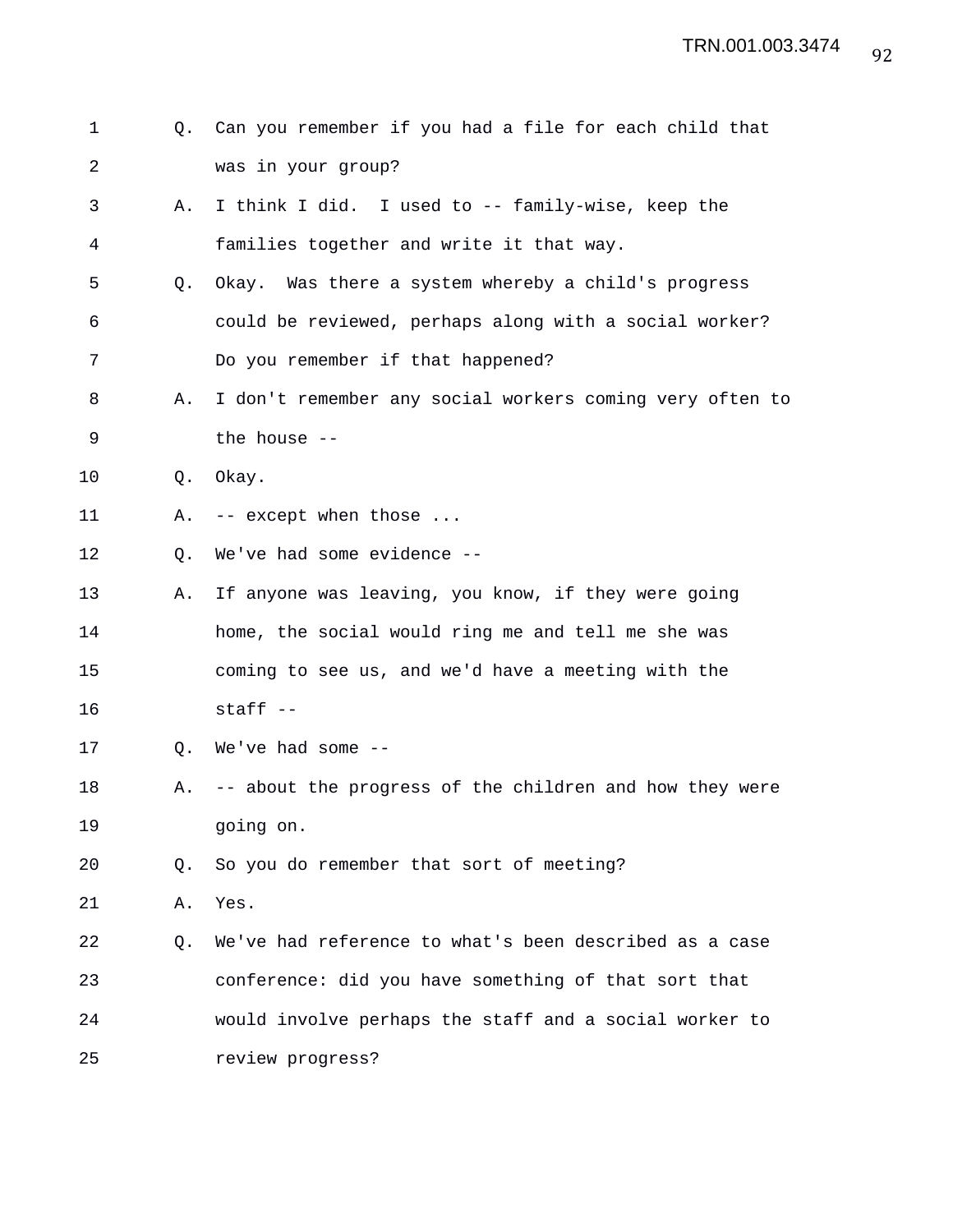Q. Can you remember if you had a file for each child that was in your group?

A. I think I did. I used to -- family-wise, keep the families together and write it that way.

Q. Okay. Was there a system whereby a child's progress could be reviewed, perhaps along with a social worker? Do you remember if that happened?

A. I don't remember any social workers coming very often to the house --

Q. Okay.

A. -- except when those ...

Q. We've had some evidence --

A. If anyone was leaving, you know, if they were going home, the social would ring me and tell me she was coming to see us, and we'd have a meeting with the staff --

Q. We've had some --

A. -- about the progress of the children and how they were going on.

Q. So you do remember that sort of meeting?

A. Yes.

Q. We've had reference to what's been described as a case conference: did you have something of that sort that would involve perhaps the staff and a social worker to review progress?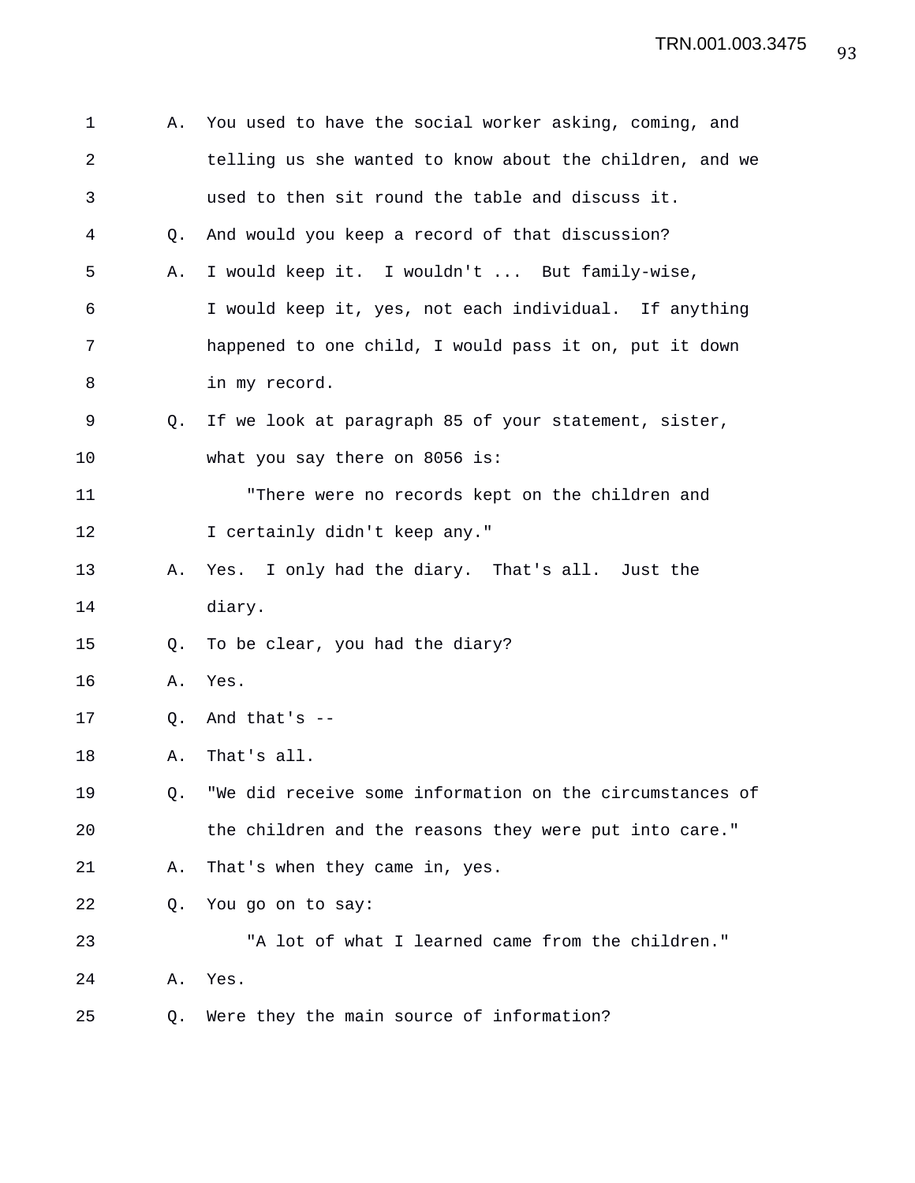A. You used to have the social worker asking, coming, and telling us she wanted to know about the children, and we used to then sit round the table and discuss it.

Q. And would you keep a record of that discussion?

A. I would keep it. I wouldn't ... But family-wise, I would keep it, yes, not each individual. If anything happened to one child, I would pass it on, put it down in my record.

Q. If we look at paragraph 85 of your statement, sister, what you say there on 8056 is:

"There were no records kept on the children and I certainly didn't keep any."

A. Yes. I only had the diary. That's all. Just the diary.

Q. To be clear, you had the diary?

A. Yes.

Q. And that's --

A. That's all.

Q. "We did receive some information on the circumstances of the children and the reasons they were put into care."

A. That's when they came in, yes.

Q. You go on to say:

"A lot of what I learned came from the children."

A. Yes.

Q. Were they the main source of information?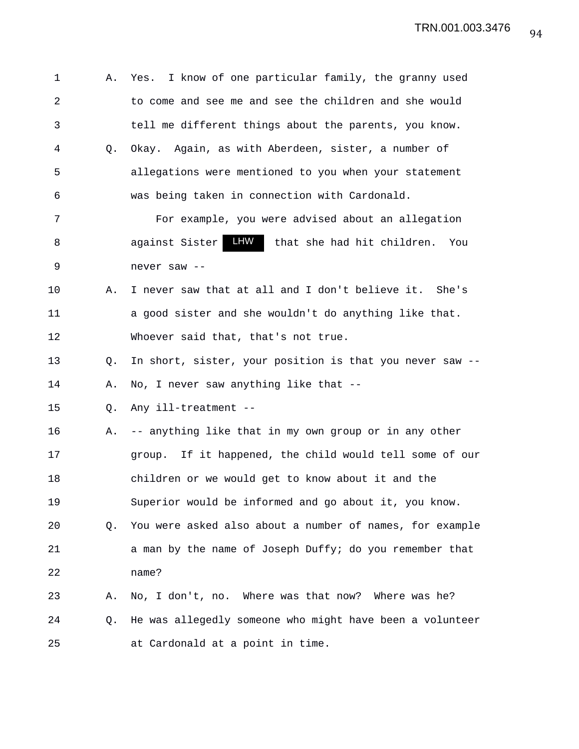A. Yes. I know of one particular family, the granny used to come and see me and see the children and she would tell me different things about the parents, you know.

Q. Okay. Again, as with Aberdeen, sister, a number of allegations were mentioned to you when your statement was being taken in connection with Cardonald.

For example, you were advised about an allegation against Sister LHW that she had hit children. You never saw --

A. I never saw that at all and I don't believe it. She's a good sister and she wouldn't do anything like that. Whoever said that, that's not true.

Q. In short, sister, your position is that you never saw --

A. No, I never saw anything like that --

Q. Any ill-treatment --

A. -- anything like that in my own group or in any other group. If it happened, the child would tell some of our children or we would get to know about it and the Superior would be informed and go about it, you know.

Q. You were asked also about a number of names, for example a man by the name of Joseph Duffy; do you remember that name?

A. No, I don't, no. Where was that now? Where was he?

Q. He was allegedly someone who might have been a volunteer at Cardonald at a point in time.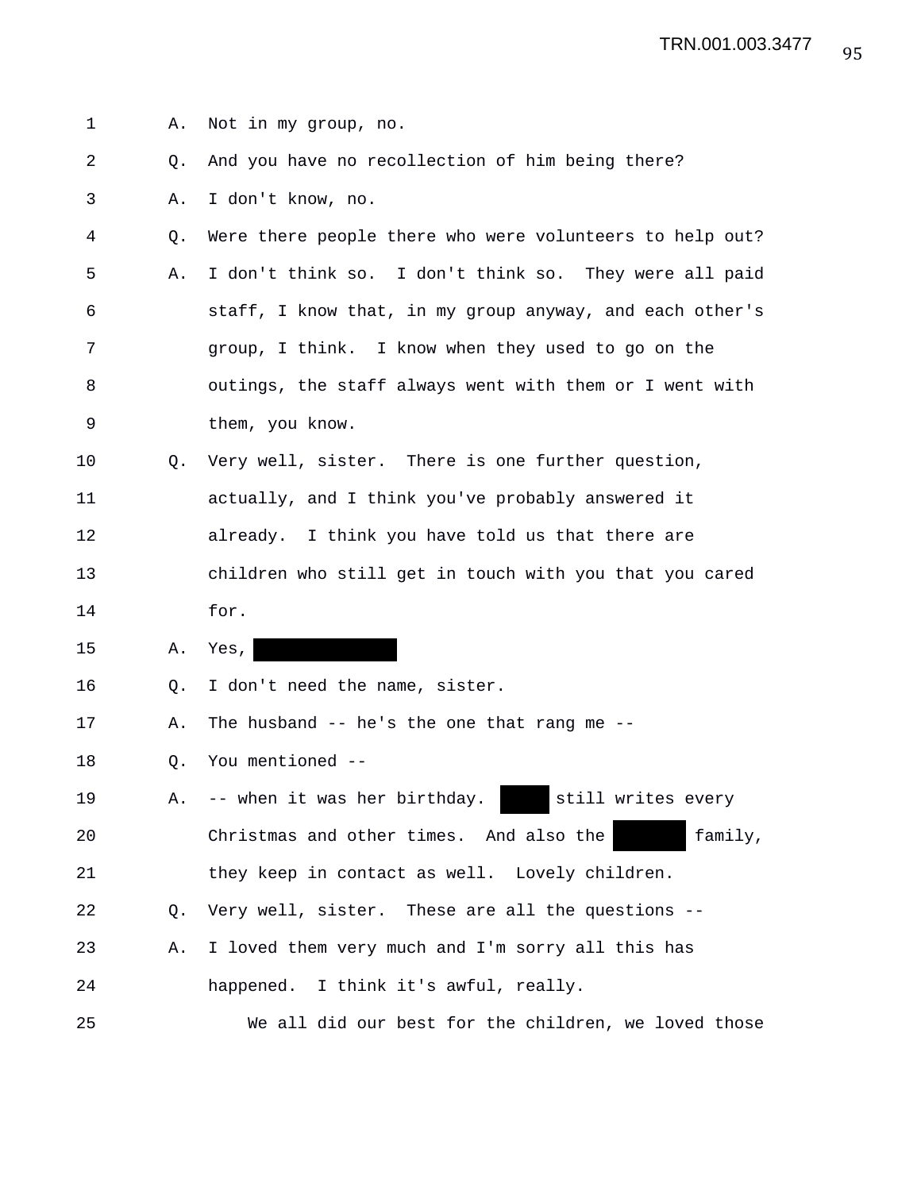1 A. Not in my group, no.

2 Q. And you have no recollection of him being there?

3 A. I don't know, no.

4 Q. Were there people there who were volunteers to help out?

5 A. I don't think so. I don't think so. They were all paid

6 staff, I know that, in my group anyway, and each other's

7 group, I think. I know when they used to go on the

8 outings, the staff always went with them or I went with

9 them, you know.

10 Q. Very well, sister. There is one further question,

11 actually, and I think you've probably answered it

12 already. I think you have told us that there are

13 children who still get in touch with you that you cared

14 for.

15 A. Yes, [REDACTED]

16 Q. I don't need the name, sister.

17 A. The husband -- he's the one that rang me --

18 Q. You mentioned --

19 A. -- when it was her birthday. [REDACTED] still writes every

20 Christmas and other times. And also the [REDACTED] family,

21 they keep in contact as well. Lovely children.

22 Q. Very well, sister. These are all the questions --

23 A. I loved them very much and I'm sorry all this has

24 happened. I think it's awful, really.

25 We all did our best for the children, we loved those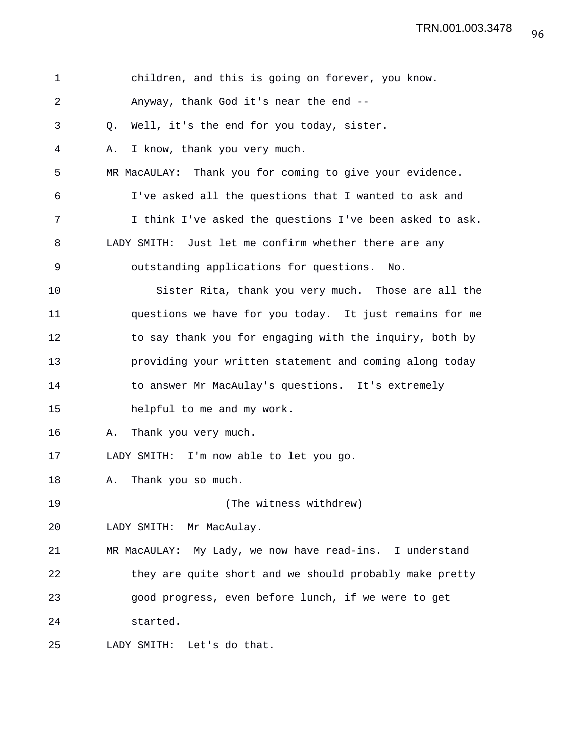children, and this is going on forever, you know.
Anyway, thank God it's near the end --

Q. Well, it's the end for you today, sister.

A. I know, thank you very much.

MR MacAULAY: Thank you for coming to give your evidence. I've asked all the questions that I wanted to ask and I think I've asked the questions I've been asked to ask.

LADY SMITH: Just let me confirm whether there are any outstanding applications for questions. No.

Sister Rita, thank you very much. Those are all the questions we have for you today. It just remains for me to say thank you for engaging with the inquiry, both by providing your written statement and coming along today to answer Mr MacAulay's questions. It's extremely helpful to me and my work.

A. Thank you very much.

LADY SMITH: I'm now able to let you go.

A. Thank you so much.

(The witness withdrew)

LADY SMITH: Mr MacAulay.

MR MacAULAY: My Lady, we now have read-ins. I understand they are quite short and we should probably make pretty good progress, even before lunch, if we were to get started.

LADY SMITH: Let's do that.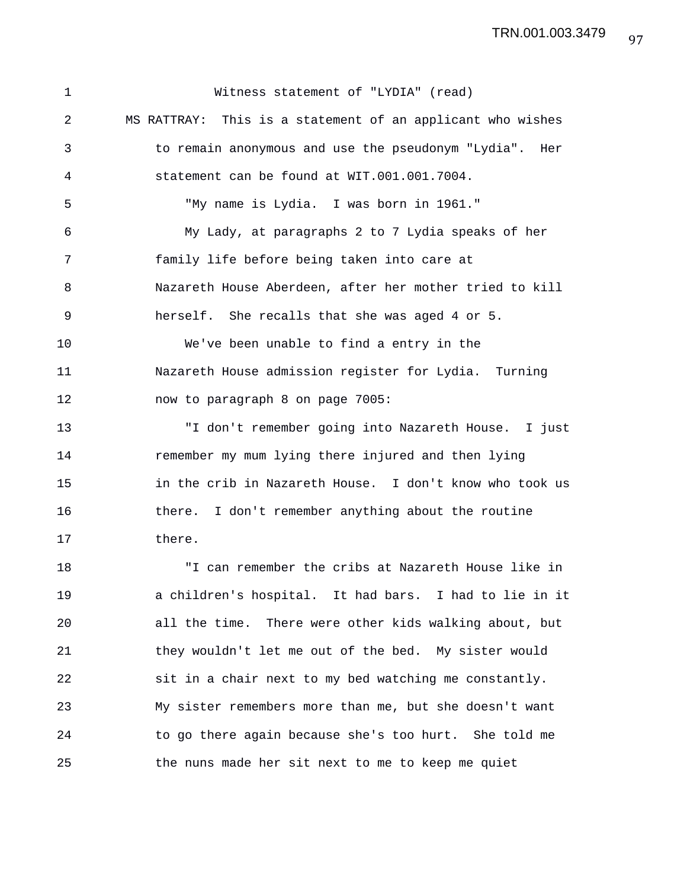Witness statement of "LYDIA" (read)

MS RATTRAY: This is a statement of an applicant who wishes to remain anonymous and use the pseudonym "Lydia". Her statement can be found at WIT.001.001.7004.

"My name is Lydia. I was born in 1961."

My Lady, at paragraphs 2 to 7 Lydia speaks of her family life before being taken into care at Nazareth House Aberdeen, after her mother tried to kill herself. She recalls that she was aged 4 or 5.

We've been unable to find a entry in the Nazareth House admission register for Lydia. Turning now to paragraph 8 on page 7005:

"I don't remember going into Nazareth House. I just remember my mum lying there injured and then lying in the crib in Nazareth House. I don't know who took us there. I don't remember anything about the routine there.

"I can remember the cribs at Nazareth House like in a children's hospital. It had bars. I had to lie in it all the time. There were other kids walking about, but they wouldn't let me out of the bed. My sister would sit in a chair next to my bed watching me constantly. My sister remembers more than me, but she doesn't want to go there again because she's too hurt. She told me the nuns made her sit next to me to keep me quiet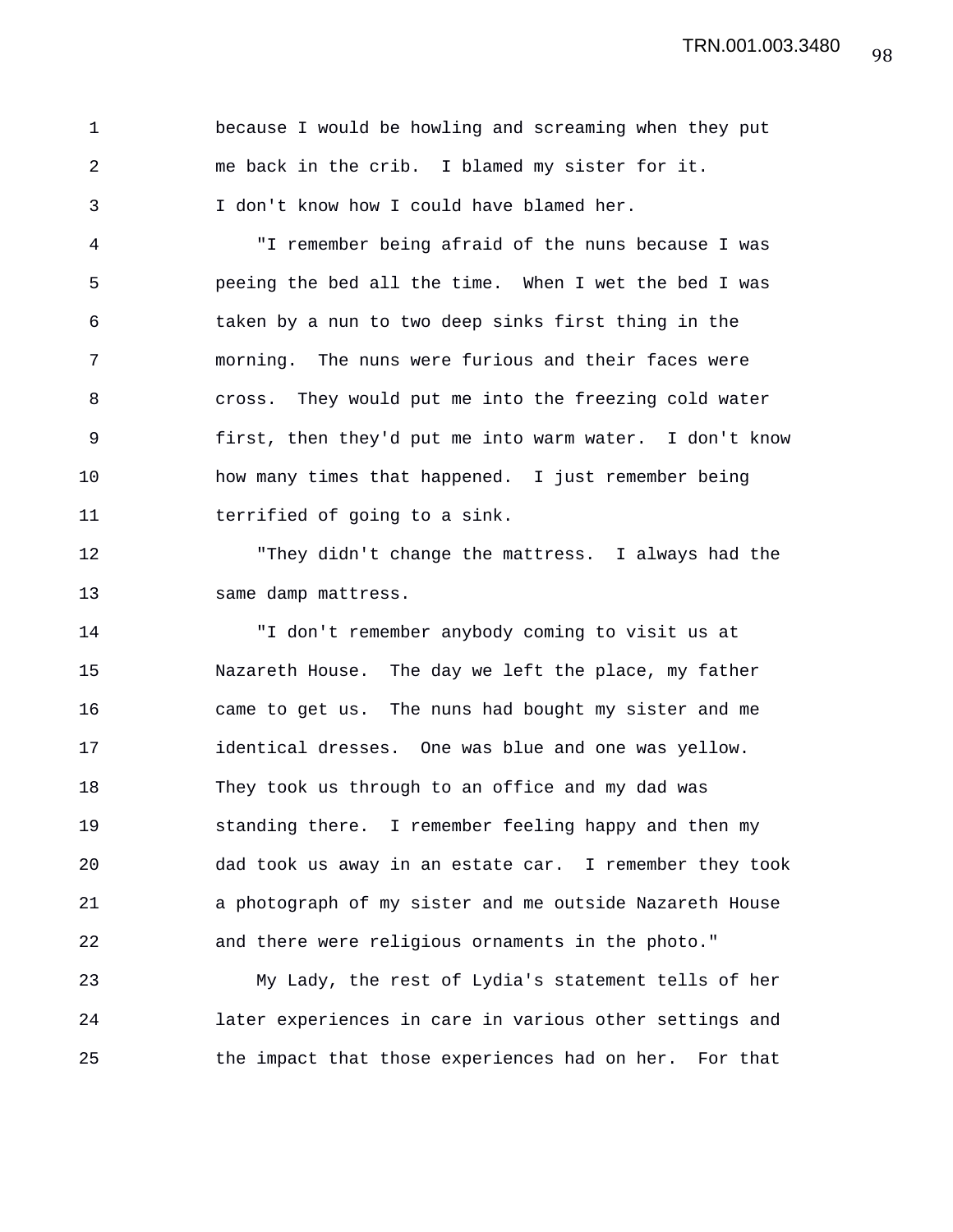because I would be howling and screaming when they put me back in the crib. I blamed my sister for it. I don't know how I could have blamed her.

"I remember being afraid of the nuns because I was peeing the bed all the time. When I wet the bed I was taken by a nun to two deep sinks first thing in the morning. The nuns were furious and their faces were cross. They would put me into the freezing cold water first, then they'd put me into warm water. I don't know how many times that happened. I just remember being terrified of going to a sink.

"They didn't change the mattress. I always had the same damp mattress.

"I don't remember anybody coming to visit us at Nazareth House. The day we left the place, my father came to get us. The nuns had bought my sister and me identical dresses. One was blue and one was yellow. They took us through to an office and my dad was standing there. I remember feeling happy and then my dad took us away in an estate car. I remember they took a photograph of my sister and me outside Nazareth House and there were religious ornaments in the photo."

My Lady, the rest of Lydia's statement tells of her later experiences in care in various other settings and the impact that those experiences had on her. For that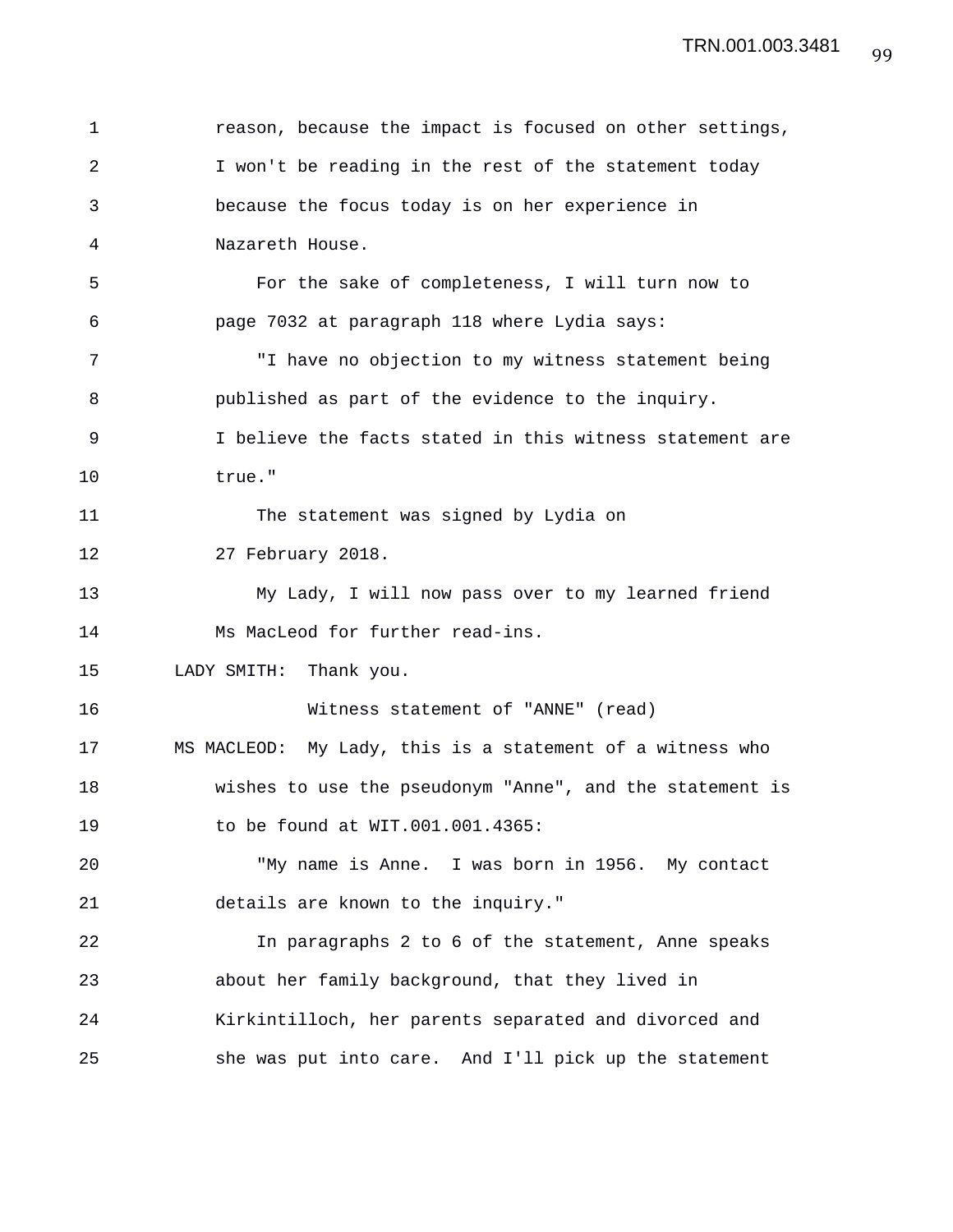reason, because the impact is focused on other settings, I won't be reading in the rest of the statement today because the focus today is on her experience in Nazareth House.

For the sake of completeness, I will turn now to page 7032 at paragraph 118 where Lydia says:

"I have no objection to my witness statement being published as part of the evidence to the inquiry. I believe the facts stated in this witness statement are true."

The statement was signed by Lydia on 27 February 2018.

My Lady, I will now pass over to my learned friend Ms MacLeod for further read-ins.

LADY SMITH: Thank you.

Witness statement of "ANNE" (read)

MS MACLEOD: My Lady, this is a statement of a witness who wishes to use the pseudonym "Anne", and the statement is to be found at WIT.001.001.4365:

"My name is Anne. I was born in 1956. My contact details are known to the inquiry."

In paragraphs 2 to 6 of the statement, Anne speaks about her family background, that they lived in Kirkintilloch, her parents separated and divorced and she was put into care. And I'll pick up the statement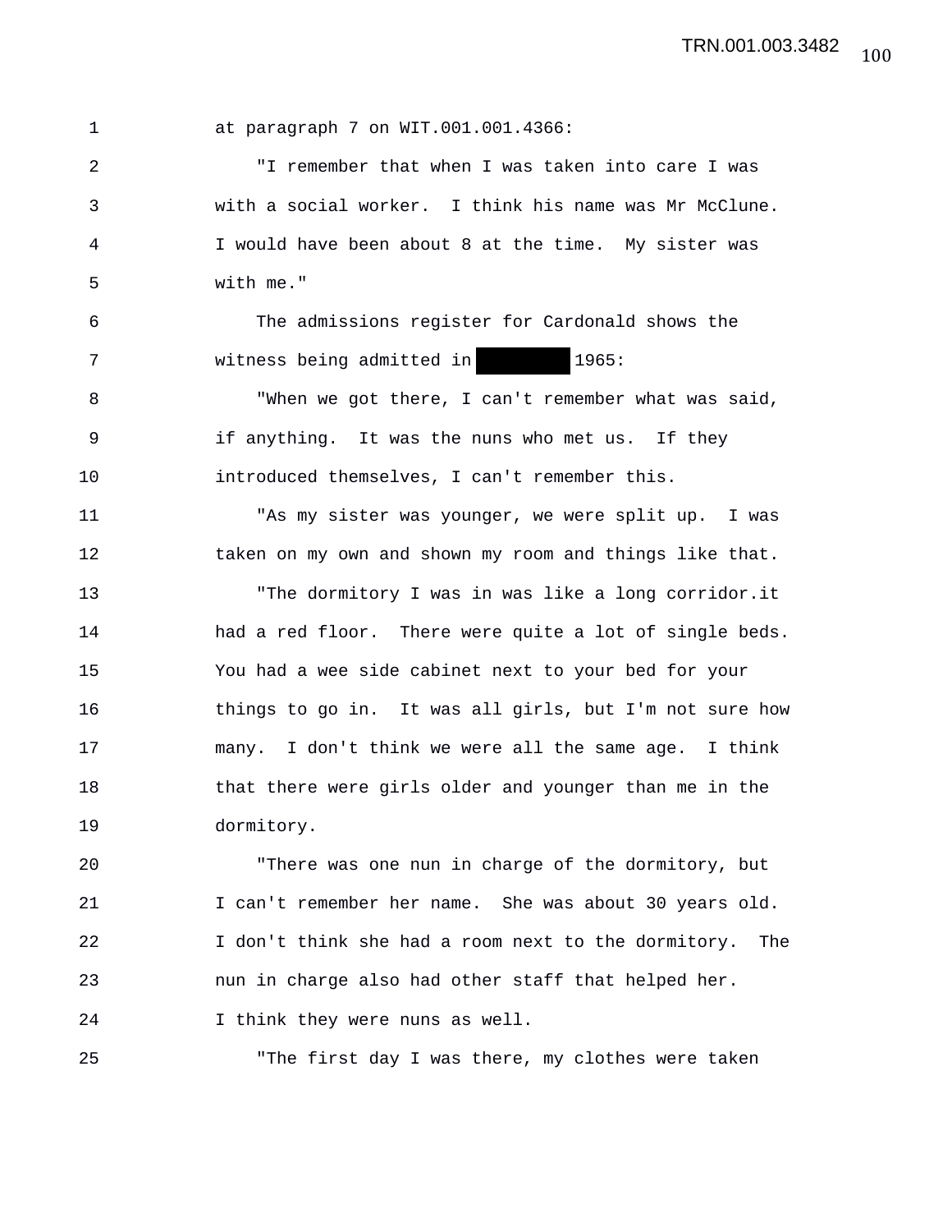at paragraph 7 on WIT.001.001.4366:

"I remember that when I was taken into care I was with a social worker. I think his name was Mr McClune. I would have been about 8 at the time. My sister was with me."

The admissions register for Cardonald shows the witness being admitted in [REDACTED] 1965:

"When we got there, I can't remember what was said, if anything. It was the nuns who met us. If they introduced themselves, I can't remember this.

"As my sister was younger, we were split up. I was taken on my own and shown my room and things like that.

"The dormitory I was in was like a long corridor.it had a red floor. There were quite a lot of single beds. You had a wee side cabinet next to your bed for your things to go in. It was all girls, but I'm not sure how many. I don't think we were all the same age. I think that there were girls older and younger than me in the dormitory.

"There was one nun in charge of the dormitory, but I can't remember her name. She was about 30 years old. I don't think she had a room next to the dormitory. The nun in charge also had other staff that helped her. I think they were nuns as well.

"The first day I was there, my clothes were taken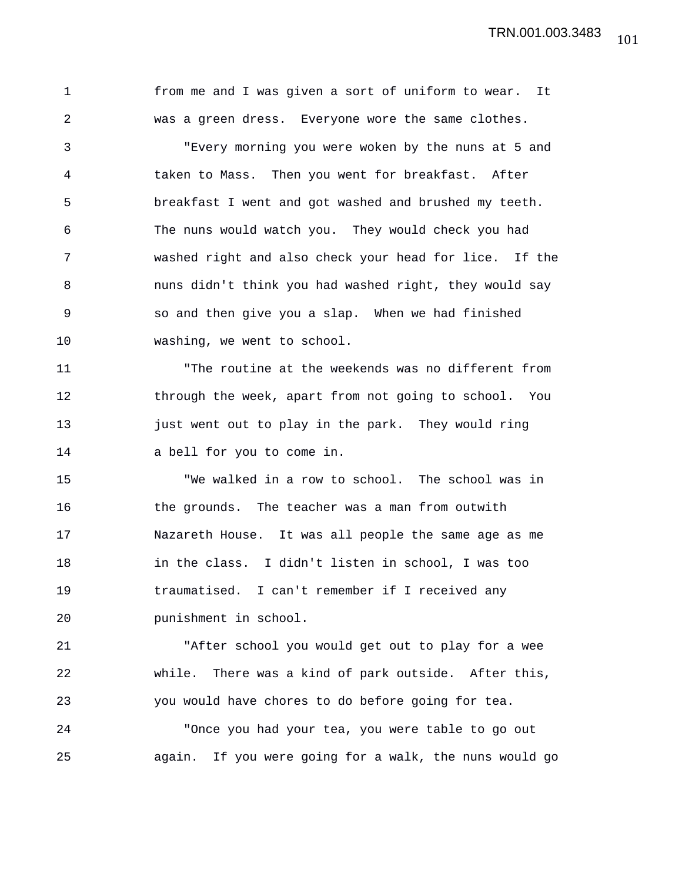from me and I was given a sort of uniform to wear. It was a green dress. Everyone wore the same clothes.

"Every morning you were woken by the nuns at 5 and taken to Mass. Then you went for breakfast. After breakfast I went and got washed and brushed my teeth. The nuns would watch you. They would check you had washed right and also check your head for lice. If the nuns didn't think you had washed right, they would say so and then give you a slap. When we had finished washing, we went to school.

"The routine at the weekends was no different from through the week, apart from not going to school. You just went out to play in the park. They would ring a bell for you to come in.

"We walked in a row to school. The school was in the grounds. The teacher was a man from outwith Nazareth House. It was all people the same age as me in the class. I didn't listen in school, I was too traumatised. I can't remember if I received any punishment in school.

"After school you would get out to play for a wee while. There was a kind of park outside. After this, you would have chores to do before going for tea.

"Once you had your tea, you were table to go out again. If you were going for a walk, the nuns would go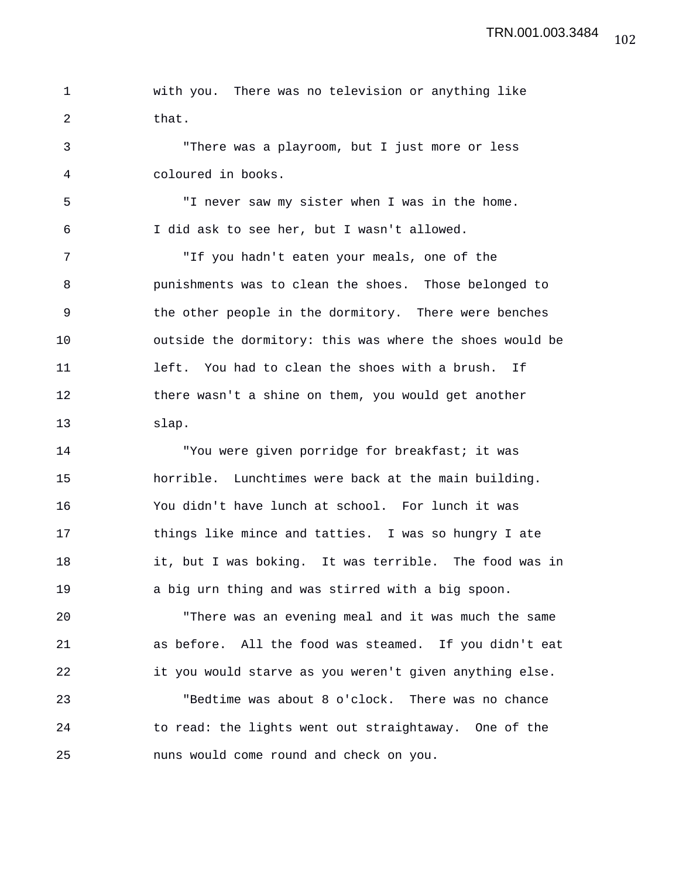with you. There was no television or anything like that.

"There was a playroom, but I just more or less coloured in books.

"I never saw my sister when I was in the home. I did ask to see her, but I wasn't allowed.

"If you hadn't eaten your meals, one of the punishments was to clean the shoes. Those belonged to the other people in the dormitory. There were benches outside the dormitory: this was where the shoes would be left. You had to clean the shoes with a brush. If there wasn't a shine on them, you would get another slap.

"You were given porridge for breakfast; it was horrible. Lunchtimes were back at the main building. You didn't have lunch at school. For lunch it was things like mince and tatties. I was so hungry I ate it, but I was boking. It was terrible. The food was in a big urn thing and was stirred with a big spoon.

"There was an evening meal and it was much the same as before. All the food was steamed. If you didn't eat it you would starve as you weren't given anything else.

"Bedtime was about 8 o'clock. There was no chance to read: the lights went out straightaway. One of the nuns would come round and check on you.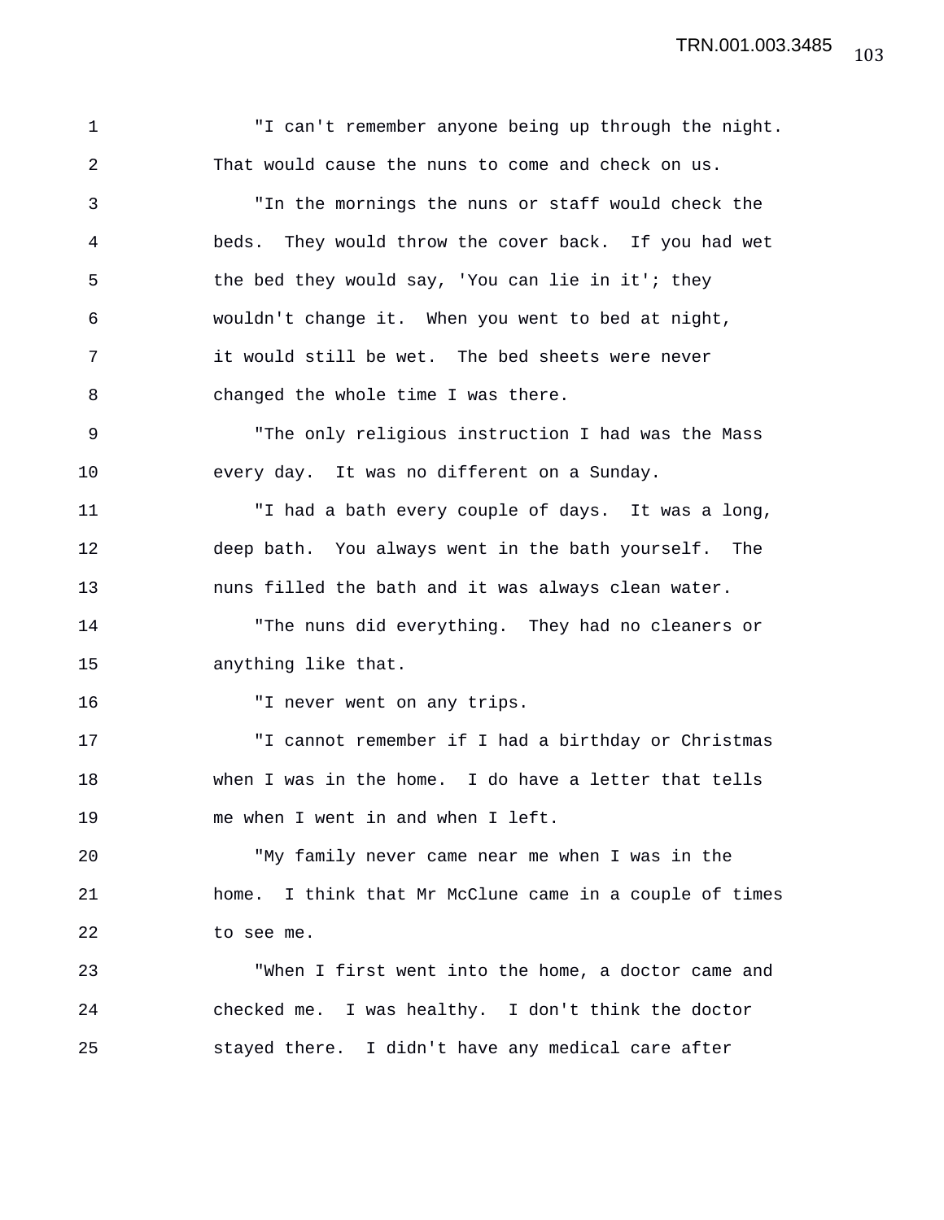"I can't remember anyone being up through the night. That would cause the nuns to come and check on us.

"In the mornings the nuns or staff would check the beds. They would throw the cover back. If you had wet the bed they would say, 'You can lie in it'; they wouldn't change it. When you went to bed at night, it would still be wet. The bed sheets were never changed the whole time I was there.

"The only religious instruction I had was the Mass every day. It was no different on a Sunday.

"I had a bath every couple of days. It was a long, deep bath. You always went in the bath yourself. The nuns filled the bath and it was always clean water.

"The nuns did everything. They had no cleaners or anything like that.

"I never went on any trips.

"I cannot remember if I had a birthday or Christmas when I was in the home. I do have a letter that tells me when I went in and when I left.

"My family never came near me when I was in the home. I think that Mr McClune came in a couple of times to see me.

"When I first went into the home, a doctor came and checked me. I was healthy. I don't think the doctor stayed there. I didn't have any medical care after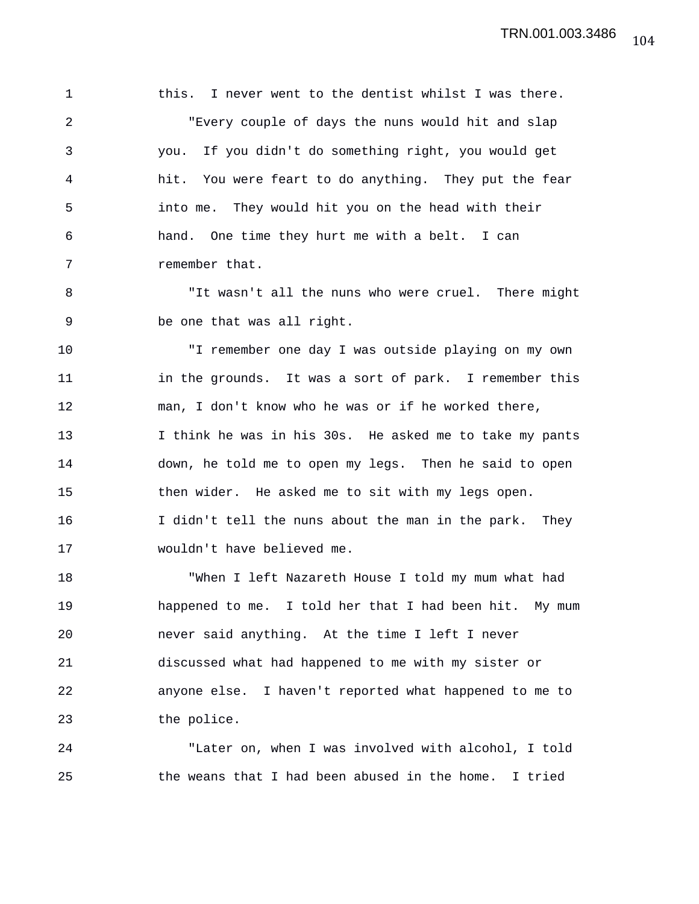this. I never went to the dentist whilst I was there.

"Every couple of days the nuns would hit and slap you. If you didn't do something right, you would get hit. You were feart to do anything. They put the fear into me. They would hit you on the head with their hand. One time they hurt me with a belt. I can remember that.

"It wasn't all the nuns who were cruel. There might be one that was all right.

"I remember one day I was outside playing on my own in the grounds. It was a sort of park. I remember this man, I don't know who he was or if he worked there, I think he was in his 30s. He asked me to take my pants down, he told me to open my legs. Then he said to open then wider. He asked me to sit with my legs open. I didn't tell the nuns about the man in the park. They wouldn't have believed me.

"When I left Nazareth House I told my mum what had happened to me. I told her that I had been hit. My mum never said anything. At the time I left I never discussed what had happened to me with my sister or anyone else. I haven't reported what happened to me to the police.

"Later on, when I was involved with alcohol, I told the weans that I had been abused in the home. I tried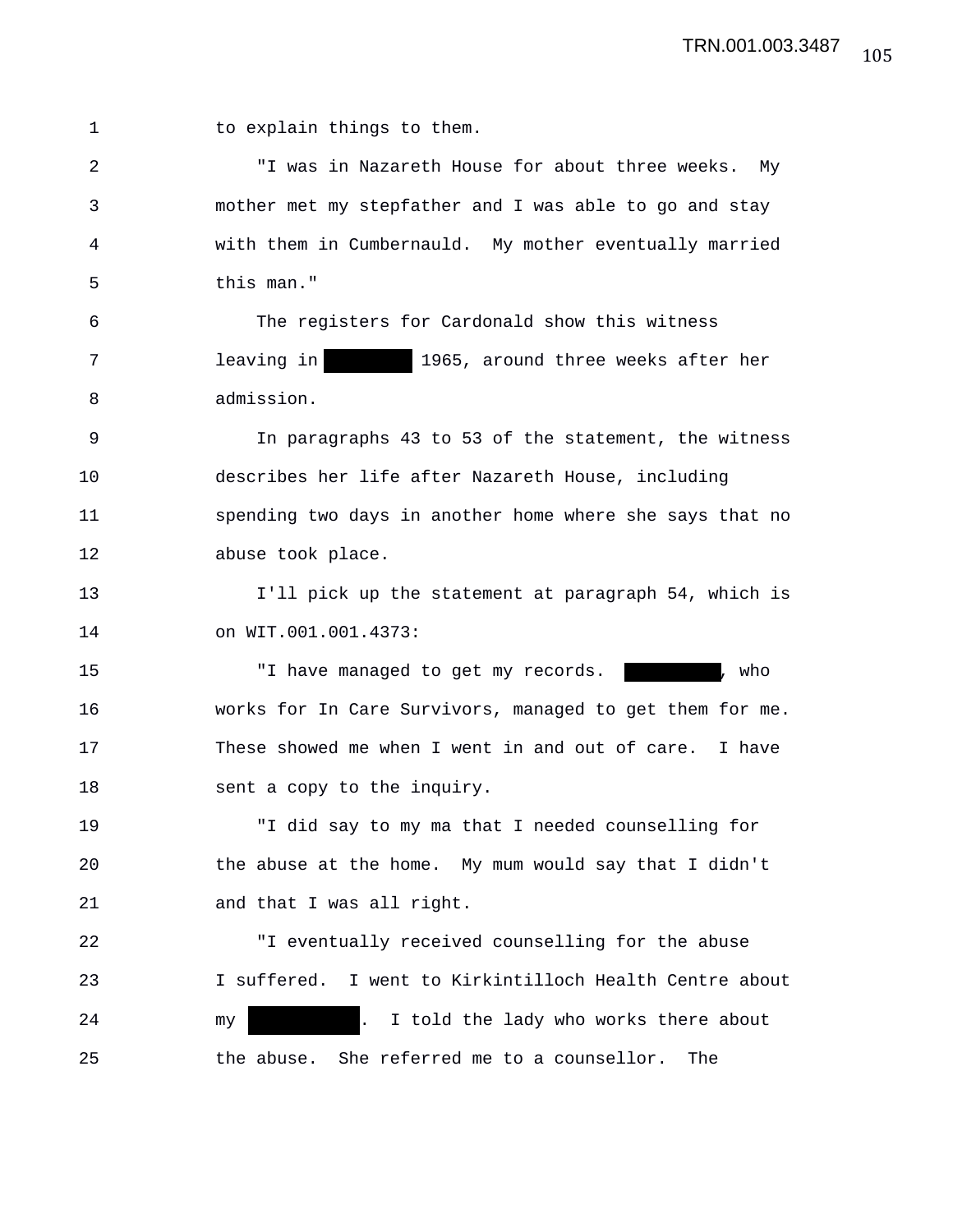to explain things to them.

"I was in Nazareth House for about three weeks. My mother met my stepfather and I was able to go and stay with them in Cumbernauld. My mother eventually married this man."

The registers for Cardonald show this witness leaving in ██████ 1965, around three weeks after her admission.

In paragraphs 43 to 53 of the statement, the witness describes her life after Nazareth House, including spending two days in another home where she says that no abuse took place.

I'll pick up the statement at paragraph 54, which is on WIT.001.001.4373:

"I have managed to get my records. ██████, who works for In Care Survivors, managed to get them for me. These showed me when I went in and out of care. I have sent a copy to the inquiry.

"I did say to my ma that I needed counselling for the abuse at the home. My mum would say that I didn't and that I was all right.

"I eventually received counselling for the abuse I suffered. I went to Kirkintilloch Health Centre about my ██████. I told the lady who works there about the abuse. She referred me to a counsellor. The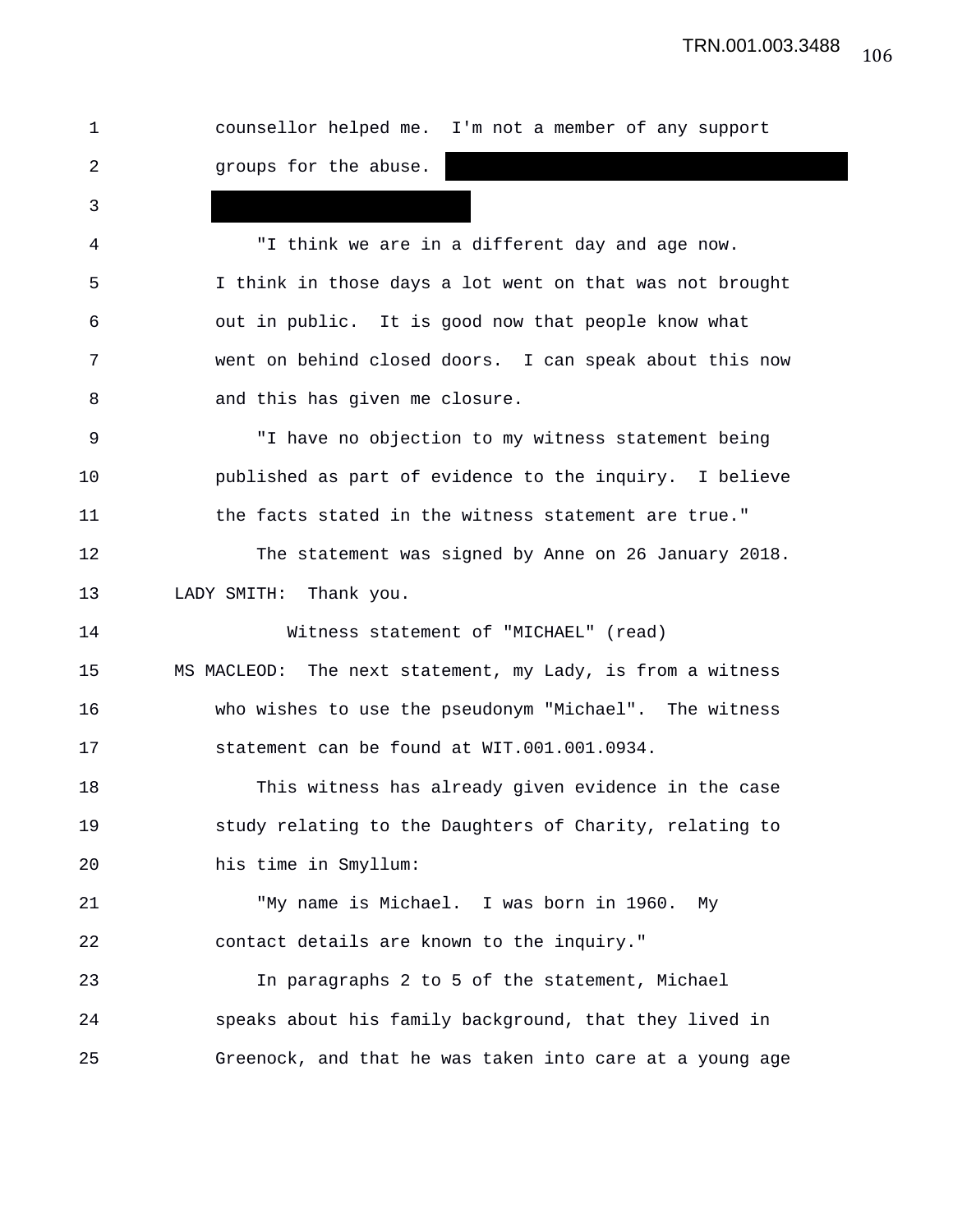counsellor helped me. I'm not a member of any support groups for the abuse. [REDACTED]

"I think we are in a different day and age now. I think in those days a lot went on that was not brought out in public. It is good now that people know what went on behind closed doors. I can speak about this now and this has given me closure.

"I have no objection to my witness statement being published as part of evidence to the inquiry. I believe the facts stated in the witness statement are true."

The statement was signed by Anne on 26 January 2018.

LADY SMITH: Thank you.

Witness statement of "MICHAEL" (read)

MS MACLEOD: The next statement, my Lady, is from a witness who wishes to use the pseudonym "Michael". The witness statement can be found at WIT.001.001.0934.

This witness has already given evidence in the case study relating to the Daughters of Charity, relating to his time in Smyllum:

"My name is Michael. I was born in 1960. My contact details are known to the inquiry."

In paragraphs 2 to 5 of the statement, Michael speaks about his family background, that they lived in Greenock, and that he was taken into care at a young age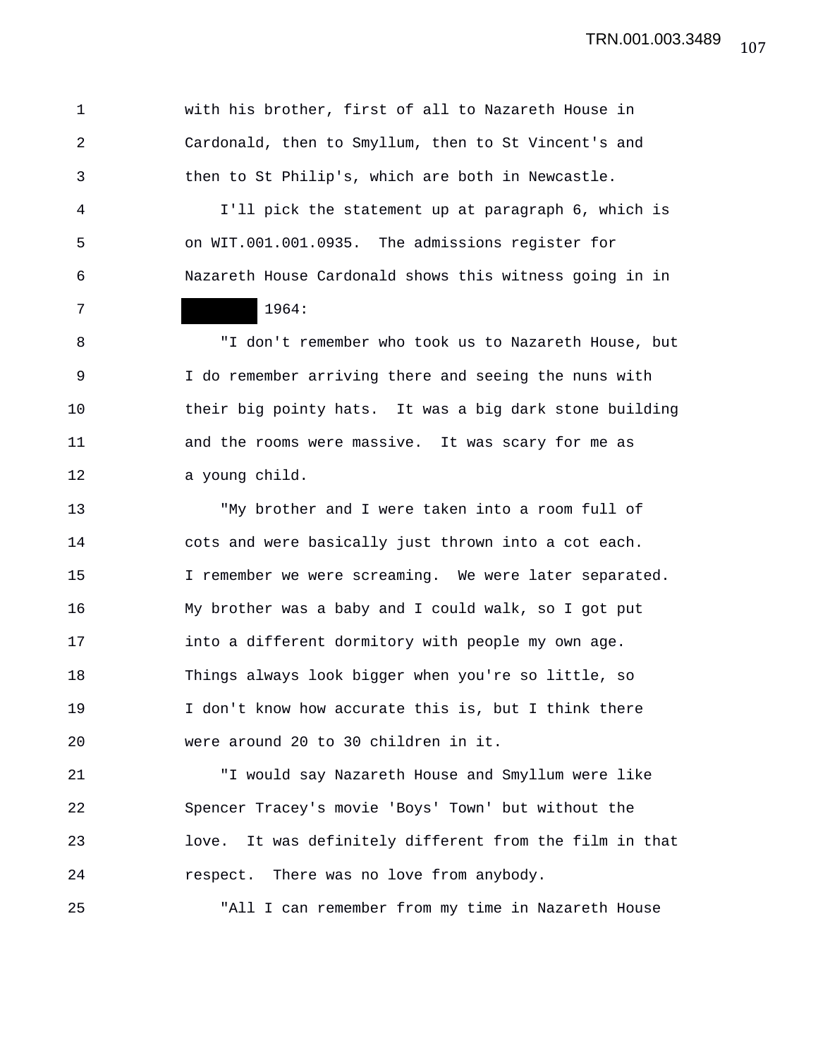with his brother, first of all to Nazareth House in Cardonald, then to Smyllum, then to St Vincent's and then to St Philip's, which are both in Newcastle.

I'll pick the statement up at paragraph 6, which is on WIT.001.001.0935. The admissions register for Nazareth House Cardonald shows this witness going in in ██████ 1964:

"I don't remember who took us to Nazareth House, but I do remember arriving there and seeing the nuns with their big pointy hats. It was a big dark stone building and the rooms were massive. It was scary for me as a young child.

"My brother and I were taken into a room full of cots and were basically just thrown into a cot each. I remember we were screaming. We were later separated. My brother was a baby and I could walk, so I got put into a different dormitory with people my own age. Things always look bigger when you're so little, so I don't know how accurate this is, but I think there were around 20 to 30 children in it.

"I would say Nazareth House and Smyllum were like Spencer Tracey's movie 'Boys' Town' but without the love. It was definitely different from the film in that respect. There was no love from anybody.

"All I can remember from my time in Nazareth House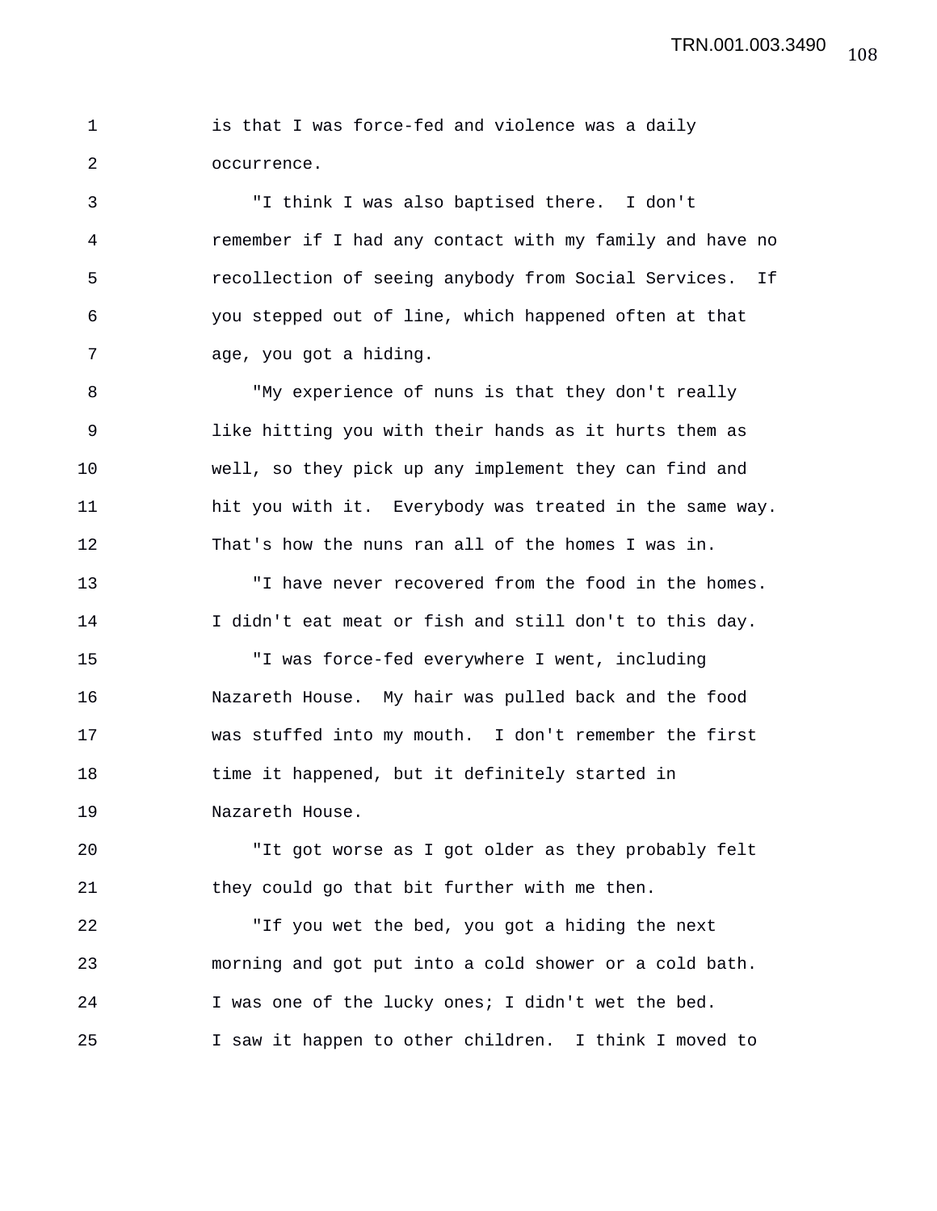is that I was force-fed and violence was a daily occurrence.

"I think I was also baptised there. I don't remember if I had any contact with my family and have no recollection of seeing anybody from Social Services. If you stepped out of line, which happened often at that age, you got a hiding.

"My experience of nuns is that they don't really like hitting you with their hands as it hurts them as well, so they pick up any implement they can find and hit you with it. Everybody was treated in the same way. That's how the nuns ran all of the homes I was in.

"I have never recovered from the food in the homes. I didn't eat meat or fish and still don't to this day.

"I was force-fed everywhere I went, including Nazareth House. My hair was pulled back and the food was stuffed into my mouth. I don't remember the first time it happened, but it definitely started in Nazareth House.

"It got worse as I got older as they probably felt they could go that bit further with me then.

"If you wet the bed, you got a hiding the next morning and got put into a cold shower or a cold bath. I was one of the lucky ones; I didn't wet the bed. I saw it happen to other children. I think I moved to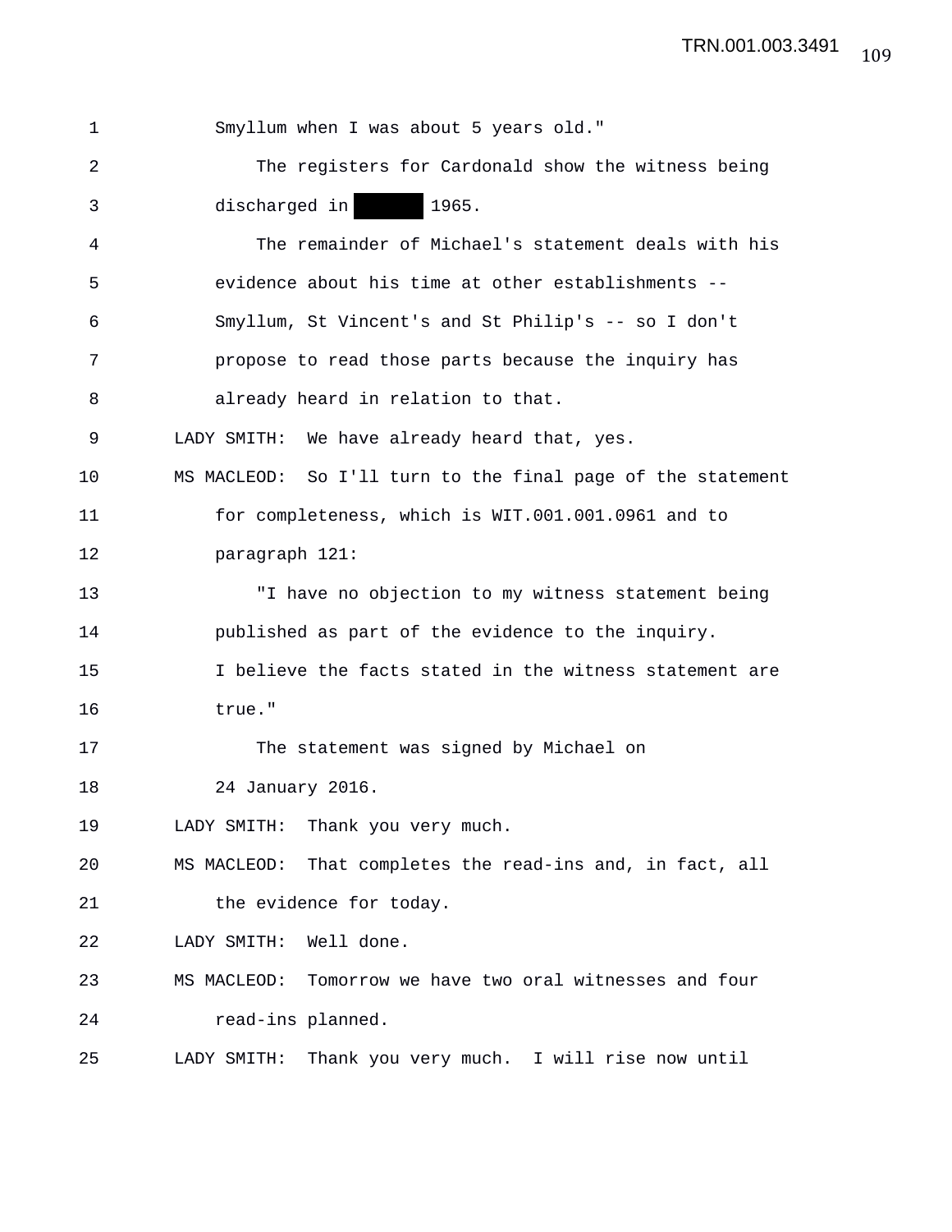Smyllum when I was about 5 years old."

The registers for Cardonald show the witness being discharged in [REDACTED] 1965.

The remainder of Michael's statement deals with his evidence about his time at other establishments -- Smyllum, St Vincent's and St Philip's -- so I don't propose to read those parts because the inquiry has already heard in relation to that.

LADY SMITH: We have already heard that, yes.

MS MACLEOD: So I'll turn to the final page of the statement for completeness, which is WIT.001.001.0961 and to paragraph 121:

"I have no objection to my witness statement being published as part of the evidence to the inquiry. I believe the facts stated in the witness statement are true."

The statement was signed by Michael on 24 January 2016.

LADY SMITH: Thank you very much.

MS MACLEOD: That completes the read-ins and, in fact, all the evidence for today.

LADY SMITH: Well done.

MS MACLEOD: Tomorrow we have two oral witnesses and four read-ins planned.

LADY SMITH: Thank you very much. I will rise now until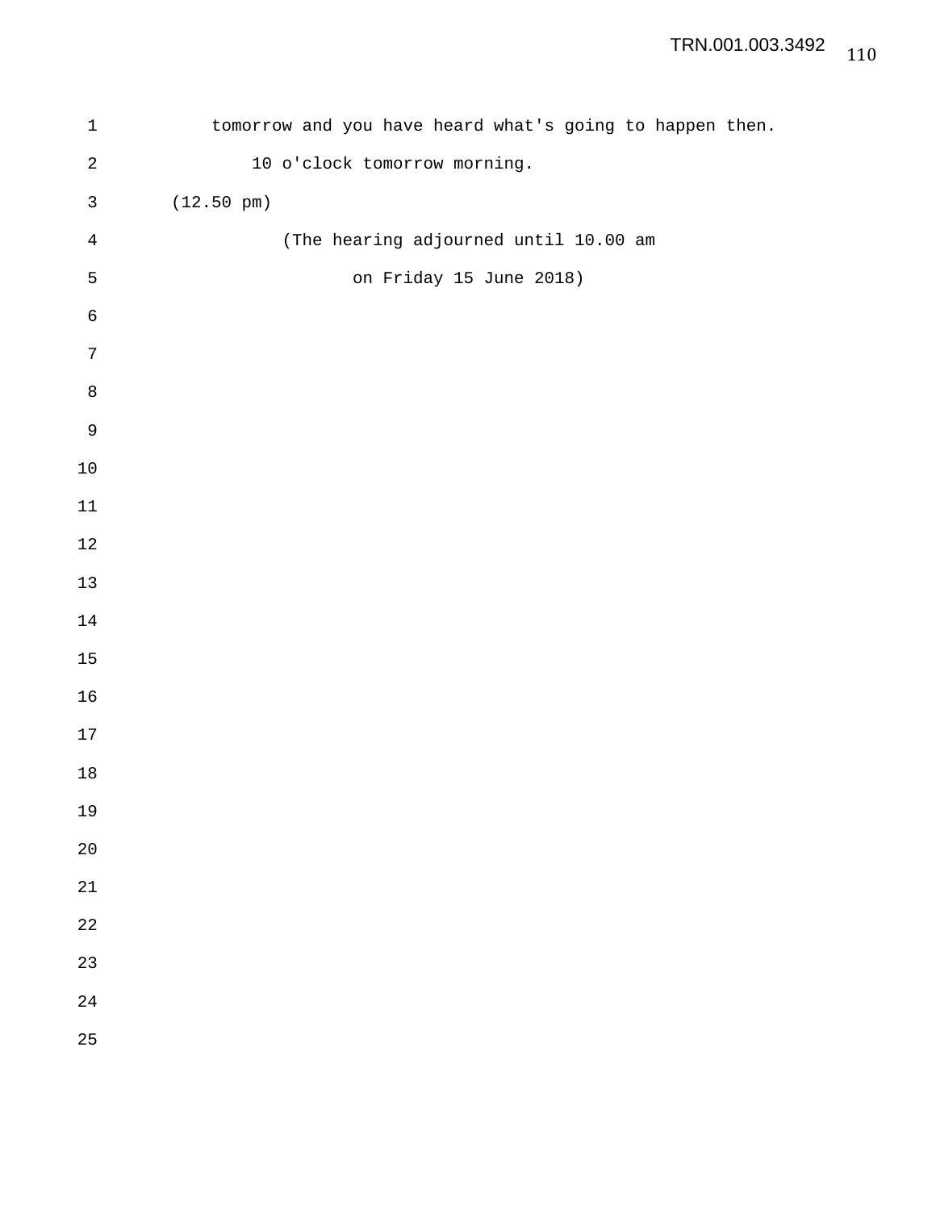tomorrow and you have heard what's going to happen then.

10 o'clock tomorrow morning.

(12.50 pm)

(The hearing adjourned until 10.00 am

on Friday 15 June 2018)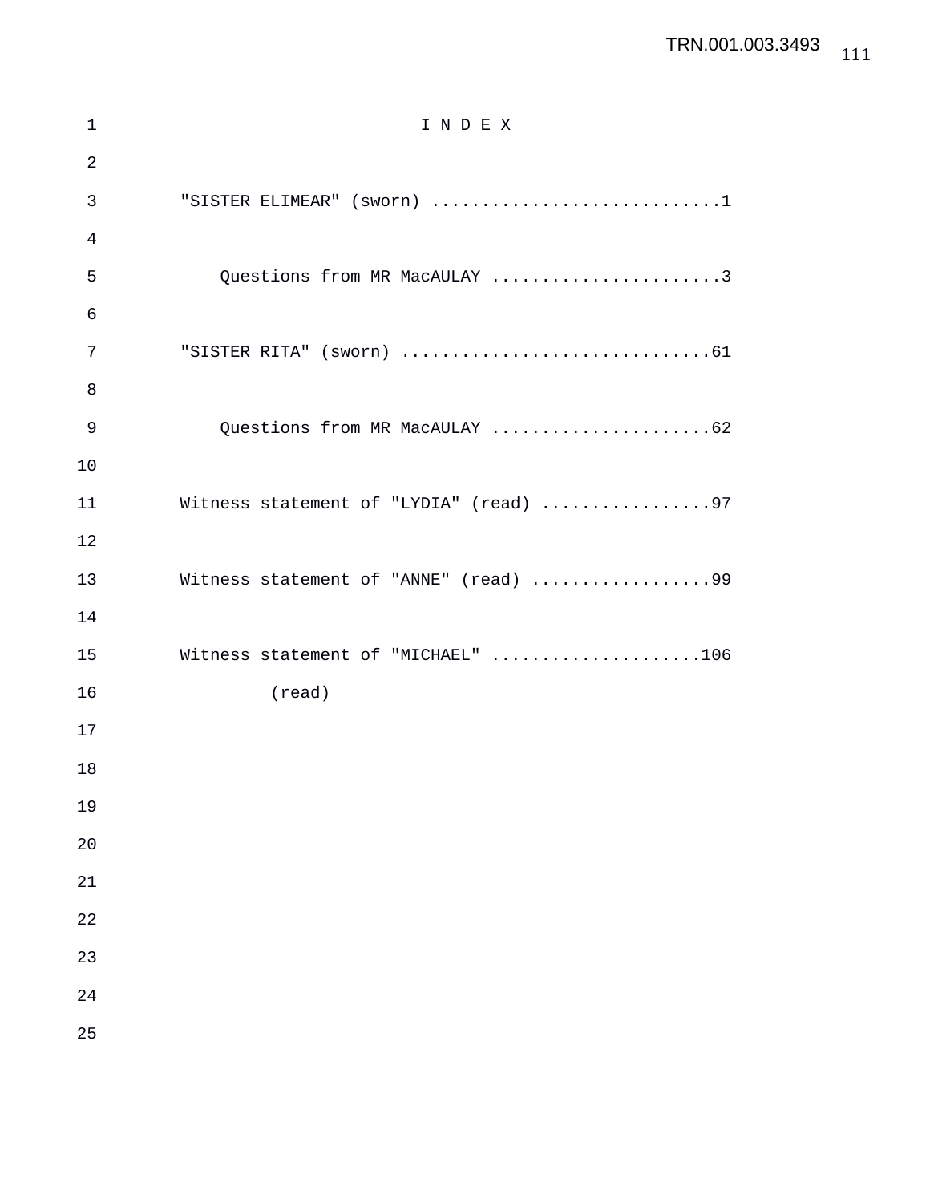# I N D E X

"SISTER ELIMEAR" (sworn) .............................1

Questions from MR MacAULAY .......................3

"SISTER RITA" (sworn) ..............................61

Questions from MR MacAULAY ......................62

Witness statement of "LYDIA" (read) .................97

Witness statement of "ANNE" (read) ..................99

Witness statement of "MICHAEL" .....................106
(read)